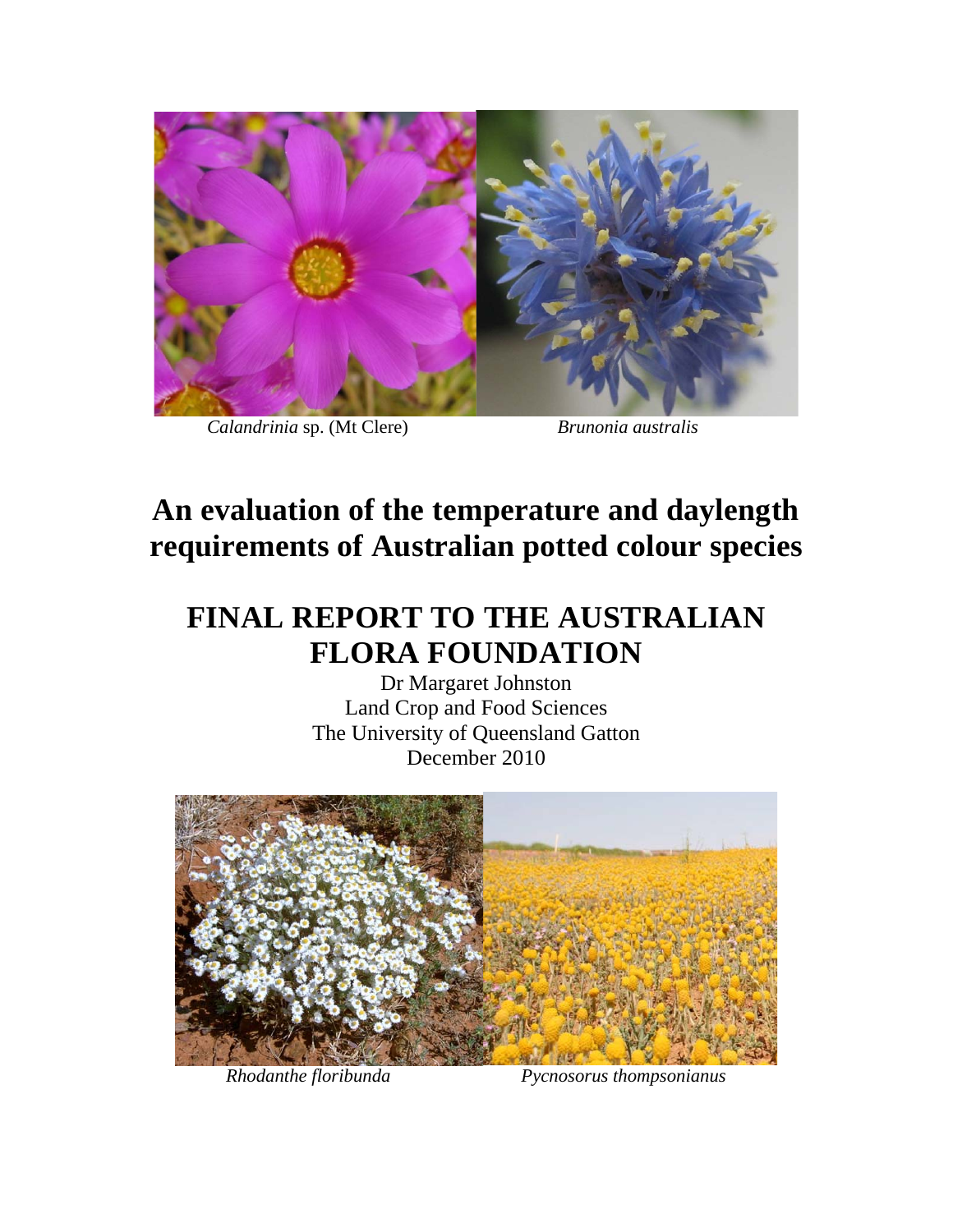*Calandrinia* sp. (Mt Clere) *Brunonia australis*

# An evaluation of the temperature and daylength requirements of Australian potted colour species

## FINAL REPORT TO THE AUSTRALIAN FLORA FOUNDATION

Dr Margaret Johnston
Land Crop and Food Sciences
The University of Queensland Gatton
December 2010

*Rhodanthe floribunda* *Pycnosorus thompsonianus*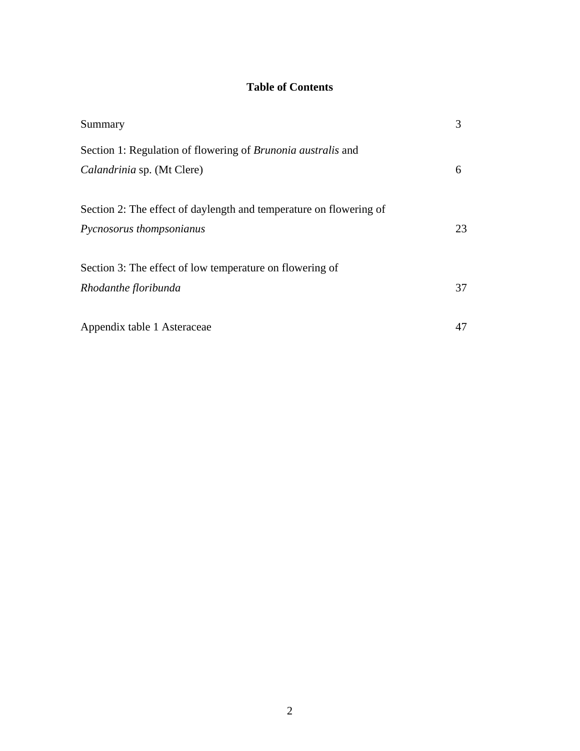# Table of Contents

| | |
|---|---|
| Summary | 3 |
| Section 1: Regulation of flowering of *Brunonia australis* and *Calandrinia* sp. (Mt Clere) | 6 |
| Section 2: The effect of daylength and temperature on flowering of *Pycnosorus thompsonianus* | 23 |
| Section 3: The effect of low temperature on flowering of *Rhodanthe floribunda* | 37 |
| Appendix table 1 Asteraceae | 47 |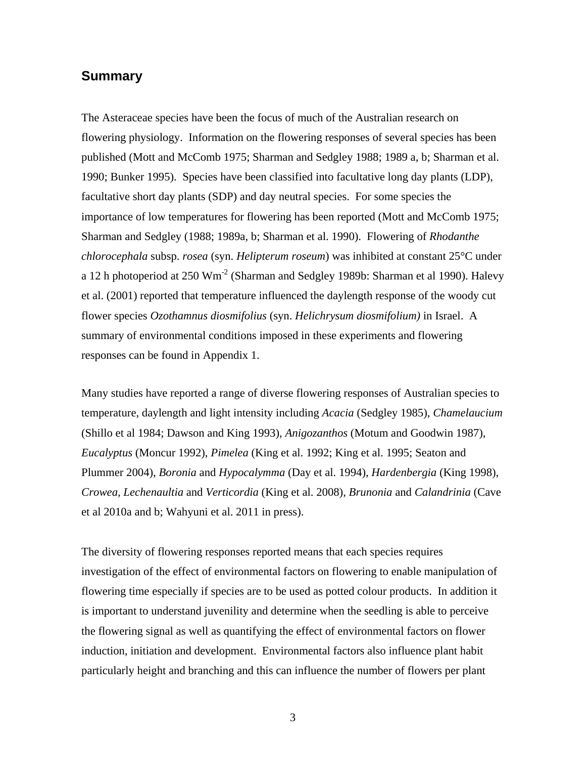## Summary

The Asteraceae species have been the focus of much of the Australian research on flowering physiology. Information on the flowering responses of several species has been published (Mott and McComb 1975; Sharman and Sedgley 1988; 1989 a, b; Sharman et al. 1990; Bunker 1995). Species have been classified into facultative long day plants (LDP), facultative short day plants (SDP) and day neutral species. For some species the importance of low temperatures for flowering has been reported (Mott and McComb 1975; Sharman and Sedgley (1988; 1989a, b; Sharman et al. 1990). Flowering of *Rhodanthe chlorocephala* subsp. *rosea* (syn. *Helipterum roseum*) was inhibited at constant 25°C under a 12 h photoperiod at 250 $Wm^{-2}$ (Sharman and Sedgley 1989b: Sharman et al 1990). Halevy et al. (2001) reported that temperature influenced the daylength response of the woody cut flower species *Ozothamnus diosmifolius* (syn. *Helichrysum diosmifolium)* in Israel. A summary of environmental conditions imposed in these experiments and flowering responses can be found in Appendix 1.

Many studies have reported a range of diverse flowering responses of Australian species to temperature, daylength and light intensity including *Acacia* (Sedgley 1985), *Chamelaucium* (Shillo et al 1984; Dawson and King 1993), *Anigozanthos* (Motum and Goodwin 1987), *Eucalyptus* (Moncur 1992), *Pimelea* (King et al. 1992; King et al. 1995; Seaton and Plummer 2004), *Boronia* and *Hypocalymma* (Day et al. 1994), *Hardenbergia* (King 1998), *Crowea*, *Lechenaultia* and *Verticordia* (King et al. 2008), *Brunonia* and *Calandrinia* (Cave et al 2010a and b; Wahyuni et al. 2011 in press).

The diversity of flowering responses reported means that each species requires investigation of the effect of environmental factors on flowering to enable manipulation of flowering time especially if species are to be used as potted colour products. In addition it is important to understand juvenility and determine when the seedling is able to perceive the flowering signal as well as quantifying the effect of environmental factors on flower induction, initiation and development. Environmental factors also influence plant habit particularly height and branching and this can influence the number of flowers per plant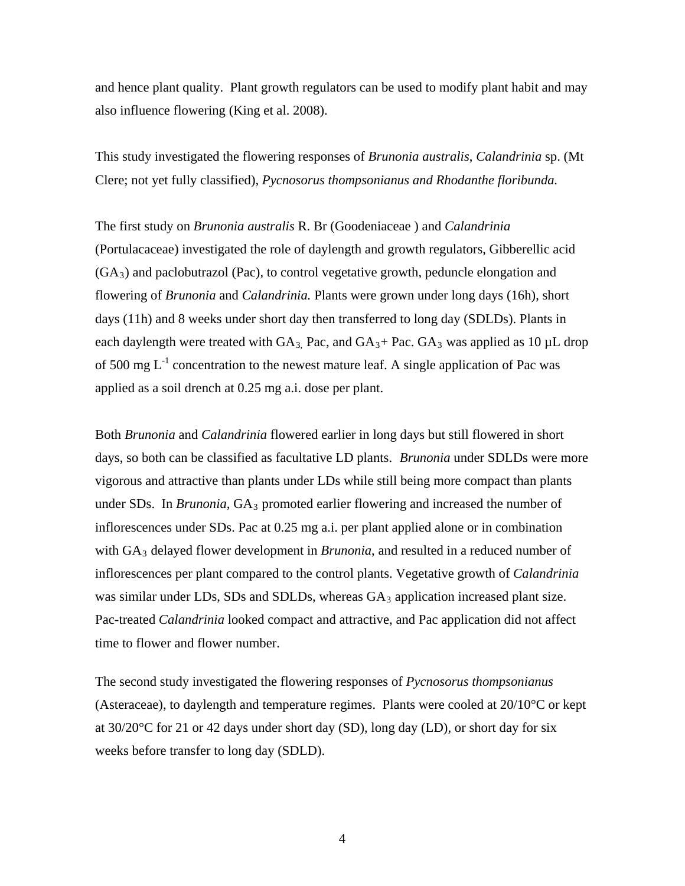and hence plant quality. Plant growth regulators can be used to modify plant habit and may also influence flowering (King et al. 2008).

This study investigated the flowering responses of *Brunonia australis*, *Calandrinia* sp. (Mt Clere; not yet fully classified), *Pycnosorus thompsonianus and Rhodanthe floribunda.*

The first study on *Brunonia australis* R. Br (Goodeniaceae ) and *Calandrinia* (Portulacaceae) investigated the role of daylength and growth regulators, Gibberellic acid ($GA_3$) and paclobutrazol (Pac), to control vegetative growth, peduncle elongation and flowering of *Brunonia* and *Calandrinia.* Plants were grown under long days (16h), short days (11h) and 8 weeks under short day then transferred to long day (SDLDs). Plants in each daylength were treated with $GA_3$, Pac, and $GA_3$+ Pac. $GA_3$ was applied as 10 µL drop of 500 mg $L^{-1}$ concentration to the newest mature leaf. A single application of Pac was applied as a soil drench at 0.25 mg a.i. dose per plant.

Both *Brunonia* and *Calandrinia* flowered earlier in long days but still flowered in short days, so both can be classified as facultative LD plants. *Brunonia* under SDLDs were more vigorous and attractive than plants under LDs while still being more compact than plants under SDs. In *Brunonia,* $GA_3$ promoted earlier flowering and increased the number of inflorescences under SDs. Pac at 0.25 mg a.i. per plant applied alone or in combination with $GA_3$ delayed flower development in *Brunonia*, and resulted in a reduced number of inflorescences per plant compared to the control plants. Vegetative growth of *Calandrinia* was similar under LDs, SDs and SDLDs, whereas $GA_3$ application increased plant size. Pac-treated *Calandrinia* looked compact and attractive, and Pac application did not affect time to flower and flower number.

The second study investigated the flowering responses of *Pycnosorus thompsonianus* (Asteraceae), to daylength and temperature regimes. Plants were cooled at 20/10°C or kept at 30/20°C for 21 or 42 days under short day (SD), long day (LD), or short day for six weeks before transfer to long day (SDLD).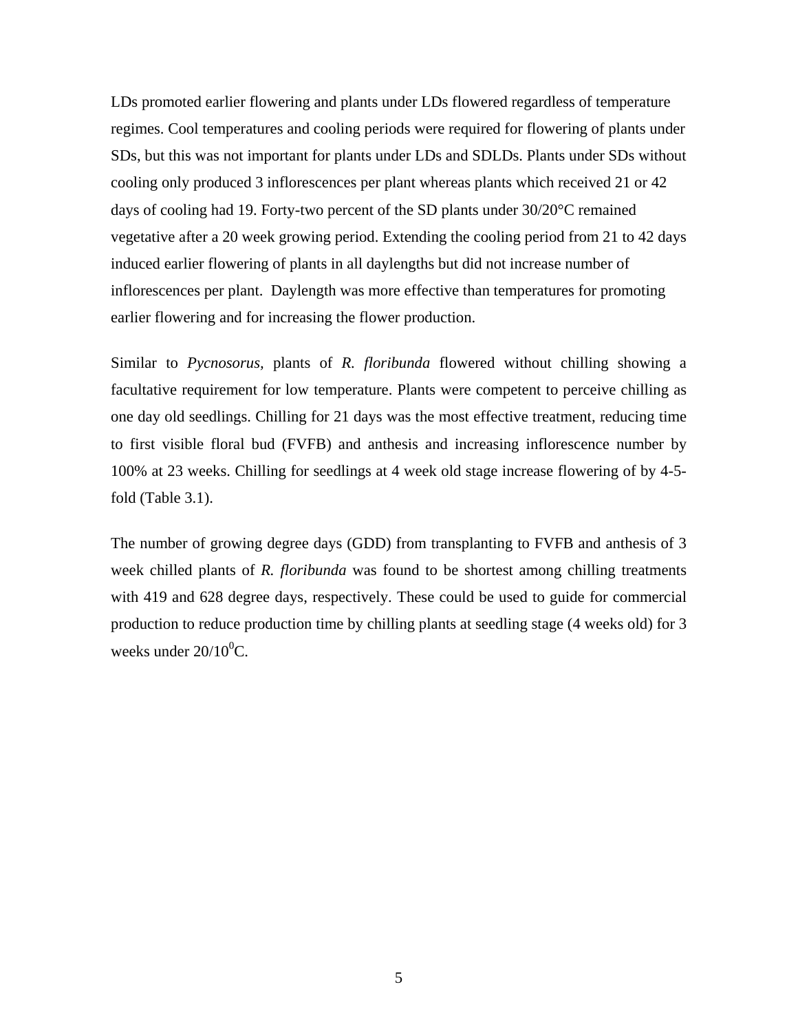LDs promoted earlier flowering and plants under LDs flowered regardless of temperature regimes. Cool temperatures and cooling periods were required for flowering of plants under SDs, but this was not important for plants under LDs and SDLDs. Plants under SDs without cooling only produced 3 inflorescences per plant whereas plants which received 21 or 42 days of cooling had 19. Forty-two percent of the SD plants under 30/20°C remained vegetative after a 20 week growing period. Extending the cooling period from 21 to 42 days induced earlier flowering of plants in all daylengths but did not increase number of inflorescences per plant. Daylength was more effective than temperatures for promoting earlier flowering and for increasing the flower production.

Similar to *Pycnosorus*, plants of *R. floribunda* flowered without chilling showing a facultative requirement for low temperature. Plants were competent to perceive chilling as one day old seedlings. Chilling for 21 days was the most effective treatment, reducing time to first visible floral bud (FVFB) and anthesis and increasing inflorescence number by 100% at 23 weeks. Chilling for seedlings at 4 week old stage increase flowering of by 4-5-fold (Table 3.1).

The number of growing degree days (GDD) from transplanting to FVFB and anthesis of 3 week chilled plants of *R. floribunda* was found to be shortest among chilling treatments with 419 and 628 degree days, respectively. These could be used to guide for commercial production to reduce production time by chilling plants at seedling stage (4 weeks old) for 3 weeks under $20/10^0$C.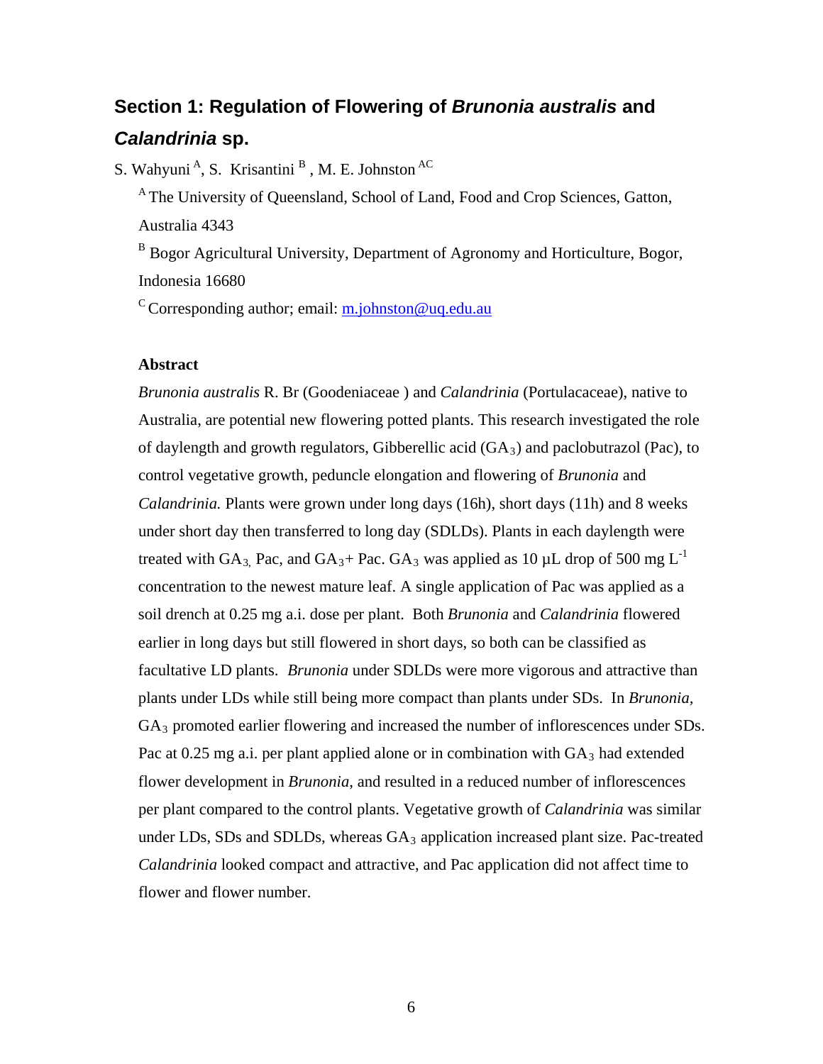# Section 1: Regulation of Flowering of *Brunonia australis* and *Calandrinia* sp.

S. Wahyuni [A], S. Krisantini [B], M. E. Johnston [AC]

[A] The University of Queensland, School of Land, Food and Crop Sciences, Gatton, Australia 4343

[B] Bogor Agricultural University, Department of Agronomy and Horticulture, Bogor, Indonesia 16680

[C] Corresponding author; email: m.johnston@uq.edu.au

**Abstract**

*Brunonia australis* R. Br (Goodeniaceae ) and *Calandrinia* (Portulacaceae), native to Australia, are potential new flowering potted plants. This research investigated the role of daylength and growth regulators, Gibberellic acid ($GA_3$) and paclobutrazol (Pac), to control vegetative growth, peduncle elongation and flowering of *Brunonia* and *Calandrinia.* Plants were grown under long days (16h), short days (11h) and 8 weeks under short day then transferred to long day (SDLDs). Plants in each daylength were treated with $GA_3$, Pac, and $GA_3$+ Pac. $GA_3$ was applied as 10 µL drop of 500 mg $L^{-1}$ concentration to the newest mature leaf. A single application of Pac was applied as a soil drench at 0.25 mg a.i. dose per plant. Both *Brunonia* and *Calandrinia* flowered earlier in long days but still flowered in short days, so both can be classified as facultative LD plants. *Brunonia* under SDLDs were more vigorous and attractive than plants under LDs while still being more compact than plants under SDs. In *Brunonia,* $GA_3$ promoted earlier flowering and increased the number of inflorescences under SDs. Pac at 0.25 mg a.i. per plant applied alone or in combination with $GA_3$ had extended flower development in *Brunonia*, and resulted in a reduced number of inflorescences per plant compared to the control plants. Vegetative growth of *Calandrinia* was similar under LDs, SDs and SDLDs, whereas $GA_3$ application increased plant size. Pac-treated *Calandrinia* looked compact and attractive, and Pac application did not affect time to flower and flower number.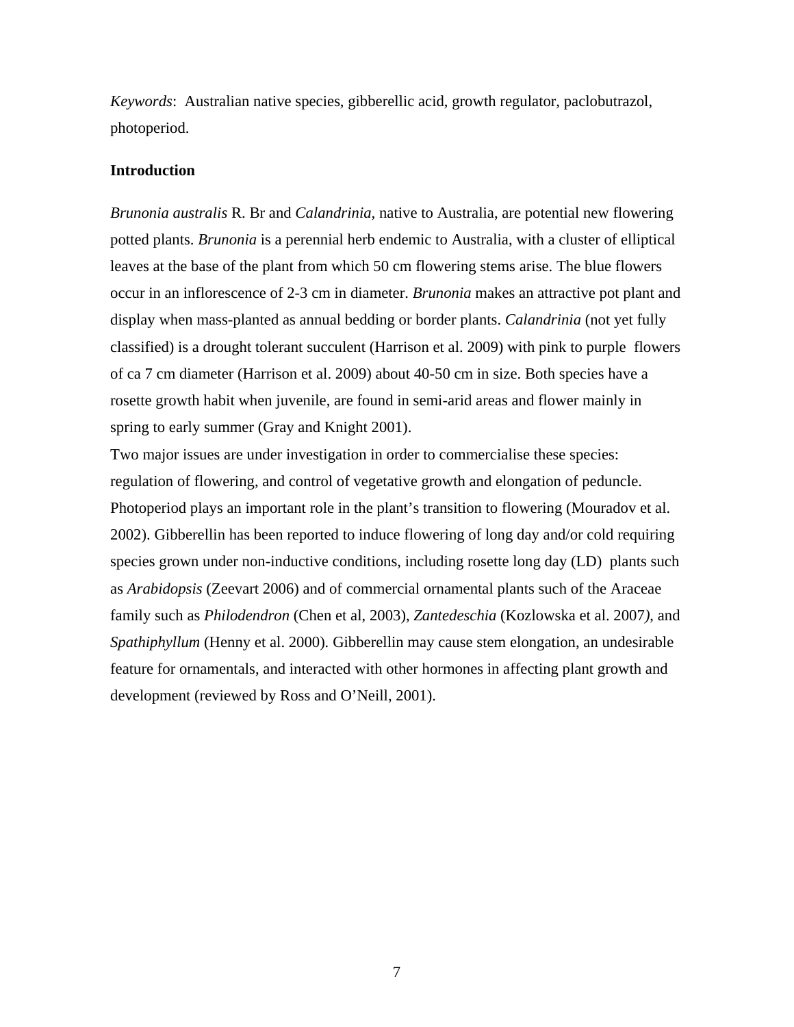*Keywords*: Australian native species, gibberellic acid, growth regulator, paclobutrazol, photoperiod.

**Introduction**

*Brunonia australis* R. Br and *Calandrinia,* native to Australia, are potential new flowering potted plants. *Brunonia* is a perennial herb endemic to Australia, with a cluster of elliptical leaves at the base of the plant from which 50 cm flowering stems arise. The blue flowers occur in an inflorescence of 2-3 cm in diameter. *Brunonia* makes an attractive pot plant and display when mass-planted as annual bedding or border plants. *Calandrinia* (not yet fully classified) is a drought tolerant succulent (Harrison et al. 2009) with pink to purple flowers of ca 7 cm diameter (Harrison et al. 2009) about 40-50 cm in size. Both species have a rosette growth habit when juvenile, are found in semi-arid areas and flower mainly in spring to early summer (Gray and Knight 2001).

Two major issues are under investigation in order to commercialise these species: regulation of flowering, and control of vegetative growth and elongation of peduncle. Photoperiod plays an important role in the plant's transition to flowering (Mouradov et al. 2002). Gibberellin has been reported to induce flowering of long day and/or cold requiring species grown under non-inductive conditions, including rosette long day (LD) plants such as *Arabidopsis* (Zeevart 2006) and of commercial ornamental plants such of the Araceae family such as *Philodendron* (Chen et al, 2003), *Zantedeschia* (Kozlowska et al. 2007*),* and *Spathiphyllum* (Henny et al. 2000). Gibberellin may cause stem elongation, an undesirable feature for ornamentals, and interacted with other hormones in affecting plant growth and development (reviewed by Ross and O'Neill, 2001).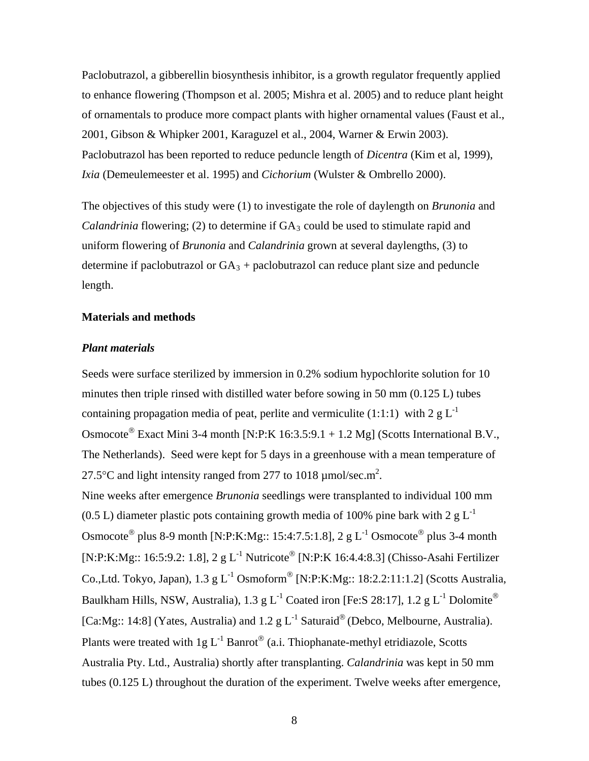Paclobutrazol, a gibberellin biosynthesis inhibitor, is a growth regulator frequently applied to enhance flowering (Thompson et al. 2005; Mishra et al. 2005) and to reduce plant height of ornamentals to produce more compact plants with higher ornamental values (Faust et al., 2001, Gibson & Whipker 2001, Karaguzel et al., 2004, Warner & Erwin 2003). Paclobutrazol has been reported to reduce peduncle length of *Dicentra* (Kim et al, 1999), *Ixia* (Demeulemeester et al. 1995) and *Cichorium* (Wulster & Ombrello 2000).

The objectives of this study were (1) to investigate the role of daylength on *Brunonia* and *Calandrinia* flowering; (2) to determine if $GA_3$ could be used to stimulate rapid and uniform flowering of *Brunonia* and *Calandrinia* grown at several daylengths, (3) to determine if paclobutrazol or $GA_3$ + paclobutrazol can reduce plant size and peduncle length.

## Materials and methods

### *Plant materials*

Seeds were surface sterilized by immersion in 0.2% sodium hypochlorite solution for 10 minutes then triple rinsed with distilled water before sowing in 50 mm (0.125 L) tubes containing propagation media of peat, perlite and vermiculite (1:1:1) with 2 g $L^{-1}$ Osmocote® Exact Mini 3-4 month [N:P:K 16:3.5:9.1 + 1.2 Mg] (Scotts International B.V., The Netherlands). Seed were kept for 5 days in a greenhouse with a mean temperature of 27.5°C and light intensity ranged from 277 to 1018 µmol/sec.$m^2$.
Nine weeks after emergence *Brunonia* seedlings were transplanted to individual 100 mm (0.5 L) diameter plastic pots containing growth media of 100% pine bark with 2 g $L^{-1}$ Osmocote® plus 8-9 month [N:P:K:Mg:: 15:4:7.5:1.8], 2 g $L^{-1}$ Osmocote® plus 3-4 month [N:P:K:Mg:: 16:5:9.2: 1.8], 2 g $L^{-1}$ Nutricote® [N:P:K 16:4.4:8.3] (Chisso-Asahi Fertilizer Co.,Ltd. Tokyo, Japan), 1.3 g $L^{-1}$ Osmoform® [N:P:K:Mg:: 18:2.2:11:1.2] (Scotts Australia, Baulkham Hills, NSW, Australia), 1.3 g $L^{-1}$ Coated iron [Fe:S 28:17], 1.2 g $L^{-1}$ Dolomite® [Ca:Mg:: 14:8] (Yates, Australia) and 1.2 g $L^{-1}$ Saturaid® (Debco, Melbourne, Australia). Plants were treated with 1g $L^{-1}$ Banrot® (a.i. Thiophanate-methyl etridiazole, Scotts Australia Pty. Ltd., Australia) shortly after transplanting. *Calandrinia* was kept in 50 mm tubes (0.125 L) throughout the duration of the experiment. Twelve weeks after emergence,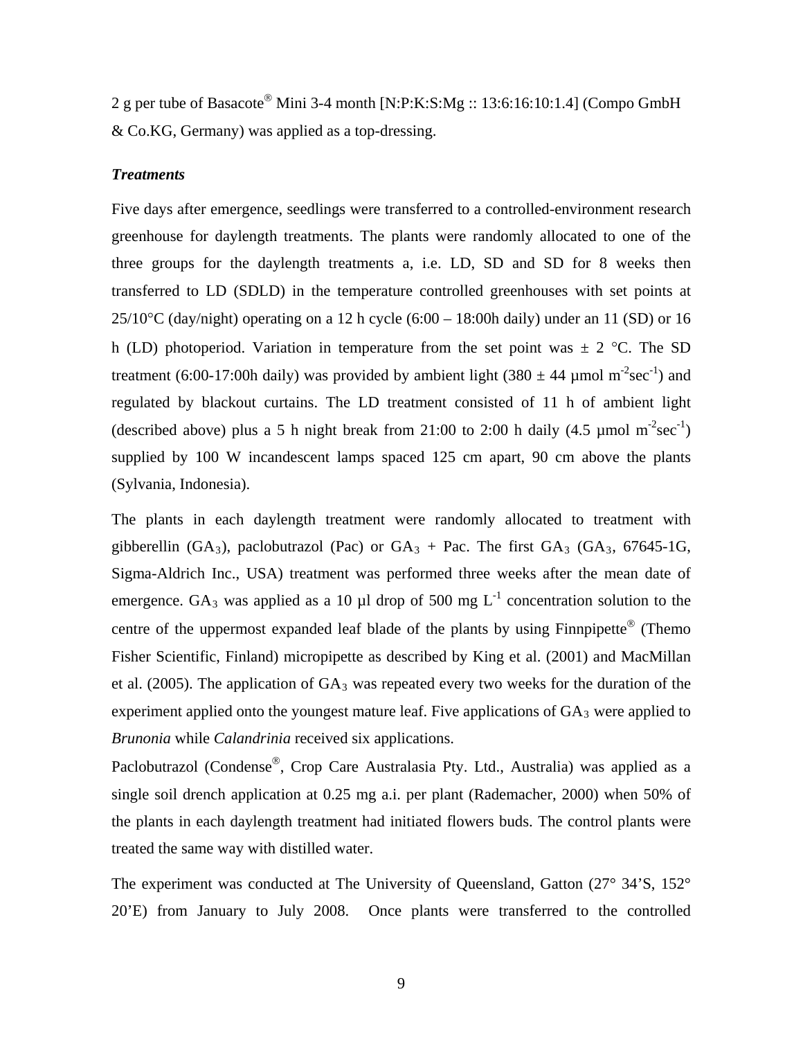2 g per tube of Basacote® Mini 3-4 month [N:P:K:S:Mg :: 13:6:16:10:1.4] (Compo GmbH & Co.KG, Germany) was applied as a top-dressing.

### *Treatments*

Five days after emergence, seedlings were transferred to a controlled-environment research greenhouse for daylength treatments. The plants were randomly allocated to one of the three groups for the daylength treatments a, i.e. LD, SD and SD for 8 weeks then transferred to LD (SDLD) in the temperature controlled greenhouses with set points at 25/10°C (day/night) operating on a 12 h cycle (6:00 – 18:00h daily) under an 11 (SD) or 16 h (LD) photoperiod. Variation in temperature from the set point was ± 2 °C. The SD treatment (6:00-17:00h daily) was provided by ambient light (380 ± 44 µmol $m^{-2}sec^{-1}$) and regulated by blackout curtains. The LD treatment consisted of 11 h of ambient light (described above) plus a 5 h night break from 21:00 to 2:00 h daily (4.5 µmol $m^{-2}sec^{-1}$) supplied by 100 W incandescent lamps spaced 125 cm apart, 90 cm above the plants (Sylvania, Indonesia).

The plants in each daylength treatment were randomly allocated to treatment with gibberellin ($GA_3$), paclobutrazol (Pac) or $GA_3$ + Pac. The first $GA_3$ ($GA_3$, 67645-1G, Sigma-Aldrich Inc., USA) treatment was performed three weeks after the mean date of emergence. $GA_3$ was applied as a 10 µl drop of 500 mg $L^{-1}$ concentration solution to the centre of the uppermost expanded leaf blade of the plants by using Finnpipette® (Themo Fisher Scientific, Finland) micropipette as described by King et al. (2001) and MacMillan et al. (2005). The application of $GA_3$ was repeated every two weeks for the duration of the experiment applied onto the youngest mature leaf. Five applications of $GA_3$ were applied to *Brunonia* while *Calandrinia* received six applications.

Paclobutrazol (Condense®, Crop Care Australasia Pty. Ltd., Australia) was applied as a single soil drench application at 0.25 mg a.i. per plant (Rademacher, 2000) when 50% of the plants in each daylength treatment had initiated flowers buds. The control plants were treated the same way with distilled water.

The experiment was conducted at The University of Queensland, Gatton (27° 34'S, 152° 20'E) from January to July 2008. Once plants were transferred to the controlled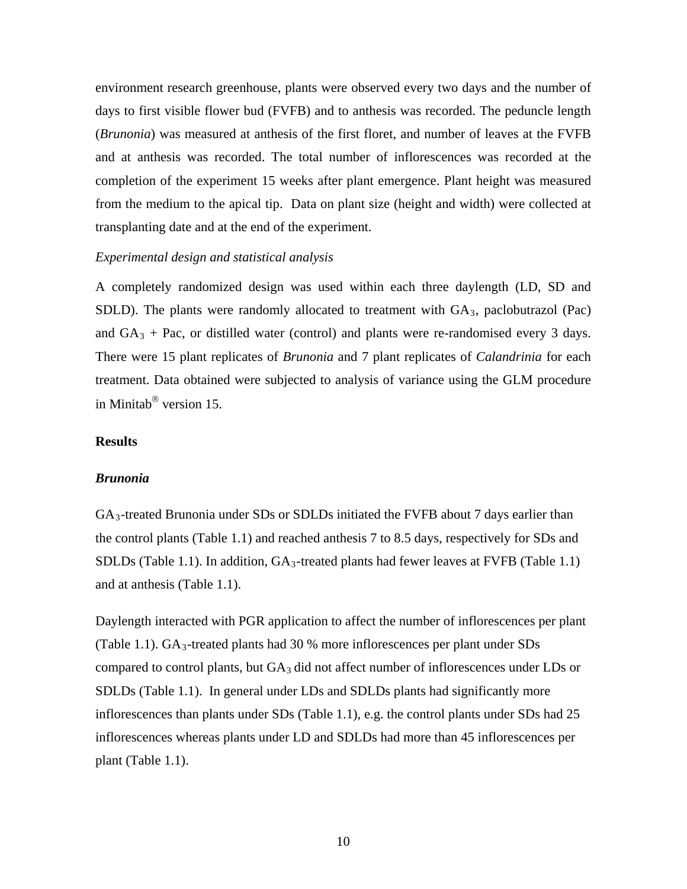environment research greenhouse, plants were observed every two days and the number of days to first visible flower bud (FVFB) and to anthesis was recorded. The peduncle length (*Brunonia*) was measured at anthesis of the first floret, and number of leaves at the FVFB and at anthesis was recorded. The total number of inflorescences was recorded at the completion of the experiment 15 weeks after plant emergence. Plant height was measured from the medium to the apical tip. Data on plant size (height and width) were collected at transplanting date and at the end of the experiment.

*Experimental design and statistical analysis*

A completely randomized design was used within each three daylength (LD, SD and SDLD). The plants were randomly allocated to treatment with $GA_3$, paclobutrazol (Pac) and $GA_3$ + Pac, or distilled water (control) and plants were re-randomised every 3 days. There were 15 plant replicates of *Brunonia* and 7 plant replicates of *Calandrinia* for each treatment. Data obtained were subjected to analysis of variance using the GLM procedure in Minitab® version 15.

**Results**

***Brunonia***

$GA_3$-treated Brunonia under SDs or SDLDs initiated the FVFB about 7 days earlier than the control plants (Table 1.1) and reached anthesis 7 to 8.5 days, respectively for SDs and SDLDs (Table 1.1). In addition, $GA_3$-treated plants had fewer leaves at FVFB (Table 1.1) and at anthesis (Table 1.1).

Daylength interacted with PGR application to affect the number of inflorescences per plant (Table 1.1). $GA_3$-treated plants had 30 % more inflorescences per plant under SDs compared to control plants, but $GA_3$ did not affect number of inflorescences under LDs or SDLDs (Table 1.1). In general under LDs and SDLDs plants had significantly more inflorescences than plants under SDs (Table 1.1), e.g. the control plants under SDs had 25 inflorescences whereas plants under LD and SDLDs had more than 45 inflorescences per plant (Table 1.1).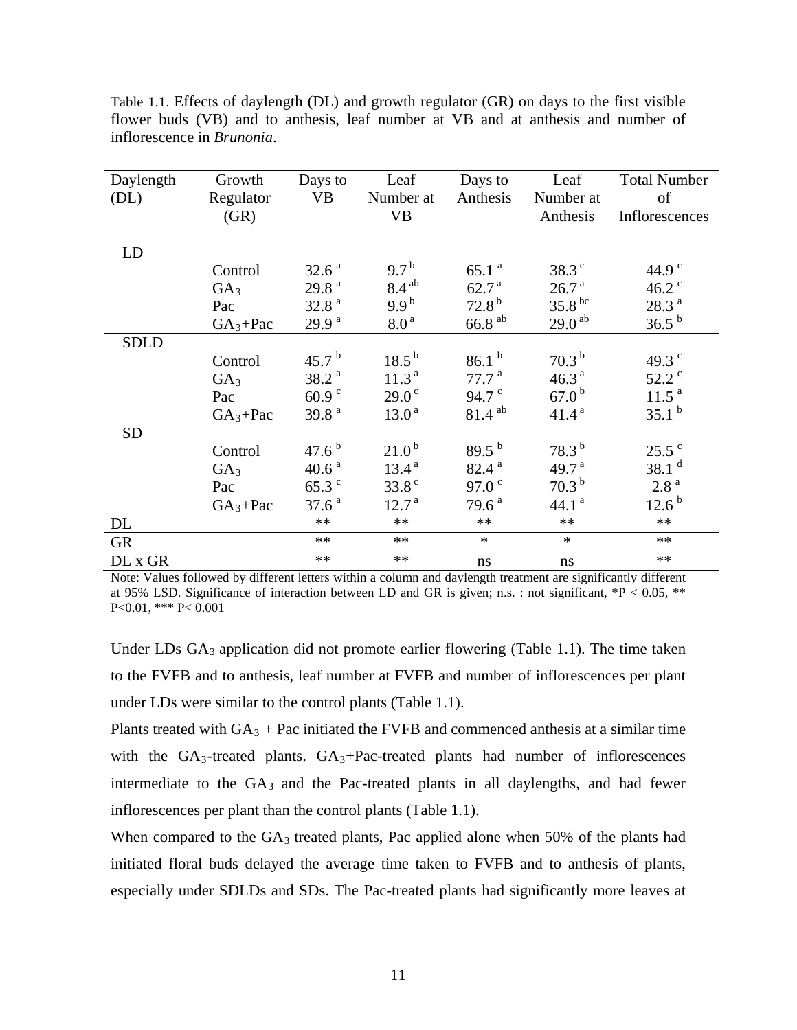Table 1.1. Effects of daylength (DL) and growth regulator (GR) on days to the first visible flower buds (VB) and to anthesis, leaf number at VB and at anthesis and number of inflorescence in *Brunonia*.

| Daylength (DL) | Growth Regulator (GR) | Days to VB | Leaf Number at VB | Days to Anthesis | Leaf Number at Anthesis | Total Number of Inflorescences |
|---|---|---|---|---|---|---|
| LD | | | | | | |
| | Control | 32.6 [a] | 9.7 [b] | 65.1 [a] | 38.3 [c] | 44.9 [c] |
| | $GA_3$ | 29.8 [a] | 8.4 [ab] | 62.7 [a] | 26.7 [a] | 46.2 [c] |
| | Pac | 32.8 [a] | 9.9 [b] | 72.8 [b] | 35.8 [bc] | 28.3 [a] |
| | $GA_3$+Pac | 29.9 [a] | 8.0 [a] | 66.8 [ab] | 29.0 [ab] | 36.5 [b] |
| SDLD | | | | | | |
| | Control | 45.7 [b] | 18.5 [b] | 86.1 [b] | 70.3 [b] | 49.3 [c] |
| | $GA_3$ | 38.2 [a] | 11.3 [a] | 77.7 [a] | 46.3 [a] | 52.2 [c] |
| | Pac | 60.9 [c] | 29.0 [c] | 94.7 [c] | 67.0 [b] | 11.5 [a] |
| | $GA_3$+Pac | 39.8 [a] | 13.0 [a] | 81.4 [ab] | 41.4 [a] | 35.1 [b] |
| SD | | | | | | |
| | Control | 47.6 [b] | 21.0 [b] | 89.5 [b] | 78.3 [b] | 25.5 [c] |
| | $GA_3$ | 40.6 [a] | 13.4 [a] | 82.4 [a] | 49.7 [a] | 38.1 [d] |
| | Pac | 65.3 [c] | 33.8 [c] | 97.0 [c] | 70.3 [b] | 2.8 [a] |
| | $GA_3$+Pac | 37.6 [a] | 12.7 [a] | 79.6 [a] | 44.1 [a] | 12.6 [b] |
| DL | | ** | ** | ** | ** | ** |
| GR | | ** | ** | * | * | ** |
| DL x GR | | ** | ** | ns | ns | ** |

Note: Values followed by different letters within a column and daylength treatment are significantly different at 95% LSD. Significance of interaction between LD and GR is given; n.s. : not significant, *$P < 0.05$, ** $P<0.01$, *** $P< 0.001$

Under LDs $GA_3$ application did not promote earlier flowering (Table 1.1). The time taken to the FVFB and to anthesis, leaf number at FVFB and number of inflorescences per plant under LDs were similar to the control plants (Table 1.1).

Plants treated with $GA_3$ + Pac initiated the FVFB and commenced anthesis at a similar time with the $GA_3$-treated plants. $GA_3$+Pac-treated plants had number of inflorescences intermediate to the $GA_3$ and the Pac-treated plants in all daylengths, and had fewer inflorescences per plant than the control plants (Table 1.1).

When compared to the $GA_3$ treated plants, Pac applied alone when 50% of the plants had initiated floral buds delayed the average time taken to FVFB and to anthesis of plants, especially under SDLDs and SDs. The Pac-treated plants had significantly more leaves at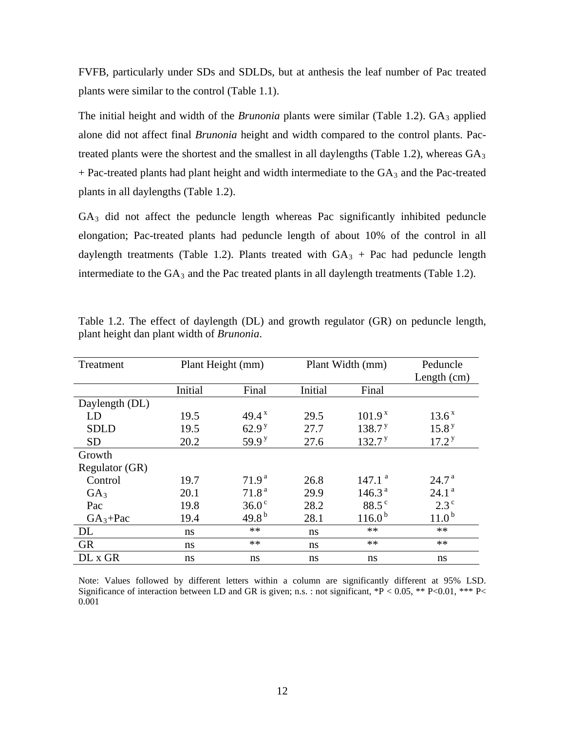FVFB, particularly under SDs and SDLDs, but at anthesis the leaf number of Pac treated plants were similar to the control (Table 1.1).

The initial height and width of the *Brunonia* plants were similar (Table 1.2). $GA_3$ applied alone did not affect final *Brunonia* height and width compared to the control plants. Pac-treated plants were the shortest and the smallest in all daylengths (Table 1.2), whereas $GA_3$ + Pac-treated plants had plant height and width intermediate to the $GA_3$ and the Pac-treated plants in all daylengths (Table 1.2).

$GA_3$ did not affect the peduncle length whereas Pac significantly inhibited peduncle elongation; Pac-treated plants had peduncle length of about 10% of the control in all daylength treatments (Table 1.2). Plants treated with $GA_3$ + Pac had peduncle length intermediate to the $GA_3$ and the Pac treated plants in all daylength treatments (Table 1.2).

Table 1.2. The effect of daylength (DL) and growth regulator (GR) on peduncle length, plant height dan plant width of *Brunonia*.

| Treatment | Plant Height (mm) | | Plant Width (mm) | | Peduncle Length (cm) |
|---|---|---|---|---|---|
| | Initial | Final | Initial | Final | |
| Daylength (DL) | | | | | |
| LD | 19.5 | 49.4 $^{x}$ | 29.5 | 101.9 $^{x}$ | 13.6 $^{x}$ |
| SDLD | 19.5 | 62.9 $^{y}$ | 27.7 | 138.7 $^{y}$ | 15.8 $^{y}$ |
| SD | 20.2 | 59.9 $^{y}$ | 27.6 | 132.7 $^{y}$ | 17.2 $^{y}$ |
| Growth Regulator (GR) | | | | | |
| Control | 19.7 | 71.9 $^{a}$ | 26.8 | 147.1 $^{a}$ | 24.7 $^{a}$ |
| $GA_3$ | 20.1 | 71.8 $^{a}$ | 29.9 | 146.3 $^{a}$ | 24.1 $^{a}$ |
| Pac | 19.8 | 36.0 $^{c}$ | 28.2 | 88.5 $^{c}$ | 2.3 $^{c}$ |
| $GA_3$+Pac | 19.4 | 49.8 $^{b}$ | 28.1 | 116.0 $^{b}$ | 11.0 $^{b}$ |
| DL | ns | ** | ns | ** | ** |
| GR | ns | ** | ns | ** | ** |
| DL x GR | ns | ns | ns | ns | ns |

Note: Values followed by different letters within a column are significantly different at 95% LSD. Significance of interaction between LD and GR is given; n.s. : not significant, $*P < 0.05$, $** P<0.01$, $*** P< 0.001$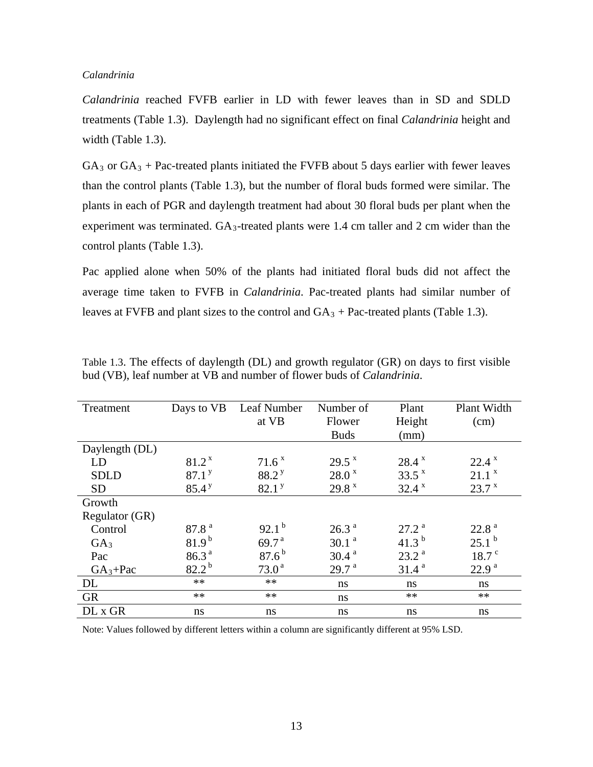*Calandrinia*

*Calandrinia* reached FVFB earlier in LD with fewer leaves than in SD and SDLD treatments (Table 1.3). Daylength had no significant effect on final *Calandrinia* height and width (Table 1.3).

$GA_3$ or $GA_3$ + Pac-treated plants initiated the FVFB about 5 days earlier with fewer leaves than the control plants (Table 1.3), but the number of floral buds formed were similar. The plants in each of PGR and daylength treatment had about 30 floral buds per plant when the experiment was terminated. $GA_3$-treated plants were 1.4 cm taller and 2 cm wider than the control plants (Table 1.3).

Pac applied alone when 50% of the plants had initiated floral buds did not affect the average time taken to FVFB in *Calandrinia*. Pac-treated plants had similar number of leaves at FVFB and plant sizes to the control and $GA_3$ + Pac-treated plants (Table 1.3).

Table 1.3. The effects of daylength (DL) and growth regulator (GR) on days to first visible bud (VB), leaf number at VB and number of flower buds of *Calandrinia*.

| Treatment | Days to VB | Leaf Number at VB | Number of Flower Buds | Plant Height (mm) | Plant Width (cm) |
|---|---|---|---|---|---|
| Daylength (DL) | | | | | |
| LD | 81.2 $^{x}$ | 71.6 $^{x}$ | 29.5 $^{x}$ | 28.4 $^{x}$ | 22.4 $^{x}$ |
| SDLD | 87.1 $^{y}$ | 88.2 $^{y}$ | 28.0 $^{x}$ | 33.5 $^{x}$ | 21.1 $^{x}$ |
| SD | 85.4 $^{y}$ | 82.1 $^{y}$ | 29.8 $^{x}$ | 32.4 $^{x}$ | 23.7 $^{x}$ |
| Growth Regulator (GR) | | | | | |
| Control | 87.8 $^{a}$ | 92.1 $^{b}$ | 26.3 $^{a}$ | 27.2 $^{a}$ | 22.8 $^{a}$ |
| $GA_3$ | 81.9 $^{b}$ | 69.7 $^{a}$ | 30.1 $^{a}$ | 41.3 $^{b}$ | 25.1 $^{b}$ |
| Pac | 86.3 $^{a}$ | 87.6 $^{b}$ | 30.4 $^{a}$ | 23.2 $^{a}$ | 18.7 $^{c}$ |
| $GA_3$+Pac | 82.2 $^{b}$ | 73.0 $^{a}$ | 29.7 $^{a}$ | 31.4 $^{a}$ | 22.9 $^{a}$ |
| DL | ** | ** | ns | ns | ns |
| GR | ** | ** | ns | ** | ** |
| DL x GR | ns | ns | ns | ns | ns |

Note: Values followed by different letters within a column are significantly different at 95% LSD.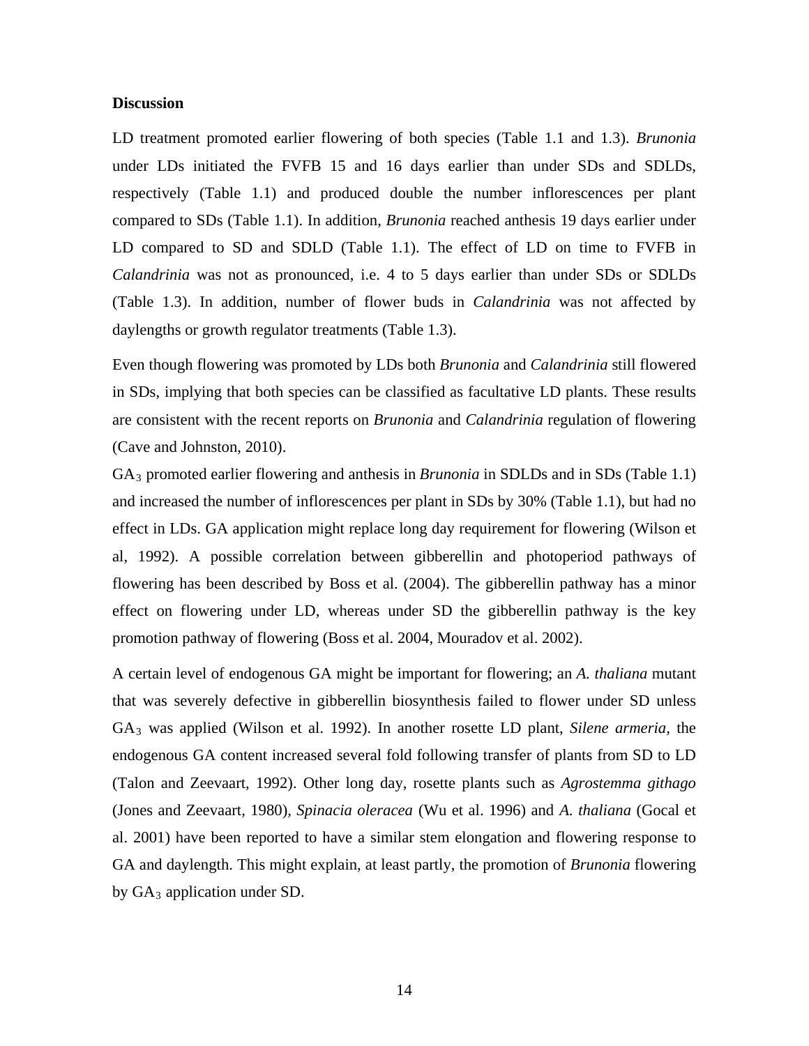**Discussion**

LD treatment promoted earlier flowering of both species (Table 1.1 and 1.3). *Brunonia* under LDs initiated the FVFB 15 and 16 days earlier than under SDs and SDLDs, respectively (Table 1.1) and produced double the number inflorescences per plant compared to SDs (Table 1.1). In addition, *Brunonia* reached anthesis 19 days earlier under LD compared to SD and SDLD (Table 1.1). The effect of LD on time to FVFB in *Calandrinia* was not as pronounced, i.e. 4 to 5 days earlier than under SDs or SDLDs (Table 1.3). In addition, number of flower buds in *Calandrinia* was not affected by daylengths or growth regulator treatments (Table 1.3).

Even though flowering was promoted by LDs both *Brunonia* and *Calandrinia* still flowered in SDs, implying that both species can be classified as facultative LD plants. These results are consistent with the recent reports on *Brunonia* and *Calandrinia* regulation of flowering (Cave and Johnston, 2010).

$GA_3$ promoted earlier flowering and anthesis in *Brunonia* in SDLDs and in SDs (Table 1.1) and increased the number of inflorescences per plant in SDs by 30% (Table 1.1), but had no effect in LDs. GA application might replace long day requirement for flowering (Wilson et al, 1992). A possible correlation between gibberellin and photoperiod pathways of flowering has been described by Boss et al. (2004). The gibberellin pathway has a minor effect on flowering under LD, whereas under SD the gibberellin pathway is the key promotion pathway of flowering (Boss et al. 2004, Mouradov et al. 2002).

A certain level of endogenous GA might be important for flowering; an *A. thaliana* mutant that was severely defective in gibberellin biosynthesis failed to flower under SD unless $GA_3$ was applied (Wilson et al. 1992). In another rosette LD plant, *Silene armeria*, the endogenous GA content increased several fold following transfer of plants from SD to LD (Talon and Zeevaart, 1992). Other long day, rosette plants such as *Agrostemma githago* (Jones and Zeevaart, 1980), *Spinacia oleracea* (Wu et al. 1996) and *A. thaliana* (Gocal et al. 2001) have been reported to have a similar stem elongation and flowering response to GA and daylength. This might explain, at least partly, the promotion of *Brunonia* flowering by $GA_3$ application under SD.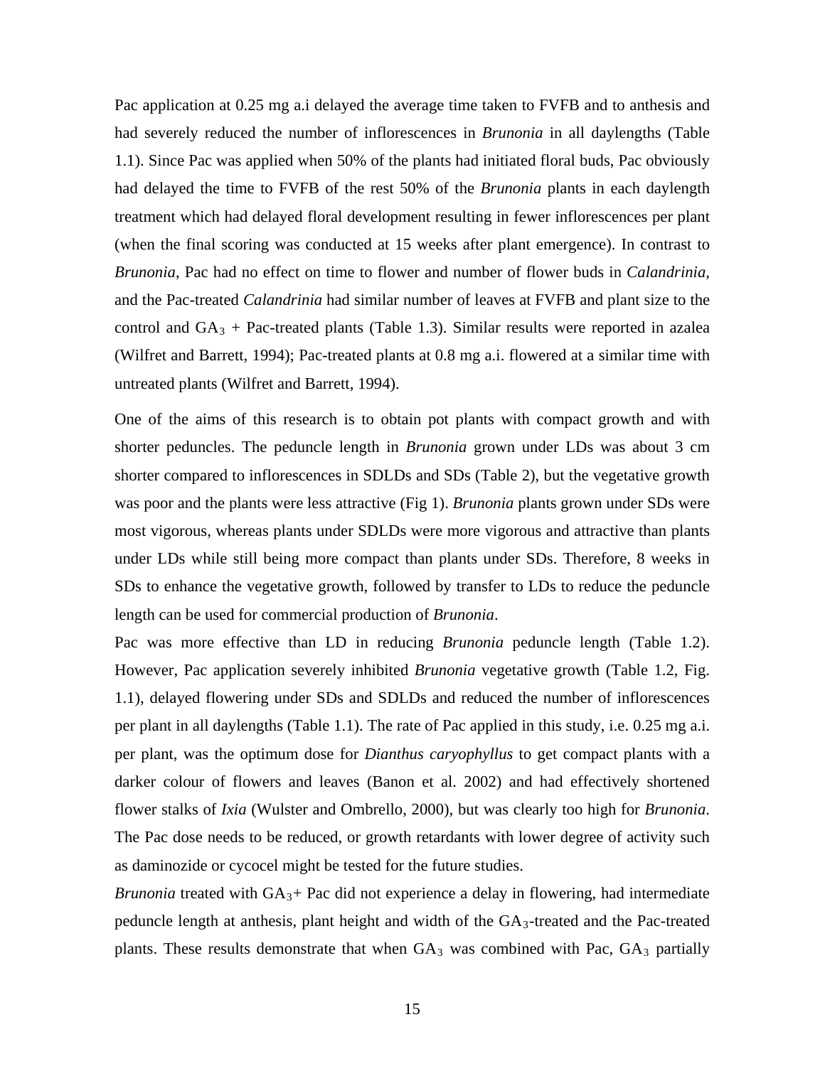Pac application at 0.25 mg a.i delayed the average time taken to FVFB and to anthesis and had severely reduced the number of inflorescences in *Brunonia* in all daylengths (Table 1.1). Since Pac was applied when 50% of the plants had initiated floral buds, Pac obviously had delayed the time to FVFB of the rest 50% of the *Brunonia* plants in each daylength treatment which had delayed floral development resulting in fewer inflorescences per plant (when the final scoring was conducted at 15 weeks after plant emergence). In contrast to *Brunonia*, Pac had no effect on time to flower and number of flower buds in *Calandrinia*, and the Pac-treated *Calandrinia* had similar number of leaves at FVFB and plant size to the control and $GA_3$ + Pac-treated plants (Table 1.3). Similar results were reported in azalea (Wilfret and Barrett, 1994); Pac-treated plants at 0.8 mg a.i. flowered at a similar time with untreated plants (Wilfret and Barrett, 1994).

One of the aims of this research is to obtain pot plants with compact growth and with shorter peduncles. The peduncle length in *Brunonia* grown under LDs was about 3 cm shorter compared to inflorescences in SDLDs and SDs (Table 2), but the vegetative growth was poor and the plants were less attractive (Fig 1). *Brunonia* plants grown under SDs were most vigorous, whereas plants under SDLDs were more vigorous and attractive than plants under LDs while still being more compact than plants under SDs. Therefore, 8 weeks in SDs to enhance the vegetative growth, followed by transfer to LDs to reduce the peduncle length can be used for commercial production of *Brunonia*.

Pac was more effective than LD in reducing *Brunonia* peduncle length (Table 1.2). However, Pac application severely inhibited *Brunonia* vegetative growth (Table 1.2, Fig. 1.1), delayed flowering under SDs and SDLDs and reduced the number of inflorescences per plant in all daylengths (Table 1.1). The rate of Pac applied in this study, i.e. 0.25 mg a.i. per plant, was the optimum dose for *Dianthus caryophyllus* to get compact plants with a darker colour of flowers and leaves (Banon et al. 2002) and had effectively shortened flower stalks of *Ixia* (Wulster and Ombrello, 2000), but was clearly too high for *Brunonia*. The Pac dose needs to be reduced, or growth retardants with lower degree of activity such as daminozide or cycocel might be tested for the future studies.

*Brunonia* treated with $GA_3$+ Pac did not experience a delay in flowering, had intermediate peduncle length at anthesis, plant height and width of the $GA_3$-treated and the Pac-treated plants. These results demonstrate that when $GA_3$ was combined with Pac, $GA_3$ partially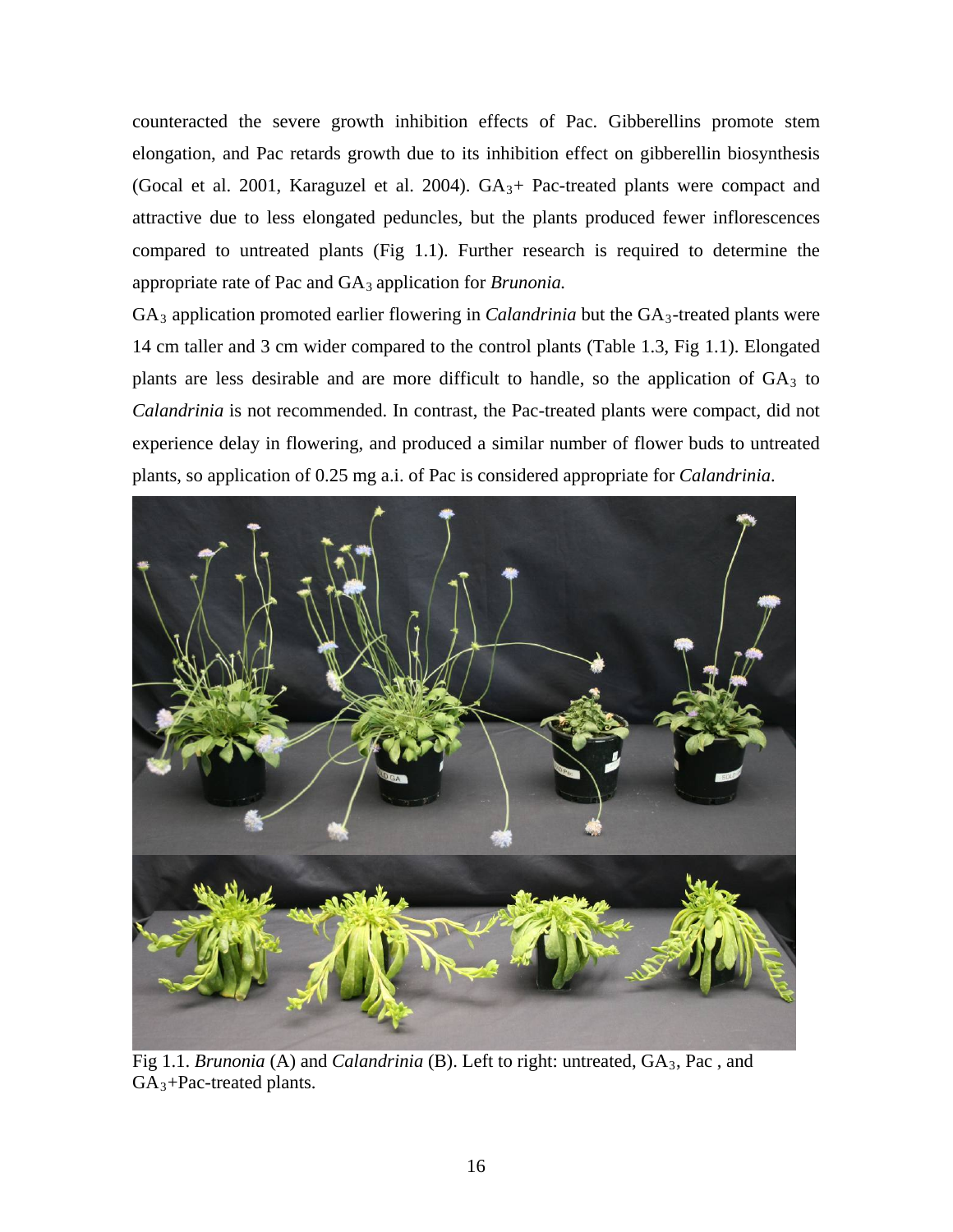counteracted the severe growth inhibition effects of Pac. Gibberellins promote stem elongation, and Pac retards growth due to its inhibition effect on gibberellin biosynthesis (Gocal et al. 2001, Karaguzel et al. 2004). $GA_3$+ Pac-treated plants were compact and attractive due to less elongated peduncles, but the plants produced fewer inflorescences compared to untreated plants (Fig 1.1). Further research is required to determine the appropriate rate of Pac and $GA_3$ application for *Brunonia.*

$GA_3$ application promoted earlier flowering in *Calandrinia* but the $GA_3$-treated plants were 14 cm taller and 3 cm wider compared to the control plants (Table 1.3, Fig 1.1). Elongated plants are less desirable and are more difficult to handle, so the application of $GA_3$ to *Calandrinia* is not recommended. In contrast, the Pac-treated plants were compact, did not experience delay in flowering, and produced a similar number of flower buds to untreated plants, so application of 0.25 mg a.i. of Pac is considered appropriate for *Calandrinia*.

Fig 1.1. *Brunonia* (A) and *Calandrinia* (B). Left to right: untreated, $GA_3$, Pac , and $GA_3$+Pac-treated plants.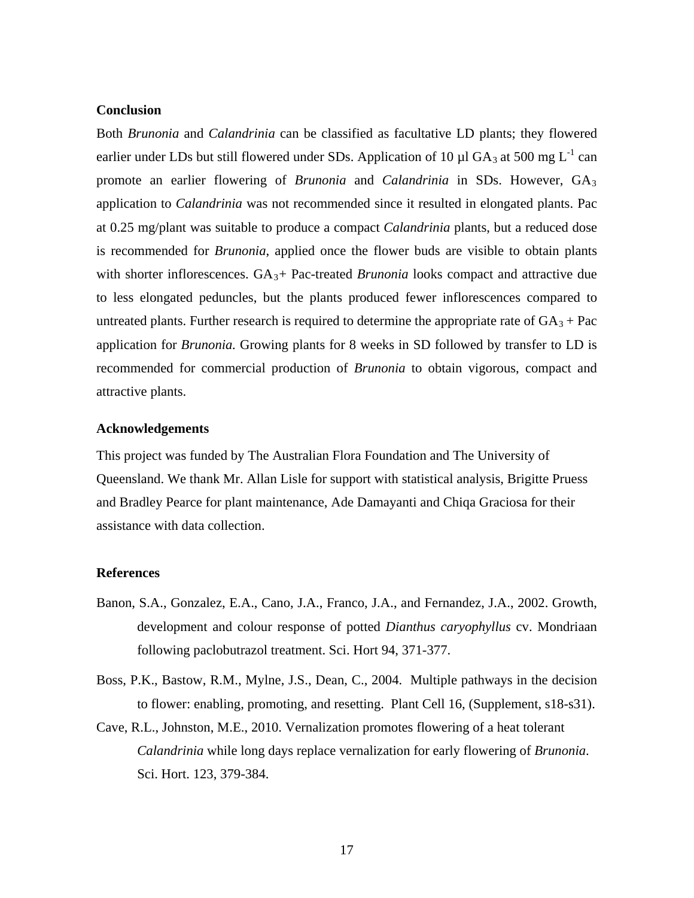## Conclusion

Both *Brunonia* and *Calandrinia* can be classified as facultative LD plants; they flowered earlier under LDs but still flowered under SDs. Application of 10 µl $GA_3$ at 500 mg $L^{-1}$ can promote an earlier flowering of *Brunonia* and *Calandrinia* in SDs. However, $GA_3$ application to *Calandrinia* was not recommended since it resulted in elongated plants. Pac at 0.25 mg/plant was suitable to produce a compact *Calandrinia* plants, but a reduced dose is recommended for *Brunonia*, applied once the flower buds are visible to obtain plants with shorter inflorescences. $GA_3$+ Pac-treated *Brunonia* looks compact and attractive due to less elongated peduncles, but the plants produced fewer inflorescences compared to untreated plants. Further research is required to determine the appropriate rate of $GA_3$ + Pac application for *Brunonia.* Growing plants for 8 weeks in SD followed by transfer to LD is recommended for commercial production of *Brunonia* to obtain vigorous, compact and attractive plants.

## Acknowledgements

This project was funded by The Australian Flora Foundation and The University of Queensland. We thank Mr. Allan Lisle for support with statistical analysis, Brigitte Pruess and Bradley Pearce for plant maintenance, Ade Damayanti and Chiqa Graciosa for their assistance with data collection.

## References

Banon, S.A., Gonzalez, E.A., Cano, J.A., Franco, J.A., and Fernandez, J.A., 2002. Growth, development and colour response of potted *Dianthus caryophyllus* cv. Mondriaan following paclobutrazol treatment. Sci. Hort 94, 371-377.

Boss, P.K., Bastow, R.M., Mylne, J.S., Dean, C., 2004. Multiple pathways in the decision to flower: enabling, promoting, and resetting. Plant Cell 16, (Supplement, s18-s31).

Cave, R.L., Johnston, M.E., 2010. Vernalization promotes flowering of a heat tolerant *Calandrinia* while long days replace vernalization for early flowering of *Brunonia*. Sci. Hort. 123, 379-384.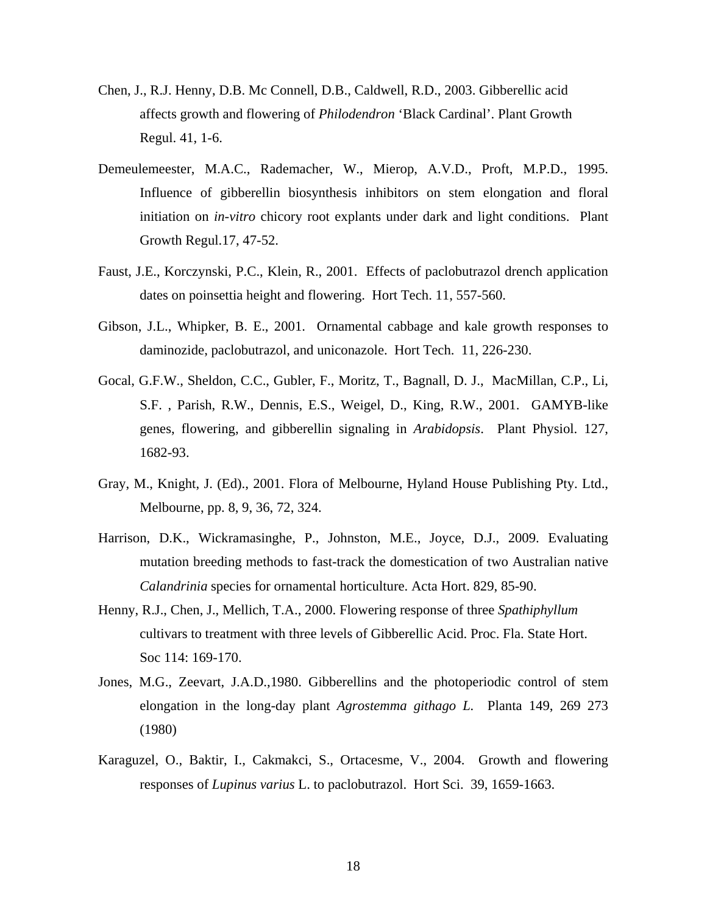Chen, J., R.J. Henny, D.B. Mc Connell, D.B., Caldwell, R.D., 2003. Gibberellic acid affects growth and flowering of *Philodendron* 'Black Cardinal'. Plant Growth Regul. 41, 1-6.

Demeulemeester, M.A.C., Rademacher, W., Mierop, A.V.D., Proft, M.P.D., 1995. Influence of gibberellin biosynthesis inhibitors on stem elongation and floral initiation on *in-vitro* chicory root explants under dark and light conditions. Plant Growth Regul.17, 47-52.

Faust, J.E., Korczynski, P.C., Klein, R., 2001. Effects of paclobutrazol drench application dates on poinsettia height and flowering. Hort Tech. 11, 557-560.

Gibson, J.L., Whipker, B. E., 2001. Ornamental cabbage and kale growth responses to daminozide, paclobutrazol, and uniconazole. Hort Tech. 11, 226-230.

Gocal, G.F.W., Sheldon, C.C., Gubler, F., Moritz, T., Bagnall, D. J., MacMillan, C.P., Li, S.F. , Parish, R.W., Dennis, E.S., Weigel, D., King, R.W., 2001. GAMYB-like genes, flowering, and gibberellin signaling in *Arabidopsis*. Plant Physiol. 127, 1682-93.

Gray, M., Knight, J. (Ed)., 2001. Flora of Melbourne, Hyland House Publishing Pty. Ltd., Melbourne, pp. 8, 9, 36, 72, 324.

Harrison, D.K., Wickramasinghe, P., Johnston, M.E., Joyce, D.J., 2009. Evaluating mutation breeding methods to fast-track the domestication of two Australian native *Calandrinia* species for ornamental horticulture. Acta Hort. 829, 85-90.

Henny, R.J., Chen, J., Mellich, T.A., 2000. Flowering response of three *Spathiphyllum* cultivars to treatment with three levels of Gibberellic Acid. Proc. Fla. State Hort. Soc 114: 169-170.

Jones, M.G., Zeevart, J.A.D.,1980. Gibberellins and the photoperiodic control of stem elongation in the long-day plant *Agrostemma githago L.* Planta 149, 269 273 (1980)

Karaguzel, O., Baktir, I., Cakmakci, S., Ortacesme, V., 2004. Growth and flowering responses of *Lupinus varius* L. to paclobutrazol. Hort Sci. 39, 1659-1663.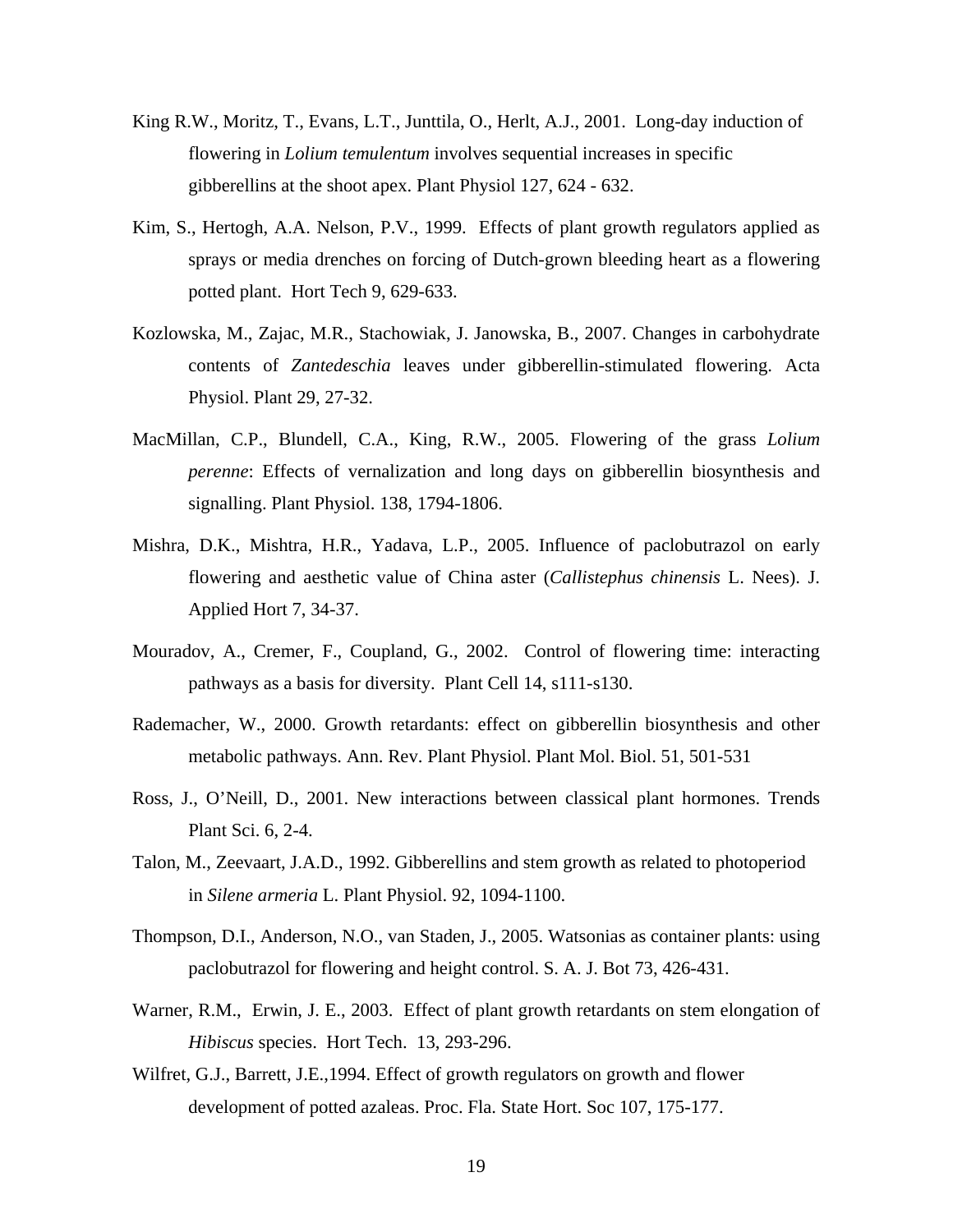King R.W., Moritz, T., Evans, L.T., Junttila, O., Herlt, A.J., 2001. Long-day induction of flowering in *Lolium temulentum* involves sequential increases in specific gibberellins at the shoot apex. Plant Physiol 127, 624 - 632.

Kim, S., Hertogh, A.A. Nelson, P.V., 1999. Effects of plant growth regulators applied as sprays or media drenches on forcing of Dutch-grown bleeding heart as a flowering potted plant. Hort Tech 9, 629-633.

Kozlowska, M., Zajac, M.R., Stachowiak, J. Janowska, B., 2007. Changes in carbohydrate contents of *Zantedeschia* leaves under gibberellin-stimulated flowering. Acta Physiol. Plant 29, 27-32.

MacMillan, C.P., Blundell, C.A., King, R.W., 2005. Flowering of the grass *Lolium perenne*: Effects of vernalization and long days on gibberellin biosynthesis and signalling. Plant Physiol. 138, 1794-1806.

Mishra, D.K., Mishtra, H.R., Yadava, L.P., 2005. Influence of paclobutrazol on early flowering and aesthetic value of China aster (*Callistephus chinensis* L. Nees). J. Applied Hort 7, 34-37.

Mouradov, A., Cremer, F., Coupland, G., 2002. Control of flowering time: interacting pathways as a basis for diversity. Plant Cell 14, s111-s130.

Rademacher, W., 2000. Growth retardants: effect on gibberellin biosynthesis and other metabolic pathways. Ann. Rev. Plant Physiol. Plant Mol. Biol. 51, 501-531

Ross, J., O'Neill, D., 2001. New interactions between classical plant hormones. Trends Plant Sci. 6, 2-4.

Talon, M., Zeevaart, J.A.D., 1992. Gibberellins and stem growth as related to photoperiod in *Silene armeria* L. Plant Physiol. 92, 1094-1100.

Thompson, D.I., Anderson, N.O., van Staden, J., 2005. Watsonias as container plants: using paclobutrazol for flowering and height control. S. A. J. Bot 73, 426-431.

Warner, R.M., Erwin, J. E., 2003. Effect of plant growth retardants on stem elongation of *Hibiscus* species. Hort Tech. 13, 293-296.

Wilfret, G.J., Barrett, J.E.,1994. Effect of growth regulators on growth and flower development of potted azaleas. Proc. Fla. State Hort. Soc 107, 175-177.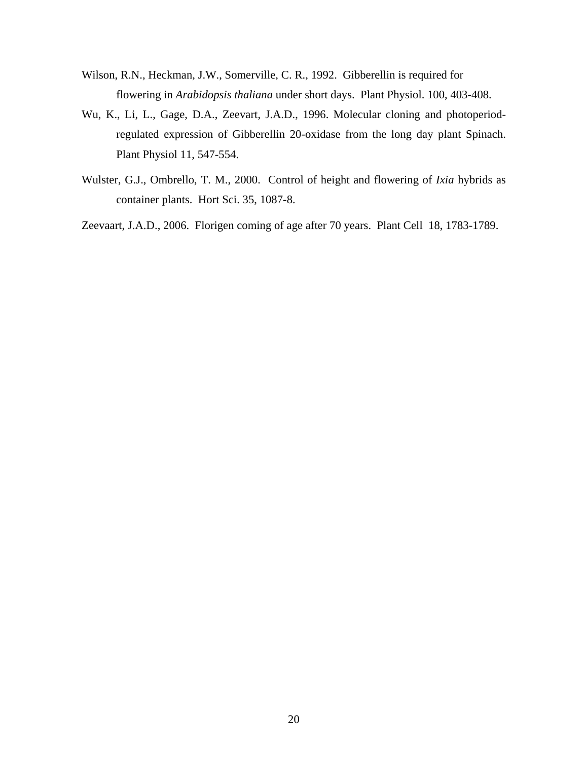Wilson, R.N., Heckman, J.W., Somerville, C. R., 1992. Gibberellin is required for flowering in *Arabidopsis thaliana* under short days. Plant Physiol. 100, 403-408.

Wu, K., Li, L., Gage, D.A., Zeevart, J.A.D., 1996. Molecular cloning and photoperiod-regulated expression of Gibberellin 20-oxidase from the long day plant Spinach. Plant Physiol 11, 547-554.

Wulster, G.J., Ombrello, T. M., 2000. Control of height and flowering of *Ixia* hybrids as container plants. Hort Sci. 35, 1087-8.

Zeevaart, J.A.D., 2006. Florigen coming of age after 70 years. Plant Cell 18, 1783-1789.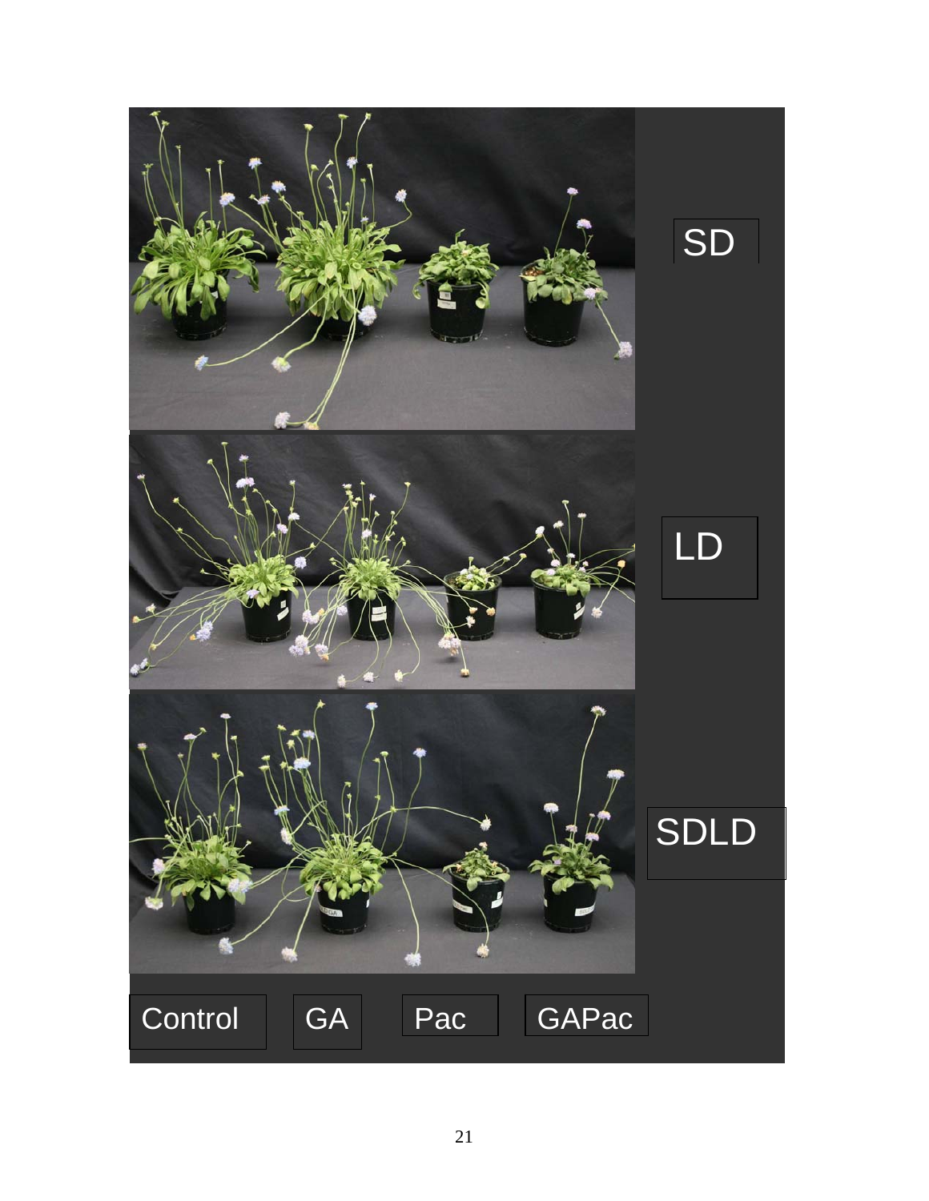SD

LD

SDLD

Control

GA

Pac

GAPac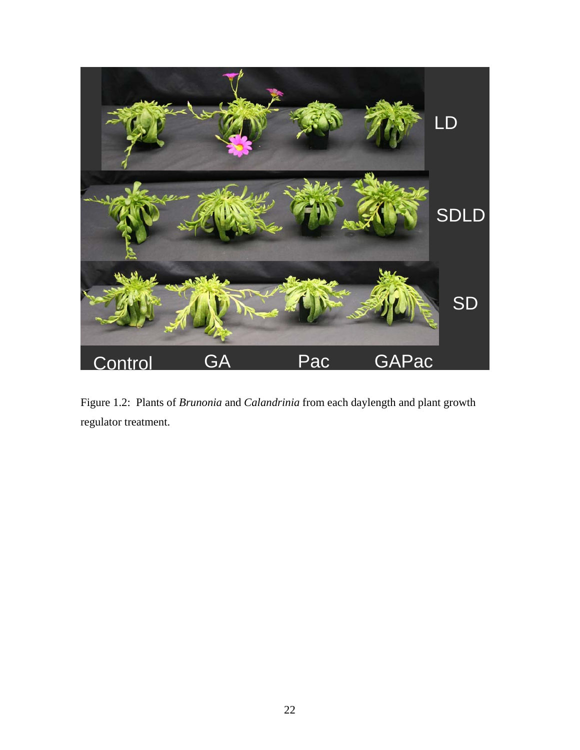LD

SDLD

SD

Control GA Pac GAPac

Figure 1.2: Plants of *Brunonia* and *Calandrinia* from each daylength and plant growth regulator treatment.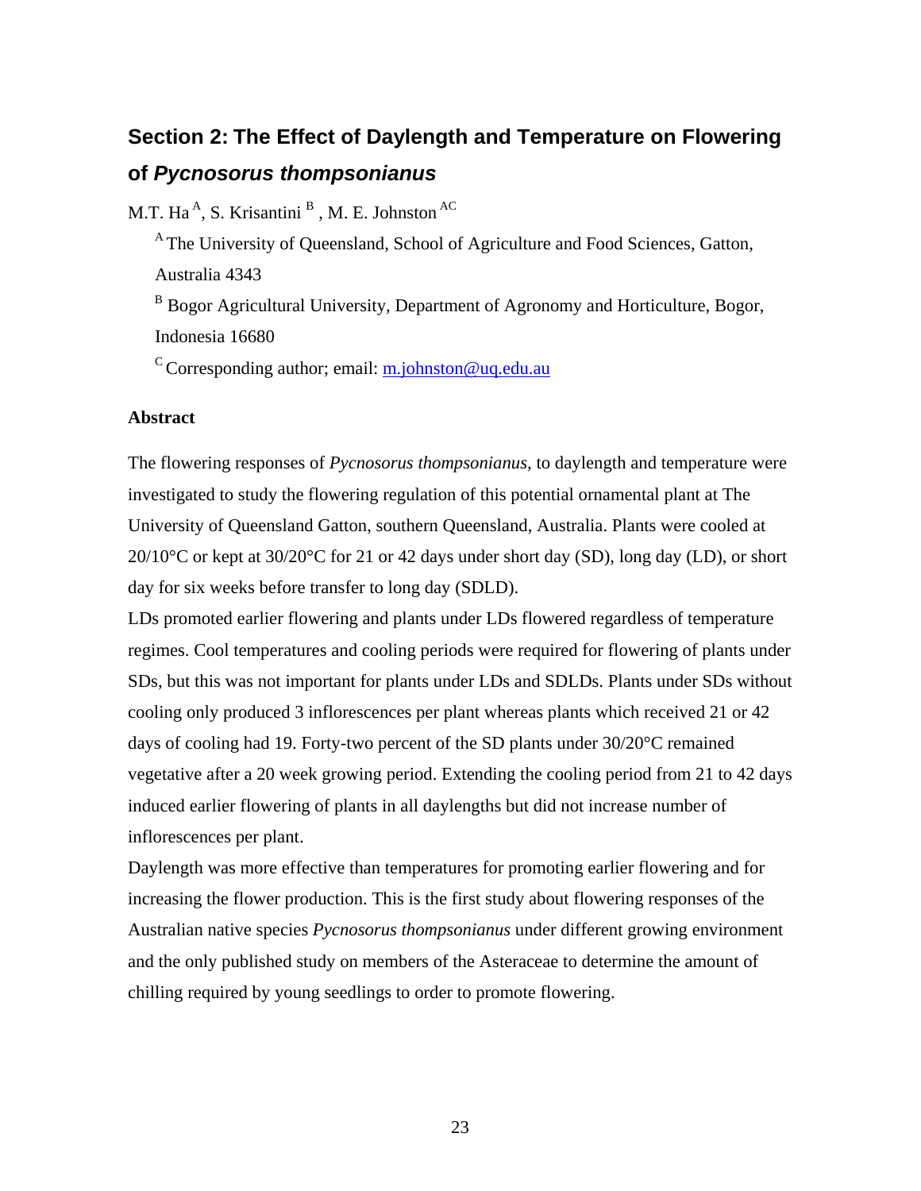## Section 2: The Effect of Daylength and Temperature on Flowering of *Pycnosorus thompsonianus*

M.T. Ha [A], S. Krisantini [B], M. E. Johnston [AC]

[A] The University of Queensland, School of Agriculture and Food Sciences, Gatton, Australia 4343

[B] Bogor Agricultural University, Department of Agronomy and Horticulture, Bogor, Indonesia 16680

[C] Corresponding author; email: m.johnston@uq.edu.au

**Abstract**

The flowering responses of *Pycnosorus thompsonianus*, to daylength and temperature were investigated to study the flowering regulation of this potential ornamental plant at The University of Queensland Gatton, southern Queensland, Australia. Plants were cooled at 20/10°C or kept at 30/20°C for 21 or 42 days under short day (SD), long day (LD), or short day for six weeks before transfer to long day (SDLD).

LDs promoted earlier flowering and plants under LDs flowered regardless of temperature regimes. Cool temperatures and cooling periods were required for flowering of plants under SDs, but this was not important for plants under LDs and SDLDs. Plants under SDs without cooling only produced 3 inflorescences per plant whereas plants which received 21 or 42 days of cooling had 19. Forty-two percent of the SD plants under 30/20°C remained vegetative after a 20 week growing period. Extending the cooling period from 21 to 42 days induced earlier flowering of plants in all daylengths but did not increase number of inflorescences per plant.

Daylength was more effective than temperatures for promoting earlier flowering and for increasing the flower production. This is the first study about flowering responses of the Australian native species *Pycnosorus thompsonianus* under different growing environment and the only published study on members of the Asteraceae to determine the amount of chilling required by young seedlings to order to promote flowering.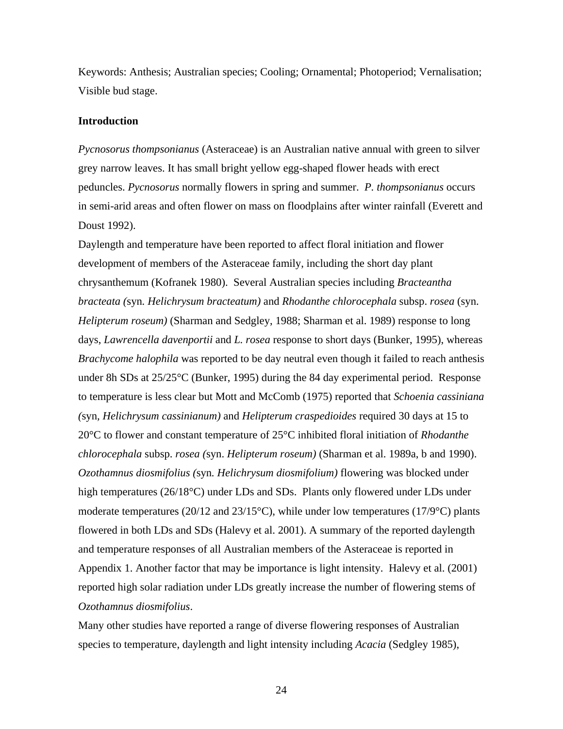Keywords: Anthesis; Australian species; Cooling; Ornamental; Photoperiod; Vernalisation; Visible bud stage.

## Introduction

*Pycnosorus thompsonianus* (Asteraceae) is an Australian native annual with green to silver grey narrow leaves. It has small bright yellow egg-shaped flower heads with erect peduncles. *Pycnosorus* normally flowers in spring and summer. *P. thompsonianus* occurs in semi-arid areas and often flower on mass on floodplains after winter rainfall (Everett and Doust 1992).

Daylength and temperature have been reported to affect floral initiation and flower development of members of the Asteraceae family, including the short day plant chrysanthemum (Kofranek 1980). Several Australian species including *Bracteantha bracteata (*syn. *Helichrysum bracteatum)* and *Rhodanthe chlorocephala* subsp. *rosea* (syn. *Helipterum roseum)* (Sharman and Sedgley, 1988; Sharman et al. 1989) response to long days, *Lawrencella davenportii* and *L. rosea* response to short days (Bunker, 1995), whereas *Brachycome halophila* was reported to be day neutral even though it failed to reach anthesis under 8h SDs at 25/25°C (Bunker, 1995) during the 84 day experimental period. Response to temperature is less clear but Mott and McComb (1975) reported that *Schoenia cassiniana (*syn, *Helichrysum cassinianum)* and *Helipterum craspedioides* required 30 days at 15 to 20°C to flower and constant temperature of 25°C inhibited floral initiation of *Rhodanthe chlorocephala* subsp. *rosea (*syn. *Helipterum roseum)* (Sharman et al. 1989a, b and 1990). *Ozothamnus diosmifolius (*syn. *Helichrysum diosmifolium)* flowering was blocked under high temperatures (26/18°C) under LDs and SDs. Plants only flowered under LDs under moderate temperatures (20/12 and 23/15°C), while under low temperatures (17/9°C) plants flowered in both LDs and SDs (Halevy et al. 2001). A summary of the reported daylength and temperature responses of all Australian members of the Asteraceae is reported in Appendix 1. Another factor that may be importance is light intensity. Halevy et al. (2001) reported high solar radiation under LDs greatly increase the number of flowering stems of *Ozothamnus diosmifolius*.

Many other studies have reported a range of diverse flowering responses of Australian species to temperature, daylength and light intensity including *Acacia* (Sedgley 1985),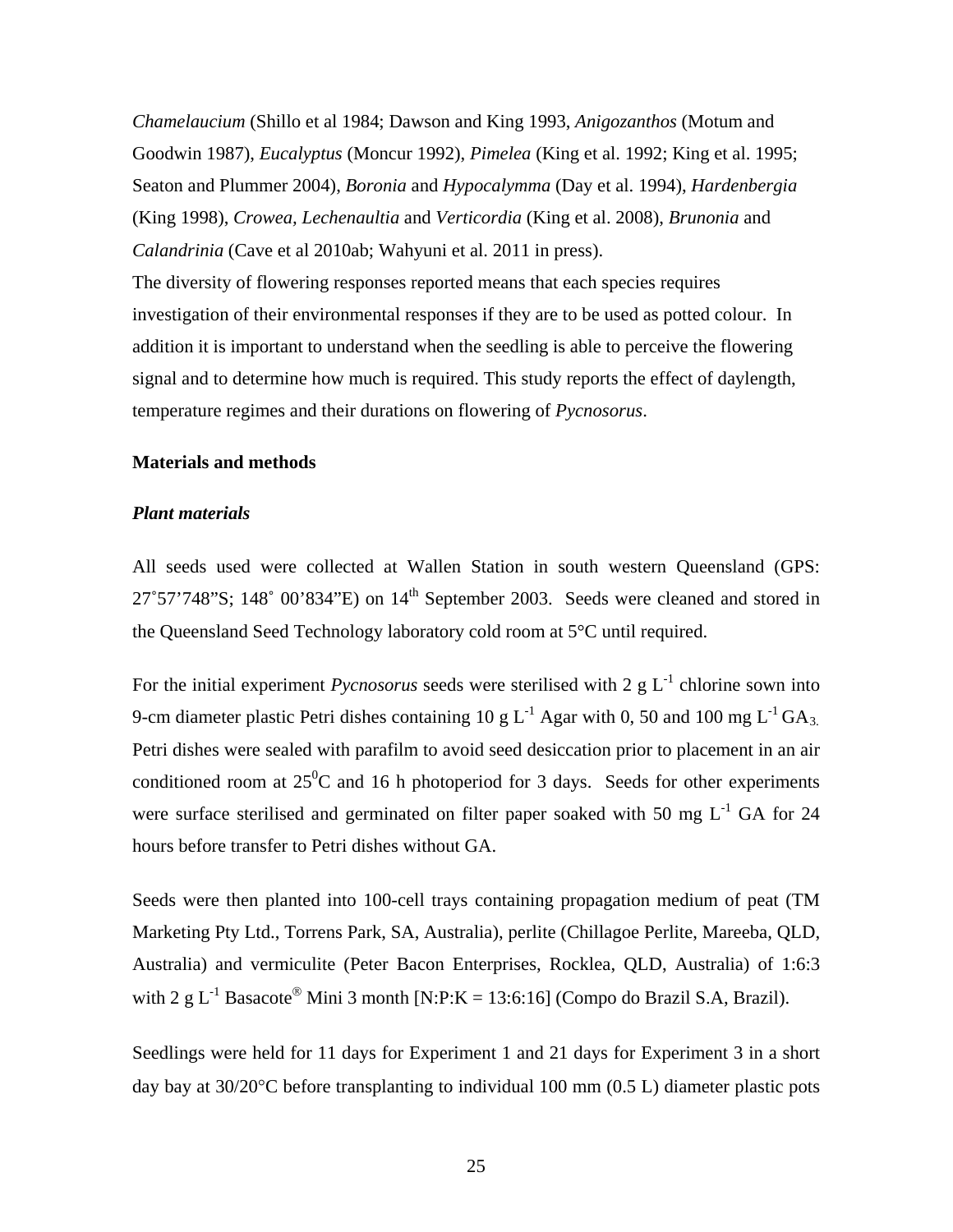*Chamelaucium* (Shillo et al 1984; Dawson and King 1993, *Anigozanthos* (Motum and Goodwin 1987), *Eucalyptus* (Moncur 1992), *Pimelea* (King et al. 1992; King et al. 1995; Seaton and Plummer 2004), *Boronia* and *Hypocalymma* (Day et al. 1994), *Hardenbergia* (King 1998), *Crowea, Lechenaultia* and *Verticordia* (King et al. 2008), *Brunonia* and *Calandrinia* (Cave et al 2010ab; Wahyuni et al. 2011 in press).

The diversity of flowering responses reported means that each species requires investigation of their environmental responses if they are to be used as potted colour. In addition it is important to understand when the seedling is able to perceive the flowering signal and to determine how much is required. This study reports the effect of daylength, temperature regimes and their durations on flowering of *Pycnosorus*.

## Materials and methods

### *Plant materials*

All seeds used were collected at Wallen Station in south western Queensland (GPS: 27˚57'748"S; 148˚ 00'834"E) on 14th September 2003. Seeds were cleaned and stored in the Queensland Seed Technology laboratory cold room at 5°C until required.

For the initial experiment *Pycnosorus* seeds were sterilised with 2 g $L^{-1}$ chlorine sown into 9-cm diameter plastic Petri dishes containing 10 g $L^{-1}$ Agar with 0, 50 and 100 mg $L^{-1}$ $GA_3$. Petri dishes were sealed with parafilm to avoid seed desiccation prior to placement in an air conditioned room at $25^0$C and 16 h photoperiod for 3 days. Seeds for other experiments were surface sterilised and germinated on filter paper soaked with 50 mg $L^{-1}$ GA for 24 hours before transfer to Petri dishes without GA.

Seeds were then planted into 100-cell trays containing propagation medium of peat (TM Marketing Pty Ltd., Torrens Park, SA, Australia), perlite (Chillagoe Perlite, Mareeba, QLD, Australia) and vermiculite (Peter Bacon Enterprises, Rocklea, QLD, Australia) of 1:6:3 with 2 g $L^{-1}$ Basacote® Mini 3 month [N:P:K = 13:6:16] (Compo do Brazil S.A, Brazil).

Seedlings were held for 11 days for Experiment 1 and 21 days for Experiment 3 in a short day bay at 30/20°C before transplanting to individual 100 mm (0.5 L) diameter plastic pots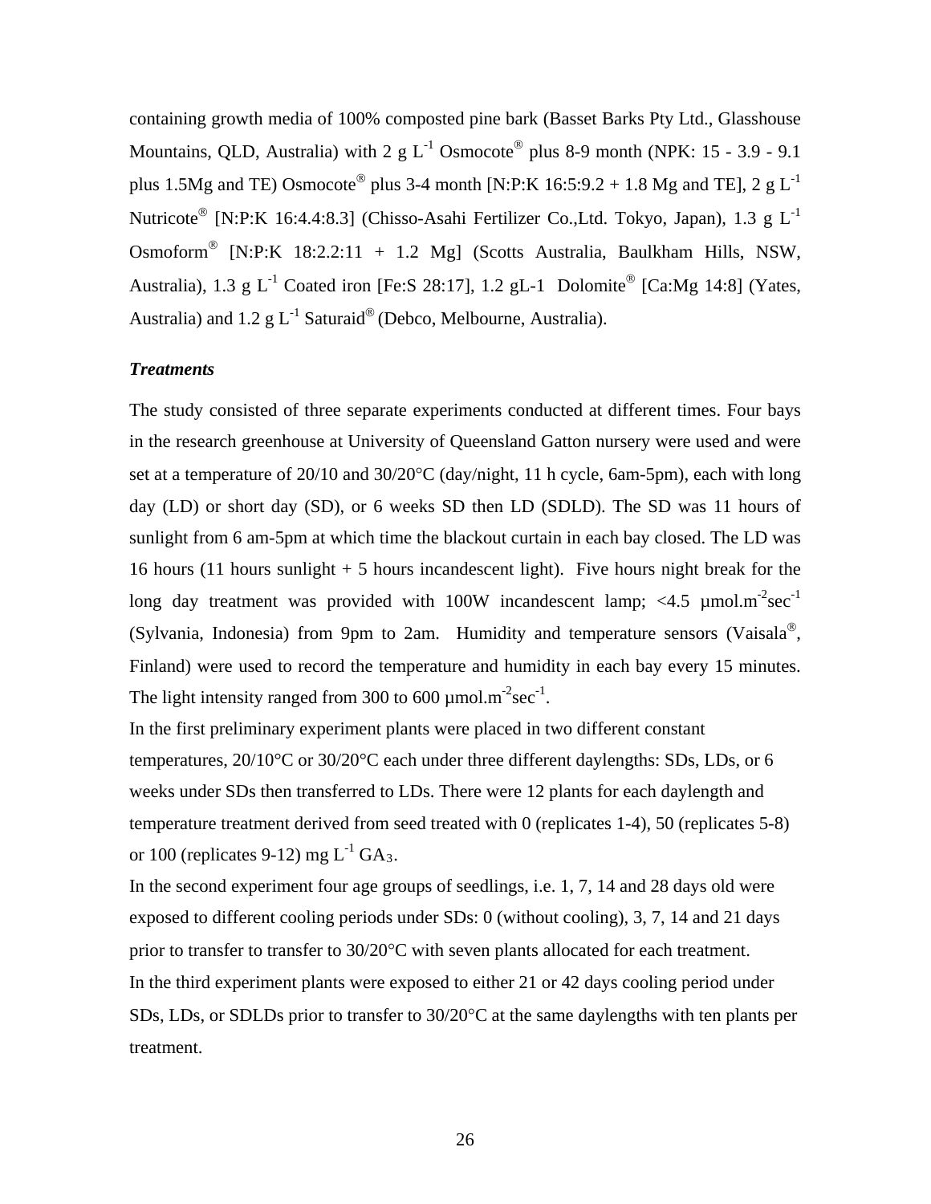containing growth media of 100% composted pine bark (Basset Barks Pty Ltd., Glasshouse Mountains, QLD, Australia) with 2 g $L^{-1}$ Osmocote® plus 8-9 month (NPK: 15 - 3.9 - 9.1 plus 1.5Mg and TE) Osmocote® plus 3-4 month [N:P:K 16:5:9.2 + 1.8 Mg and TE], 2 g $L^{-1}$ Nutricote® [N:P:K 16:4.4:8.3] (Chisso-Asahi Fertilizer Co.,Ltd. Tokyo, Japan), 1.3 g $L^{-1}$ Osmoform® [N:P:K 18:2.2:11 + 1.2 Mg] (Scotts Australia, Baulkham Hills, NSW, Australia), 1.3 g $L^{-1}$ Coated iron [Fe:S 28:17], 1.2 gL-1 Dolomite® [Ca:Mg 14:8] (Yates, Australia) and 1.2 g $L^{-1}$ Saturaid® (Debco, Melbourne, Australia).

### *Treatments*

The study consisted of three separate experiments conducted at different times. Four bays in the research greenhouse at University of Queensland Gatton nursery were used and were set at a temperature of 20/10 and 30/20°C (day/night, 11 h cycle, 6am-5pm), each with long day (LD) or short day (SD), or 6 weeks SD then LD (SDLD). The SD was 11 hours of sunlight from 6 am-5pm at which time the blackout curtain in each bay closed. The LD was 16 hours (11 hours sunlight + 5 hours incandescent light). Five hours night break for the long day treatment was provided with 100W incandescent lamp; <4.5 μmol.$m^{-2}sec^{-1}$ (Sylvania, Indonesia) from 9pm to 2am. Humidity and temperature sensors (Vaisala®, Finland) were used to record the temperature and humidity in each bay every 15 minutes. The light intensity ranged from 300 to 600 μmol.$m^{-2}sec^{-1}$.

In the first preliminary experiment plants were placed in two different constant temperatures, 20/10°C or 30/20°C each under three different daylengths: SDs, LDs, or 6 weeks under SDs then transferred to LDs. There were 12 plants for each daylength and temperature treatment derived from seed treated with 0 (replicates 1-4), 50 (replicates 5-8) or 100 (replicates 9-12) mg $L^{-1}$ $GA_3$.

In the second experiment four age groups of seedlings, i.e. 1, 7, 14 and 28 days old were exposed to different cooling periods under SDs: 0 (without cooling), 3, 7, 14 and 21 days prior to transfer to transfer to 30/20°C with seven plants allocated for each treatment.

In the third experiment plants were exposed to either 21 or 42 days cooling period under SDs, LDs, or SDLDs prior to transfer to 30/20°C at the same daylengths with ten plants per treatment.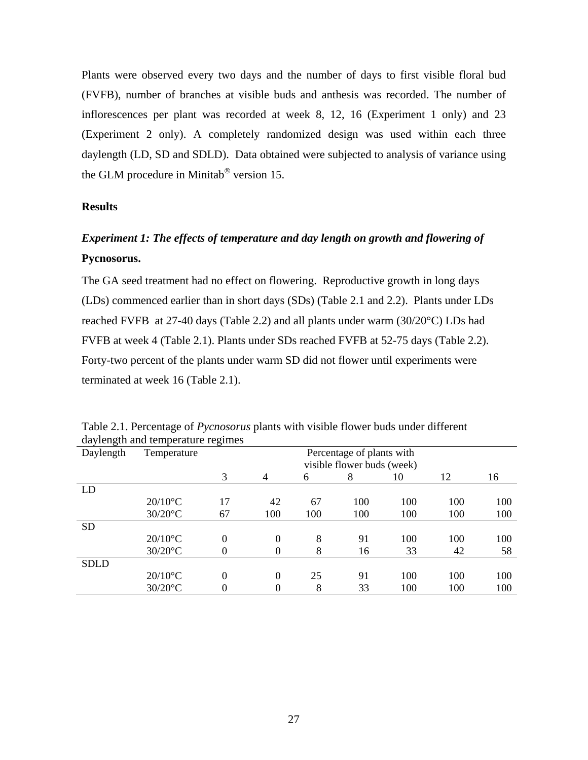Plants were observed every two days and the number of days to first visible floral bud (FVFB), number of branches at visible buds and anthesis was recorded. The number of inflorescences per plant was recorded at week 8, 12, 16 (Experiment 1 only) and 23 (Experiment 2 only). A completely randomized design was used within each three daylength (LD, SD and SDLD). Data obtained were subjected to analysis of variance using the GLM procedure in Minitab® version 15.

**Results**

***Experiment 1: The effects of temperature and day length on growth and flowering of*** **Pycnosorus.**

The GA seed treatment had no effect on flowering. Reproductive growth in long days (LDs) commenced earlier than in short days (SDs) (Table 2.1 and 2.2). Plants under LDs reached FVFB at 27-40 days (Table 2.2) and all plants under warm (30/20°C) LDs had FVFB at week 4 (Table 2.1). Plants under SDs reached FVFB at 52-75 days (Table 2.2). Forty-two percent of the plants under warm SD did not flower until experiments were terminated at week 16 (Table 2.1).

Table 2.1. Percentage of *Pycnosorus* plants with visible flower buds under different daylength and temperature regimes

| Daylength | Temperature | Percentage of plants with visible flower buds (week) | | | | | | |
|---|---|---|---|---|---|---|---|---|
| | | 3 | 4 | 6 | 8 | 10 | 12 | 16 |
| LD | | | | | | | | |
| | 20/10°C | 17 | 42 | 67 | 100 | 100 | 100 | 100 |
| | 30/20°C | 67 | 100 | 100 | 100 | 100 | 100 | 100 |
| SD | | | | | | | | |
| | 20/10°C | 0 | 0 | 8 | 91 | 100 | 100 | 100 |
| | 30/20°C | 0 | 0 | 8 | 16 | 33 | 42 | 58 |
| SDLD | | | | | | | | |
| | 20/10°C | 0 | 0 | 25 | 91 | 100 | 100 | 100 |
| | 30/20°C | 0 | 0 | 8 | 33 | 100 | 100 | 100 |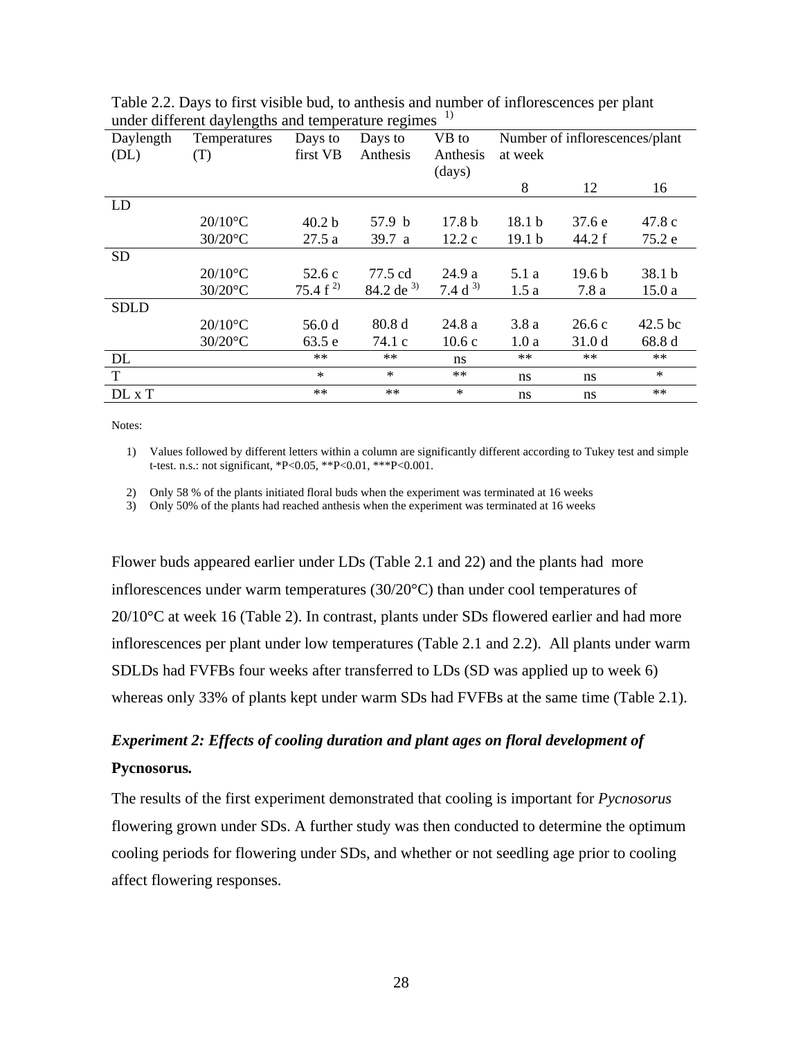Table 2.2. Days to first visible bud, to anthesis and number of inflorescences per plant under different daylengths and temperature regimes [1)]

| Daylength (DL) | Temperatures (T) | Days to first VB | Days to Anthesis | VB to Anthesis (days) | Number of inflorescences/plant at week | | |
|---|---|---|---|---|---|---|---|
| | | | | | 8 | 12 | 16 |
| LD | | | | | | | |
| | 20/10°C | 40.2 b | 57.9 b | 17.8 b | 18.1 b | 37.6 e | 47.8 c |
| | 30/20°C | 27.5 a | 39.7 a | 12.2 c | 19.1 b | 44.2 f | 75.2 e |
| SD | | | | | | | |
| | 20/10°C | 52.6 c | 77.5 cd | 24.9 a | 5.1 a | 19.6 b | 38.1 b |
| | 30/20°C | 75.4 f [2)] | 84.2 de [3)] | 7.4 d [3)] | 1.5 a | 7.8 a | 15.0 a |
| SDLD | | | | | | | |
| | 20/10°C | 56.0 d | 80.8 d | 24.8 a | 3.8 a | 26.6 c | 42.5 bc |
| | 30/20°C | 63.5 e | 74.1 c | 10.6 c | 1.0 a | 31.0 d | 68.8 d |
| DL | | ** | ** | ns | ** | ** | ** |
| T | | * | * | ** | ns | ns | * |
| DL x T | | ** | ** | * | ns | ns | ** |

Notes:

1) Values followed by different letters within a column are significantly different according to Tukey test and simple t-test. n.s.: not significant, *P<0.05, **P<0.01, ***P<0.001.

2) Only 58 % of the plants initiated floral buds when the experiment was terminated at 16 weeks
3) Only 50% of the plants had reached anthesis when the experiment was terminated at 16 weeks

Flower buds appeared earlier under LDs (Table 2.1 and 22) and the plants had more inflorescences under warm temperatures (30/20°C) than under cool temperatures of 20/10°C at week 16 (Table 2). In contrast, plants under SDs flowered earlier and had more inflorescences per plant under low temperatures (Table 2.1 and 2.2). All plants under warm SDLDs had FVFBs four weeks after transferred to LDs (SD was applied up to week 6) whereas only 33% of plants kept under warm SDs had FVFBs at the same time (Table 2.1).

### *Experiment 2: Effects of cooling duration and plant ages on floral development of* **Pycnosorus.**

The results of the first experiment demonstrated that cooling is important for *Pycnosorus* flowering grown under SDs. A further study was then conducted to determine the optimum cooling periods for flowering under SDs, and whether or not seedling age prior to cooling affect flowering responses.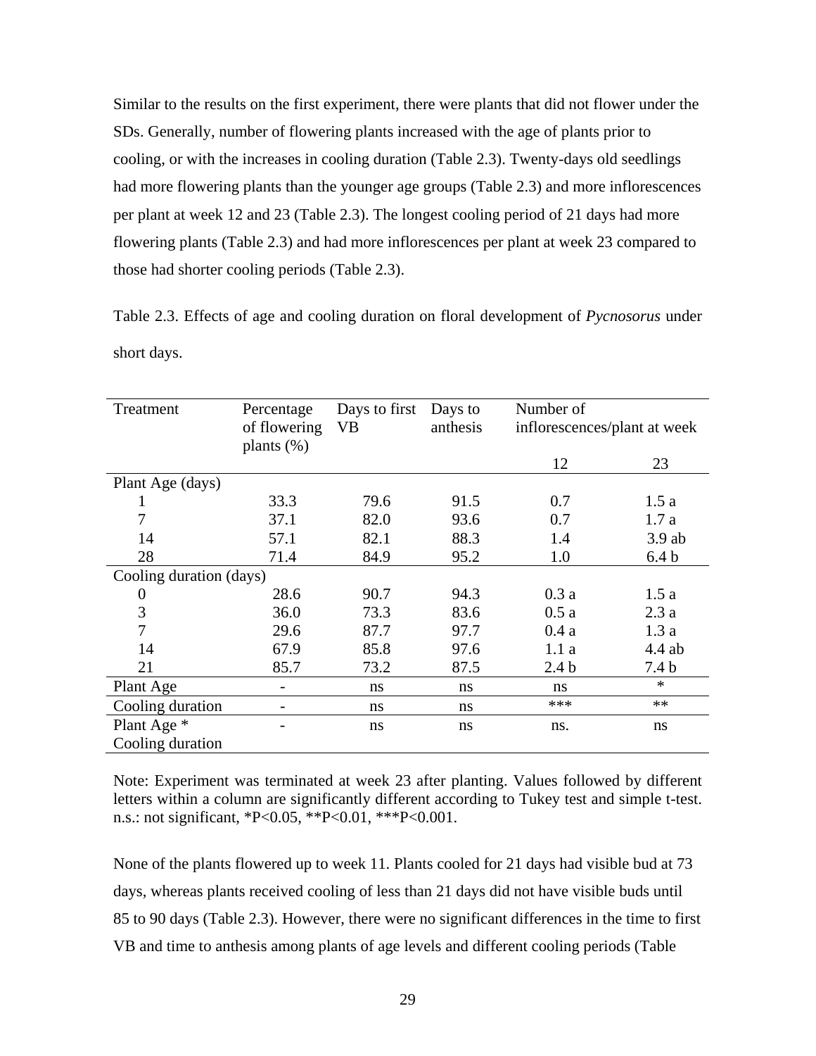Similar to the results on the first experiment, there were plants that did not flower under the SDs. Generally, number of flowering plants increased with the age of plants prior to cooling, or with the increases in cooling duration (Table 2.3). Twenty-days old seedlings had more flowering plants than the younger age groups (Table 2.3) and more inflorescences per plant at week 12 and 23 (Table 2.3). The longest cooling period of 21 days had more flowering plants (Table 2.3) and had more inflorescences per plant at week 23 compared to those had shorter cooling periods (Table 2.3).

Table 2.3. Effects of age and cooling duration on floral development of *Pycnosorus* under short days.

| Treatment | Percentage of flowering plants (%) | Days to first VB | Days to anthesis | Number of inflorescences/plant at week | |
|---|---|---|---|---|---|
| | | | | 12 | 23 |
| Plant Age (days) | | | | | |
| 1 | 33.3 | 79.6 | 91.5 | 0.7 | 1.5 a |
| 7 | 37.1 | 82.0 | 93.6 | 0.7 | 1.7 a |
| 14 | 57.1 | 82.1 | 88.3 | 1.4 | 3.9 ab |
| 28 | 71.4 | 84.9 | 95.2 | 1.0 | 6.4 b |
| Cooling duration (days) | | | | | |
| 0 | 28.6 | 90.7 | 94.3 | 0.3 a | 1.5 a |
| 3 | 36.0 | 73.3 | 83.6 | 0.5 a | 2.3 a |
| 7 | 29.6 | 87.7 | 97.7 | 0.4 a | 1.3 a |
| 14 | 67.9 | 85.8 | 97.6 | 1.1 a | 4.4 ab |
| 21 | 85.7 | 73.2 | 87.5 | 2.4 b | 7.4 b |
| Plant Age | - | ns | ns | ns | * |
| Cooling duration | - | ns | ns | *** | ** |
| Plant Age * Cooling duration | - | ns | ns | ns. | ns |

Note: Experiment was terminated at week 23 after planting. Values followed by different letters within a column are significantly different according to Tukey test and simple t-test. n.s.: not significant, *P<0.05, **P<0.01, ***P<0.001.

None of the plants flowered up to week 11. Plants cooled for 21 days had visible bud at 73 days, whereas plants received cooling of less than 21 days did not have visible buds until 85 to 90 days (Table 2.3). However, there were no significant differences in the time to first VB and time to anthesis among plants of age levels and different cooling periods (Table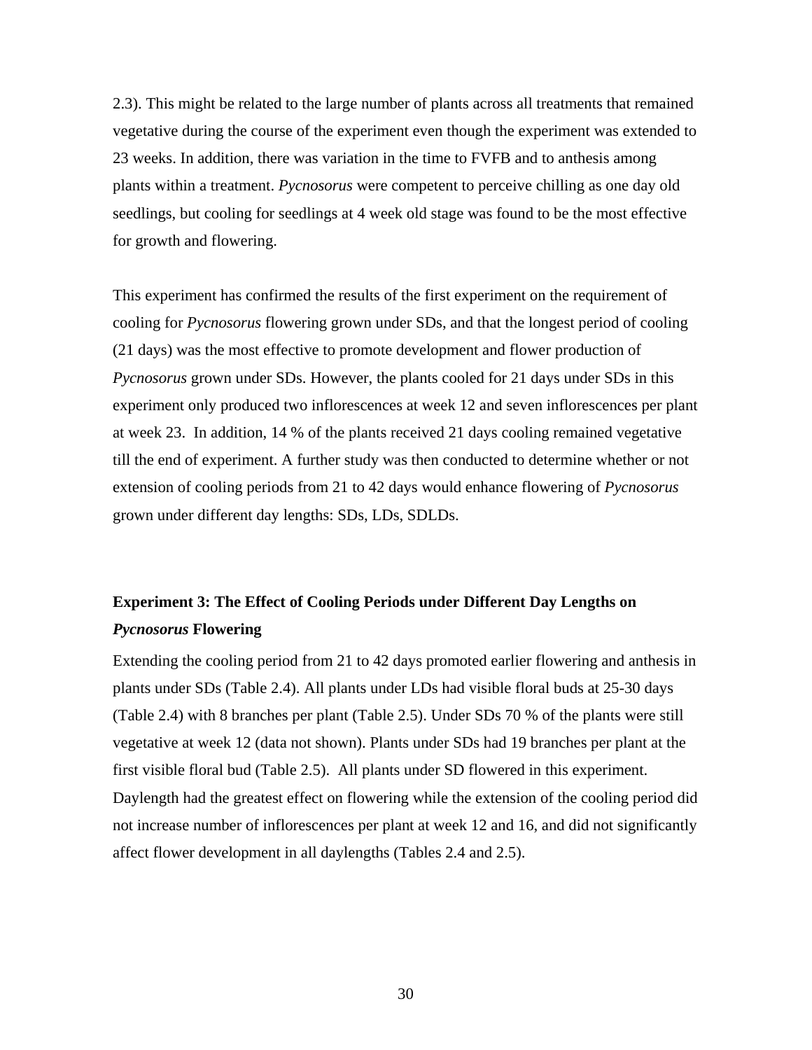2.3). This might be related to the large number of plants across all treatments that remained vegetative during the course of the experiment even though the experiment was extended to 23 weeks. In addition, there was variation in the time to FVFB and to anthesis among plants within a treatment. *Pycnosorus* were competent to perceive chilling as one day old seedlings, but cooling for seedlings at 4 week old stage was found to be the most effective for growth and flowering.

This experiment has confirmed the results of the first experiment on the requirement of cooling for *Pycnosorus* flowering grown under SDs, and that the longest period of cooling (21 days) was the most effective to promote development and flower production of *Pycnosorus* grown under SDs. However, the plants cooled for 21 days under SDs in this experiment only produced two inflorescences at week 12 and seven inflorescences per plant at week 23. In addition, 14 % of the plants received 21 days cooling remained vegetative till the end of experiment. A further study was then conducted to determine whether or not extension of cooling periods from 21 to 42 days would enhance flowering of *Pycnosorus* grown under different day lengths: SDs, LDs, SDLDs.

**Experiment 3: The Effect of Cooling Periods under Different Day Lengths on *Pycnosorus* Flowering**

Extending the cooling period from 21 to 42 days promoted earlier flowering and anthesis in plants under SDs (Table 2.4). All plants under LDs had visible floral buds at 25-30 days (Table 2.4) with 8 branches per plant (Table 2.5). Under SDs 70 % of the plants were still vegetative at week 12 (data not shown). Plants under SDs had 19 branches per plant at the first visible floral bud (Table 2.5). All plants under SD flowered in this experiment. Daylength had the greatest effect on flowering while the extension of the cooling period did not increase number of inflorescences per plant at week 12 and 16, and did not significantly affect flower development in all daylengths (Tables 2.4 and 2.5).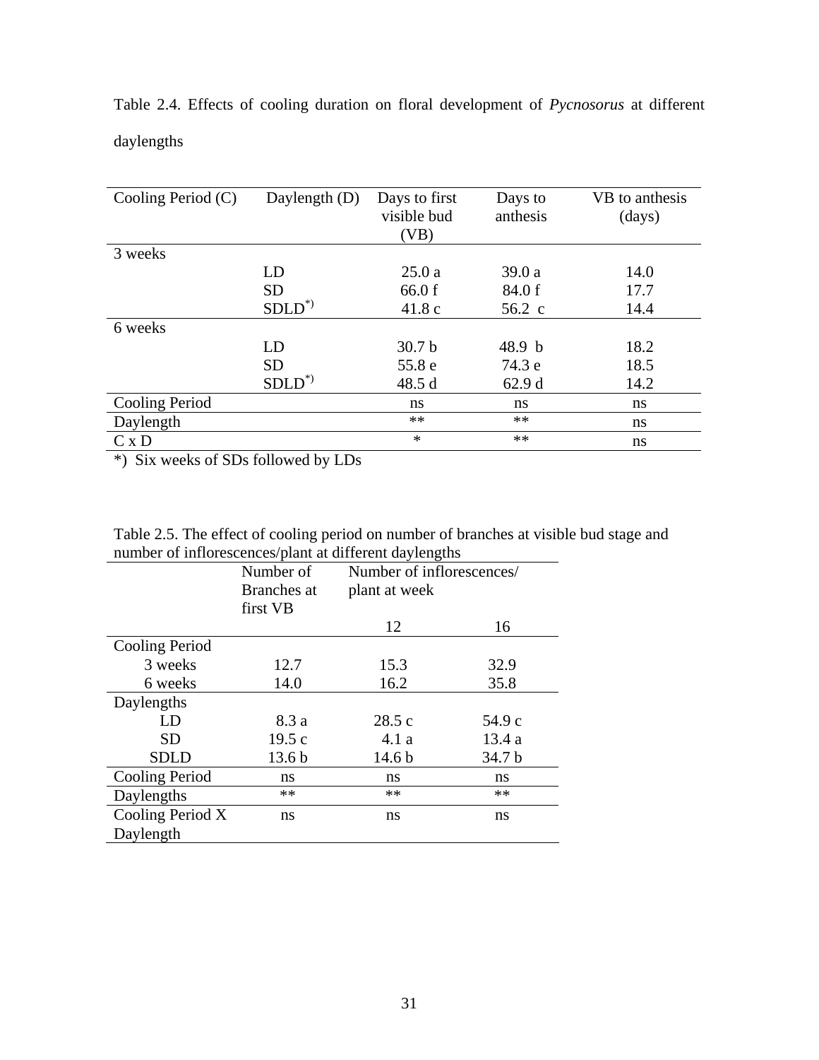Table 2.4. Effects of cooling duration on floral development of *Pycnosorus* at different daylengths

| Cooling Period (C) | Daylength (D) | Days to first visible bud (VB) | Days to anthesis | VB to anthesis (days) |
|---|---|---|---|---|
| 3 weeks | | | | |
| | LD | 25.0 a | 39.0 a | 14.0 |
| | SD | 66.0 f | 84.0 f | 17.7 |
| | SDLD*) | 41.8 c | 56.2 c | 14.4 |
| 6 weeks | | | | |
| | LD | 30.7 b | 48.9 b | 18.2 |
| | SD | 55.8 e | 74.3 e | 18.5 |
| | SDLD*) | 48.5 d | 62.9 d | 14.2 |
| Cooling Period | | ns | ns | ns |
| Daylength | | ** | ** | ns |
| C x D | | * | ** | ns |

*) Six weeks of SDs followed by LDs

Table 2.5. The effect of cooling period on number of branches at visible bud stage and number of inflorescences/plant at different daylengths

| | Number of Branches at first VB | Number of inflorescences/ plant at week | |
|---|---|---|---|
| | | 12 | 16 |
| Cooling Period | | | |
| 3 weeks | 12.7 | 15.3 | 32.9 |
| 6 weeks | 14.0 | 16.2 | 35.8 |
| Daylengths | | | |
| LD | 8.3 a | 28.5 c | 54.9 c |
| SD | 19.5 c | 4.1 a | 13.4 a |
| SDLD | 13.6 b | 14.6 b | 34.7 b |
| Cooling Period | ns | ns | ns |
| Daylengths | ** | ** | ** |
| Cooling Period X Daylength | ns | ns | ns |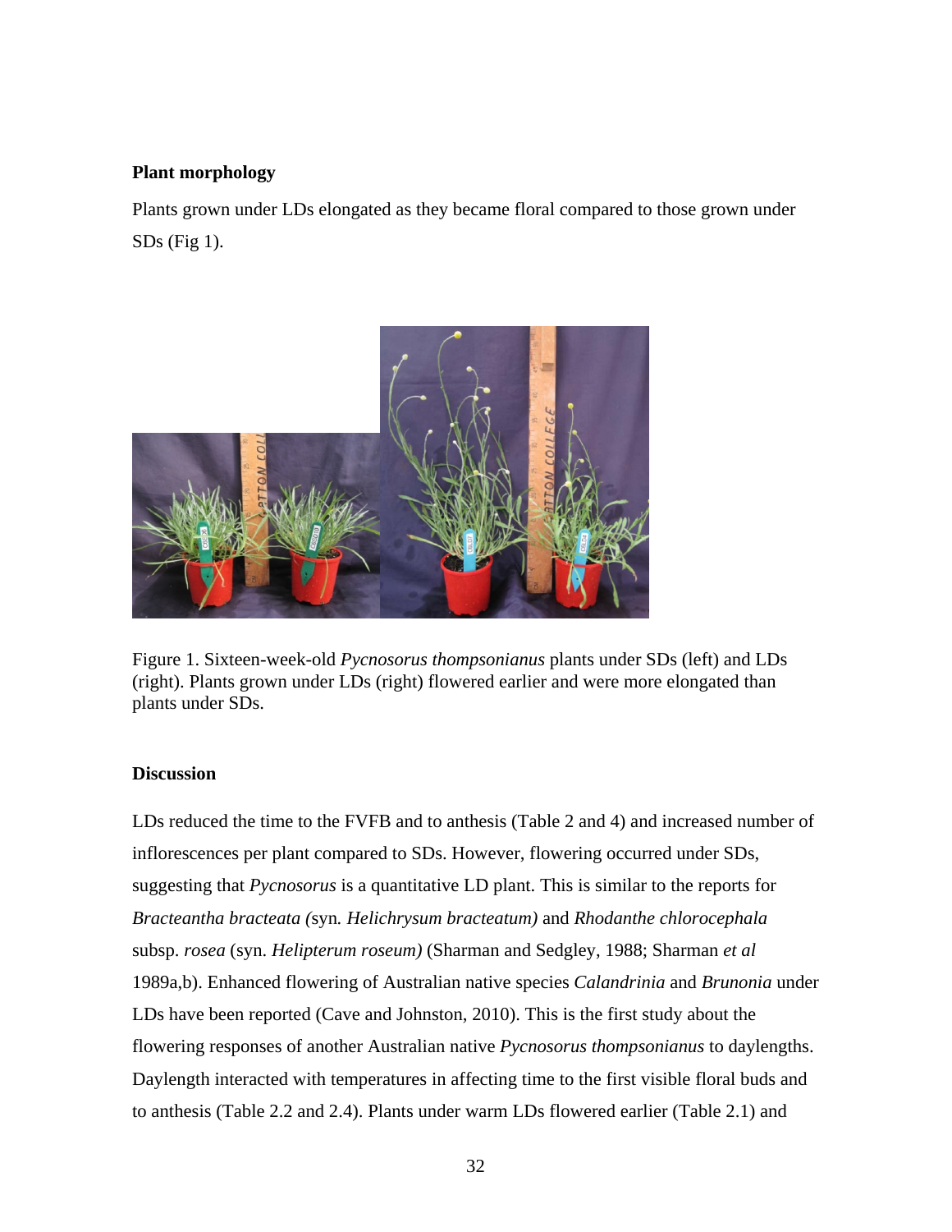**Plant morphology**

Plants grown under LDs elongated as they became floral compared to those grown under SDs (Fig 1).

Figure 1. Sixteen-week-old *Pycnosorus thompsonianus* plants under SDs (left) and LDs (right). Plants grown under LDs (right) flowered earlier and were more elongated than plants under SDs.

**Discussion**

LDs reduced the time to the FVFB and to anthesis (Table 2 and 4) and increased number of inflorescences per plant compared to SDs. However, flowering occurred under SDs, suggesting that *Pycnosorus* is a quantitative LD plant. This is similar to the reports for *Bracteantha bracteata (*syn*. Helichrysum bracteatum)* and *Rhodanthe chlorocephala* subsp. *rosea* (syn. *Helipterum roseum)* (Sharman and Sedgley, 1988; Sharman *et al* 1989a,b). Enhanced flowering of Australian native species *Calandrinia* and *Brunonia* under LDs have been reported (Cave and Johnston, 2010). This is the first study about the flowering responses of another Australian native *Pycnosorus thompsonianus* to daylengths. Daylength interacted with temperatures in affecting time to the first visible floral buds and to anthesis (Table 2.2 and 2.4). Plants under warm LDs flowered earlier (Table 2.1) and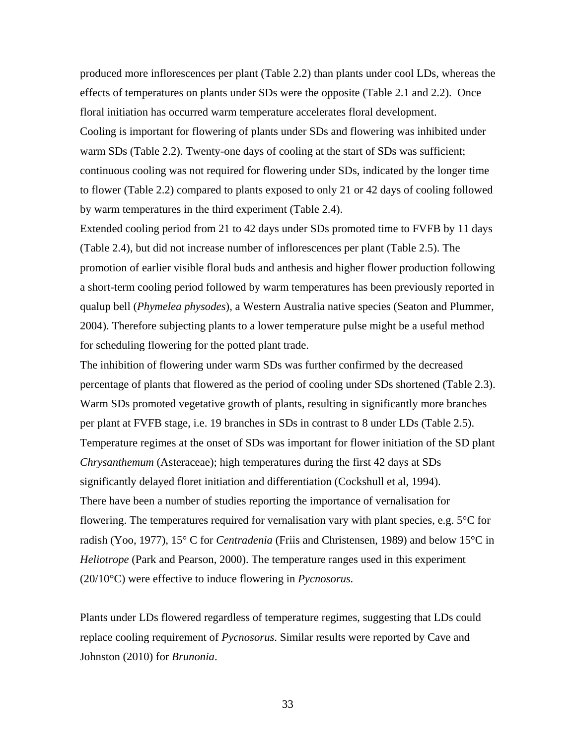produced more inflorescences per plant (Table 2.2) than plants under cool LDs, whereas the effects of temperatures on plants under SDs were the opposite (Table 2.1 and 2.2). Once floral initiation has occurred warm temperature accelerates floral development.

Cooling is important for flowering of plants under SDs and flowering was inhibited under warm SDs (Table 2.2). Twenty-one days of cooling at the start of SDs was sufficient; continuous cooling was not required for flowering under SDs, indicated by the longer time to flower (Table 2.2) compared to plants exposed to only 21 or 42 days of cooling followed by warm temperatures in the third experiment (Table 2.4).

Extended cooling period from 21 to 42 days under SDs promoted time to FVFB by 11 days (Table 2.4), but did not increase number of inflorescences per plant (Table 2.5). The promotion of earlier visible floral buds and anthesis and higher flower production following a short-term cooling period followed by warm temperatures has been previously reported in qualup bell (*Phymelea physodes*), a Western Australia native species (Seaton and Plummer, 2004). Therefore subjecting plants to a lower temperature pulse might be a useful method for scheduling flowering for the potted plant trade.

The inhibition of flowering under warm SDs was further confirmed by the decreased percentage of plants that flowered as the period of cooling under SDs shortened (Table 2.3). Warm SDs promoted vegetative growth of plants, resulting in significantly more branches per plant at FVFB stage, i.e. 19 branches in SDs in contrast to 8 under LDs (Table 2.5). Temperature regimes at the onset of SDs was important for flower initiation of the SD plant *Chrysanthemum* (Asteraceae); high temperatures during the first 42 days at SDs significantly delayed floret initiation and differentiation (Cockshull et al, 1994).

There have been a number of studies reporting the importance of vernalisation for flowering. The temperatures required for vernalisation vary with plant species, e.g. 5°C for radish (Yoo, 1977), 15° C for *Centradenia* (Friis and Christensen, 1989) and below 15°C in *Heliotrope* (Park and Pearson, 2000). The temperature ranges used in this experiment (20/10°C) were effective to induce flowering in *Pycnosorus.*

Plants under LDs flowered regardless of temperature regimes, suggesting that LDs could replace cooling requirement of *Pycnosorus*. Similar results were reported by Cave and Johnston (2010) for *Brunonia*.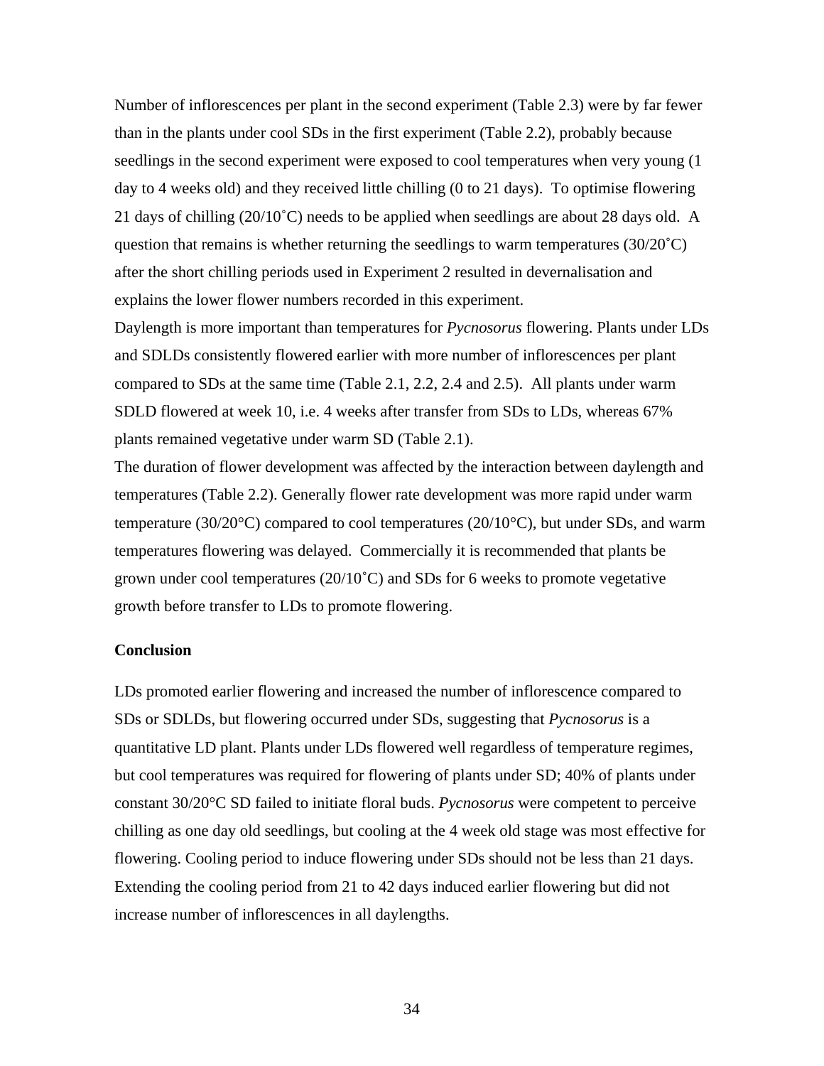Number of inflorescences per plant in the second experiment (Table 2.3) were by far fewer than in the plants under cool SDs in the first experiment (Table 2.2), probably because seedlings in the second experiment were exposed to cool temperatures when very young (1 day to 4 weeks old) and they received little chilling (0 to 21 days). To optimise flowering 21 days of chilling (20/10˚C) needs to be applied when seedlings are about 28 days old. A question that remains is whether returning the seedlings to warm temperatures (30/20˚C) after the short chilling periods used in Experiment 2 resulted in devernalisation and explains the lower flower numbers recorded in this experiment.

Daylength is more important than temperatures for *Pycnosorus* flowering. Plants under LDs and SDLDs consistently flowered earlier with more number of inflorescences per plant compared to SDs at the same time (Table 2.1, 2.2, 2.4 and 2.5). All plants under warm SDLD flowered at week 10, i.e. 4 weeks after transfer from SDs to LDs, whereas 67% plants remained vegetative under warm SD (Table 2.1).

The duration of flower development was affected by the interaction between daylength and temperatures (Table 2.2). Generally flower rate development was more rapid under warm temperature (30/20°C) compared to cool temperatures (20/10°C), but under SDs, and warm temperatures flowering was delayed. Commercially it is recommended that plants be grown under cool temperatures (20/10˚C) and SDs for 6 weeks to promote vegetative growth before transfer to LDs to promote flowering.

**Conclusion**

LDs promoted earlier flowering and increased the number of inflorescence compared to SDs or SDLDs, but flowering occurred under SDs, suggesting that *Pycnosorus* is a quantitative LD plant. Plants under LDs flowered well regardless of temperature regimes, but cool temperatures was required for flowering of plants under SD; 40% of plants under constant 30/20°C SD failed to initiate floral buds. *Pycnosorus* were competent to perceive chilling as one day old seedlings, but cooling at the 4 week old stage was most effective for flowering. Cooling period to induce flowering under SDs should not be less than 21 days. Extending the cooling period from 21 to 42 days induced earlier flowering but did not increase number of inflorescences in all daylengths.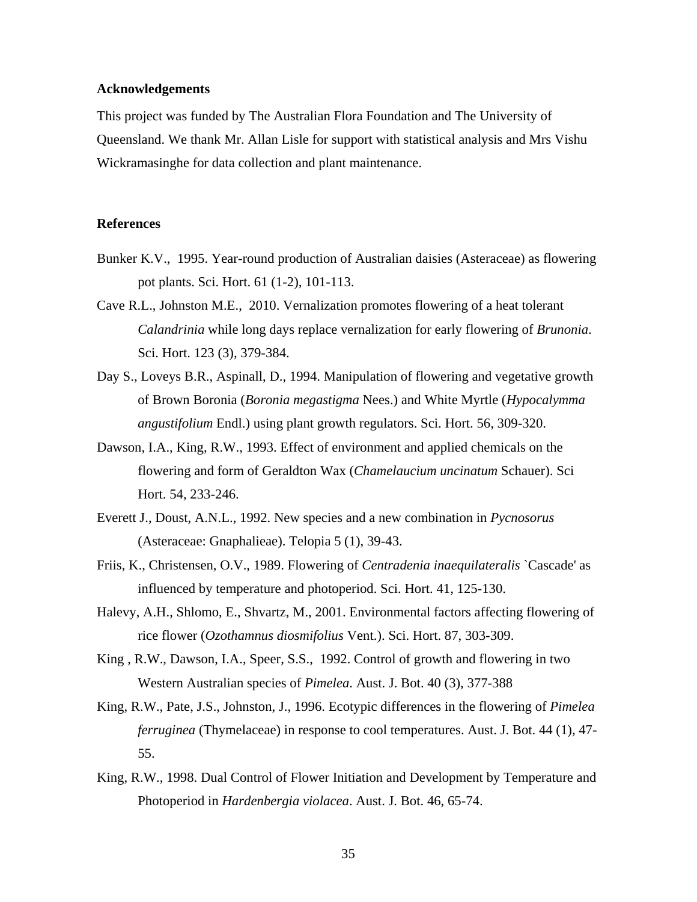**Acknowledgements**

This project was funded by The Australian Flora Foundation and The University of Queensland. We thank Mr. Allan Lisle for support with statistical analysis and Mrs Vishu Wickramasinghe for data collection and plant maintenance.

**References**

Bunker K.V., 1995. Year-round production of Australian daisies (Asteraceae) as flowering pot plants. Sci. Hort. 61 (1-2), 101-113.

Cave R.L., Johnston M.E., 2010. Vernalization promotes flowering of a heat tolerant *Calandrinia* while long days replace vernalization for early flowering of *Brunonia*. Sci. Hort. 123 (3), 379-384.

Day S., Loveys B.R., Aspinall, D., 1994. Manipulation of flowering and vegetative growth of Brown Boronia (*Boronia megastigma* Nees.) and White Myrtle (*Hypocalymma angustifolium* Endl.) using plant growth regulators. Sci. Hort. 56, 309-320.

Dawson, I.A., King, R.W., 1993. Effect of environment and applied chemicals on the flowering and form of Geraldton Wax (*Chamelaucium uncinatum* Schauer). Sci Hort. 54, 233-246.

Everett J., Doust, A.N.L., 1992. New species and a new combination in *Pycnosorus* (Asteraceae: Gnaphalieae). Telopia 5 (1), 39-43.

Friis, K., Christensen, O.V., 1989. Flowering of *Centradenia inaequilateralis* `Cascade' as influenced by temperature and photoperiod. Sci. Hort. 41, 125-130.

Halevy, A.H., Shlomo, E., Shvartz, M., 2001. Environmental factors affecting flowering of rice flower (*Ozothamnus diosmifolius* Vent.). Sci. Hort. 87, 303-309.

King , R.W., Dawson, I.A., Speer, S.S., 1992. Control of growth and flowering in two Western Australian species of *Pimelea*. Aust. J. Bot. 40 (3), 377-388

King, R.W., Pate, J.S., Johnston, J., 1996. Ecotypic differences in the flowering of *Pimelea ferruginea* (Thymelaceae) in response to cool temperatures. Aust. J. Bot. 44 (1), 47-55.

King, R.W., 1998. Dual Control of Flower Initiation and Development by Temperature and Photoperiod in *Hardenbergia violacea*. Aust. J. Bot. 46, 65-74.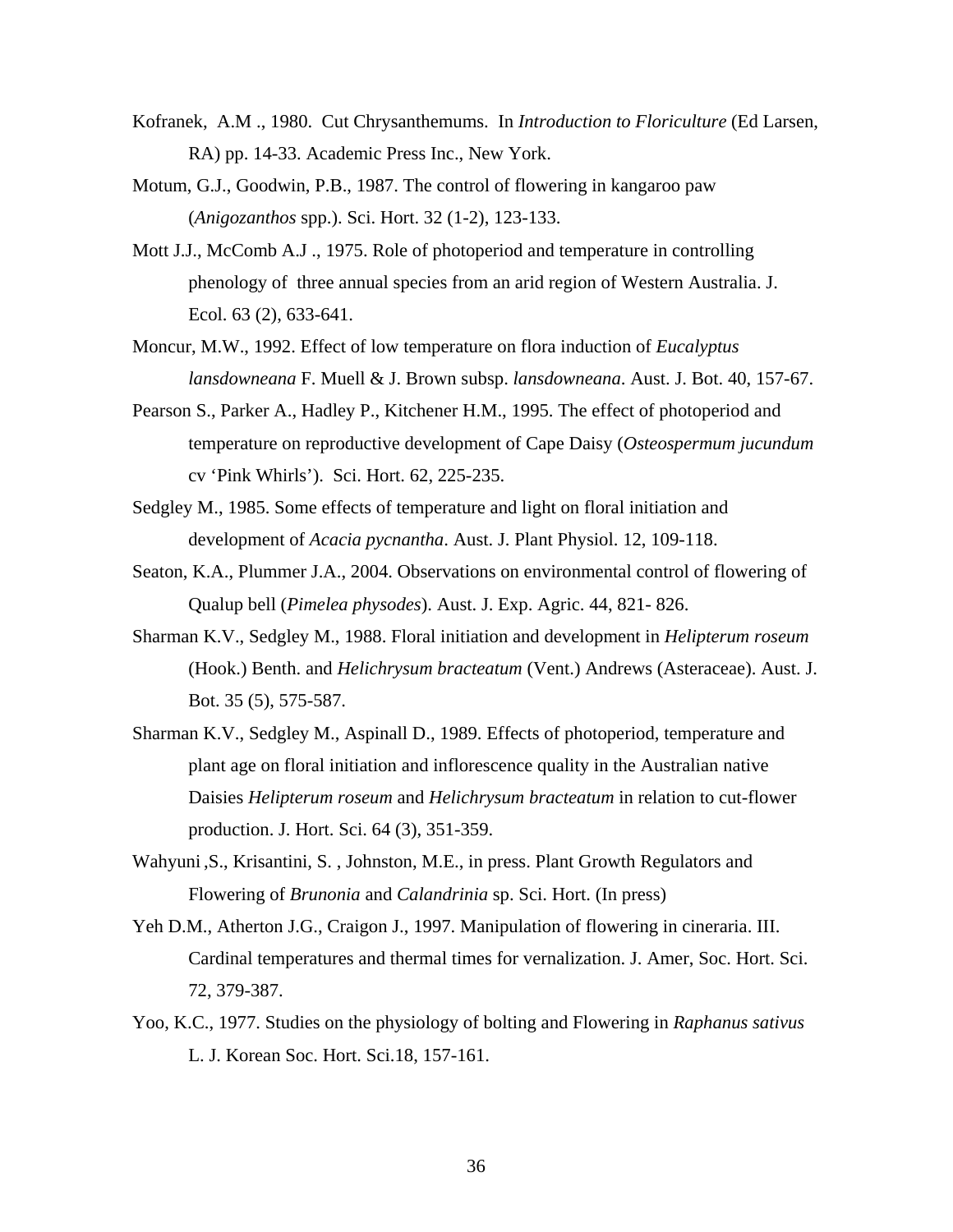Kofranek, A.M ., 1980. Cut Chrysanthemums. In *Introduction to Floriculture* (Ed Larsen, RA) pp. 14-33. Academic Press Inc., New York.

Motum, G.J., Goodwin, P.B., 1987. The control of flowering in kangaroo paw (*Anigozanthos* spp.). Sci. Hort. 32 (1-2), 123-133.

Mott J.J., McComb A.J ., 1975. Role of photoperiod and temperature in controlling phenology of three annual species from an arid region of Western Australia. J. Ecol. 63 (2), 633-641.

Moncur, M.W., 1992. Effect of low temperature on flora induction of *Eucalyptus lansdowneana* F. Muell & J. Brown subsp. *lansdowneana*. Aust. J. Bot. 40, 157-67.

Pearson S., Parker A., Hadley P., Kitchener H.M., 1995. The effect of photoperiod and temperature on reproductive development of Cape Daisy (*Osteospermum jucundum* cv 'Pink Whirls'). Sci. Hort. 62, 225-235.

Sedgley M., 1985. Some effects of temperature and light on floral initiation and development of *Acacia pycnantha*. Aust. J. Plant Physiol. 12, 109-118.

Seaton, K.A., Plummer J.A., 2004. Observations on environmental control of flowering of Qualup bell (*Pimelea physodes*). Aust. J. Exp. Agric. 44, 821- 826.

Sharman K.V., Sedgley M., 1988. Floral initiation and development in *Helipterum roseum* (Hook.) Benth. and *Helichrysum bracteatum* (Vent.) Andrews (Asteraceae). Aust. J. Bot. 35 (5), 575-587.

Sharman K.V., Sedgley M., Aspinall D., 1989. Effects of photoperiod, temperature and plant age on floral initiation and inflorescence quality in the Australian native Daisies *Helipterum roseum* and *Helichrysum bracteatum* in relation to cut-flower production. J. Hort. Sci. 64 (3), 351-359.

Wahyuni ,S., Krisantini, S. , Johnston, M.E., in press. Plant Growth Regulators and Flowering of *Brunonia* and *Calandrinia* sp. Sci. Hort. (In press)

Yeh D.M., Atherton J.G., Craigon J., 1997. Manipulation of flowering in cineraria. III. Cardinal temperatures and thermal times for vernalization. J. Amer, Soc. Hort. Sci. 72, 379-387.

Yoo, K.C., 1977. Studies on the physiology of bolting and Flowering in *Raphanus sativus* L. J. Korean Soc. Hort. Sci.18, 157-161.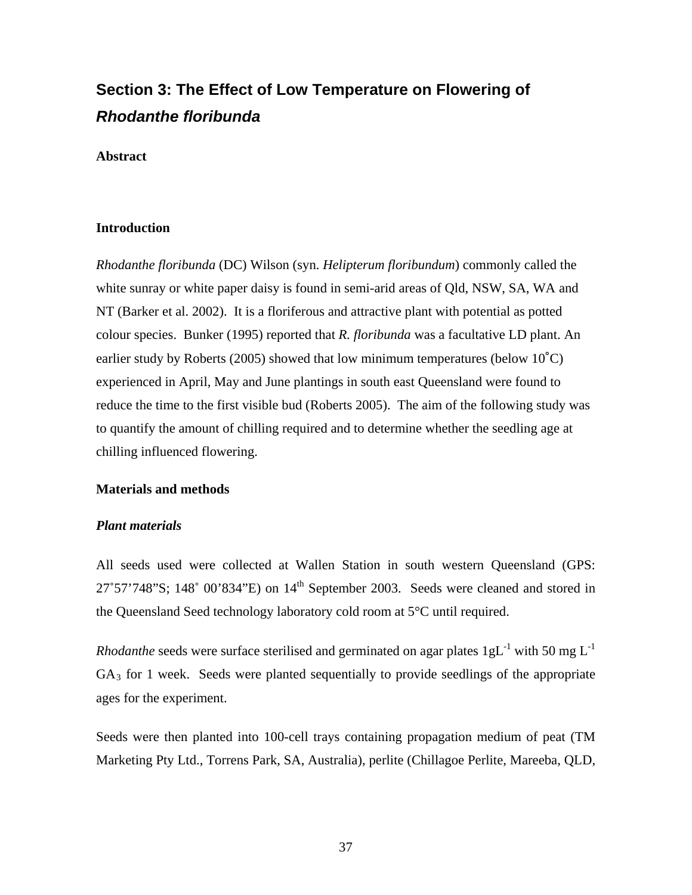# Section 3: The Effect of Low Temperature on Flowering of *Rhodanthe floribunda*

**Abstract**

**Introduction**

*Rhodanthe floribunda* (DC) Wilson (syn. *Helipterum floribundum*) commonly called the white sunray or white paper daisy is found in semi-arid areas of Qld, NSW, SA, WA and NT (Barker et al. 2002). It is a floriferous and attractive plant with potential as potted colour species. Bunker (1995) reported that *R. floribunda* was a facultative LD plant. An earlier study by Roberts (2005) showed that low minimum temperatures (below 10˚C) experienced in April, May and June plantings in south east Queensland were found to reduce the time to the first visible bud (Roberts 2005). The aim of the following study was to quantify the amount of chilling required and to determine whether the seedling age at chilling influenced flowering.

**Materials and methods**

***Plant materials***

All seeds used were collected at Wallen Station in south western Queensland (GPS: 27˚57'748"S; 148˚ 00'834"E) on 14th September 2003. Seeds were cleaned and stored in the Queensland Seed technology laboratory cold room at 5°C until required.

*Rhodanthe* seeds were surface sterilised and germinated on agar plates $1gL^{-1}$ with 50 mg $L^{-1}$ $GA_3$ for 1 week. Seeds were planted sequentially to provide seedlings of the appropriate ages for the experiment.

Seeds were then planted into 100-cell trays containing propagation medium of peat (TM Marketing Pty Ltd., Torrens Park, SA, Australia), perlite (Chillagoe Perlite, Mareeba, QLD,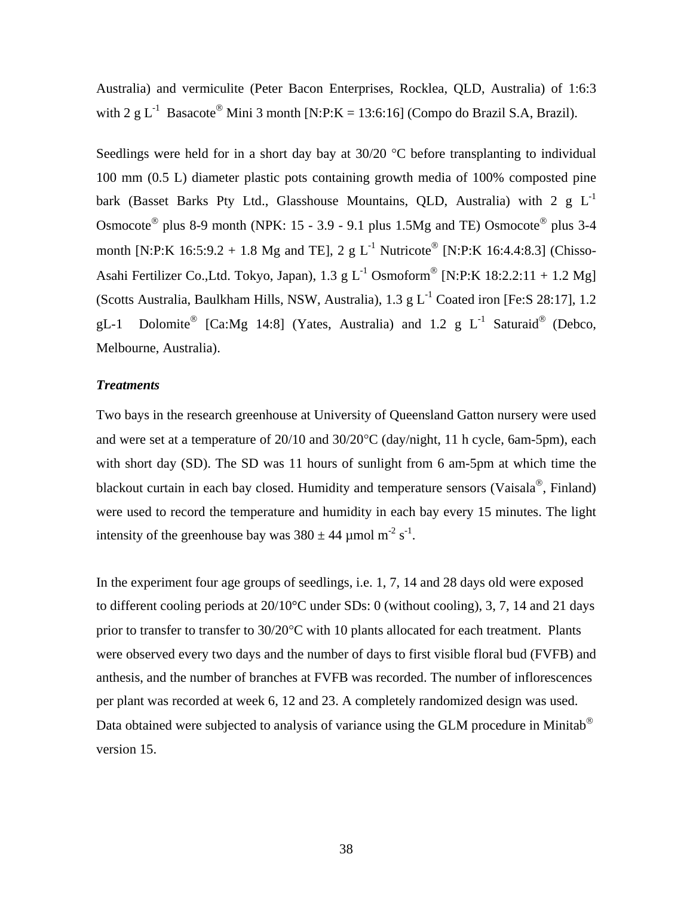Australia) and vermiculite (Peter Bacon Enterprises, Rocklea, QLD, Australia) of 1:6:3 with 2 g $L^{-1}$ Basacote® Mini 3 month [N:P:K = 13:6:16] (Compo do Brazil S.A, Brazil).

Seedlings were held for in a short day bay at 30/20 °C before transplanting to individual 100 mm (0.5 L) diameter plastic pots containing growth media of 100% composted pine bark (Basset Barks Pty Ltd., Glasshouse Mountains, QLD, Australia) with 2 g $L^{-1}$ Osmocote® plus 8-9 month (NPK: 15 - 3.9 - 9.1 plus 1.5Mg and TE) Osmocote® plus 3-4 month [N:P:K 16:5:9.2 + 1.8 Mg and TE], 2 g $L^{-1}$ Nutricote® [N:P:K 16:4.4:8.3] (Chisso-Asahi Fertilizer Co.,Ltd. Tokyo, Japan), 1.3 g $L^{-1}$ Osmoform® [N:P:K 18:2.2:11 + 1.2 Mg] (Scotts Australia, Baulkham Hills, NSW, Australia), 1.3 g $L^{-1}$ Coated iron [Fe:S 28:17], 1.2 gL-1 Dolomite® [Ca:Mg 14:8] (Yates, Australia) and 1.2 g $L^{-1}$ Saturaid® (Debco, Melbourne, Australia).

***Treatments***

Two bays in the research greenhouse at University of Queensland Gatton nursery were used and were set at a temperature of 20/10 and 30/20°C (day/night, 11 h cycle, 6am-5pm), each with short day (SD). The SD was 11 hours of sunlight from 6 am-5pm at which time the blackout curtain in each bay closed. Humidity and temperature sensors (Vaisala®, Finland) were used to record the temperature and humidity in each bay every 15 minutes. The light intensity of the greenhouse bay was 380 ± 44 µmol $m^{-2}$ $s^{-1}$.

In the experiment four age groups of seedlings, i.e. 1, 7, 14 and 28 days old were exposed to different cooling periods at 20/10°C under SDs: 0 (without cooling), 3, 7, 14 and 21 days prior to transfer to transfer to 30/20°C with 10 plants allocated for each treatment. Plants were observed every two days and the number of days to first visible floral bud (FVFB) and anthesis, and the number of branches at FVFB was recorded. The number of inflorescences per plant was recorded at week 6, 12 and 23. A completely randomized design was used. Data obtained were subjected to analysis of variance using the GLM procedure in Minitab® version 15.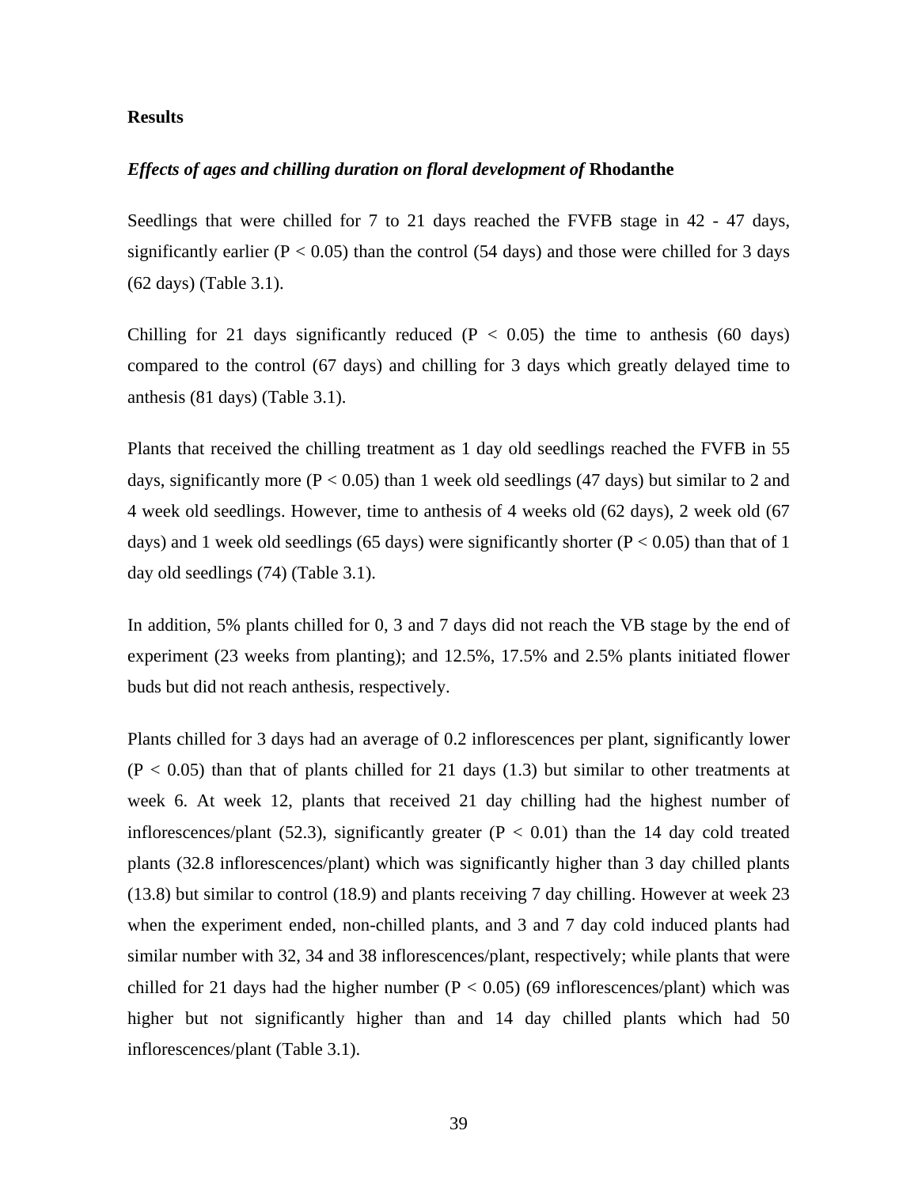**Results**

***Effects of ages and chilling duration on floral development of* Rhodanthe**

Seedlings that were chilled for 7 to 21 days reached the FVFB stage in 42 - 47 days, significantly earlier ($P < 0.05$) than the control (54 days) and those were chilled for 3 days (62 days) (Table 3.1).

Chilling for 21 days significantly reduced ($P < 0.05$) the time to anthesis (60 days) compared to the control (67 days) and chilling for 3 days which greatly delayed time to anthesis (81 days) (Table 3.1).

Plants that received the chilling treatment as 1 day old seedlings reached the FVFB in 55 days, significantly more ($P < 0.05$) than 1 week old seedlings (47 days) but similar to 2 and 4 week old seedlings. However, time to anthesis of 4 weeks old (62 days), 2 week old (67 days) and 1 week old seedlings (65 days) were significantly shorter ($P < 0.05$) than that of 1 day old seedlings (74) (Table 3.1).

In addition, 5% plants chilled for 0, 3 and 7 days did not reach the VB stage by the end of experiment (23 weeks from planting); and 12.5%, 17.5% and 2.5% plants initiated flower buds but did not reach anthesis, respectively.

Plants chilled for 3 days had an average of 0.2 inflorescences per plant, significantly lower ($P < 0.05$) than that of plants chilled for 21 days (1.3) but similar to other treatments at week 6. At week 12, plants that received 21 day chilling had the highest number of inflorescences/plant (52.3), significantly greater ($P < 0.01$) than the 14 day cold treated plants (32.8 inflorescences/plant) which was significantly higher than 3 day chilled plants (13.8) but similar to control (18.9) and plants receiving 7 day chilling. However at week 23 when the experiment ended, non-chilled plants, and 3 and 7 day cold induced plants had similar number with 32, 34 and 38 inflorescences/plant, respectively; while plants that were chilled for 21 days had the higher number ($P < 0.05$) (69 inflorescences/plant) which was higher but not significantly higher than and 14 day chilled plants which had 50 inflorescences/plant (Table 3.1).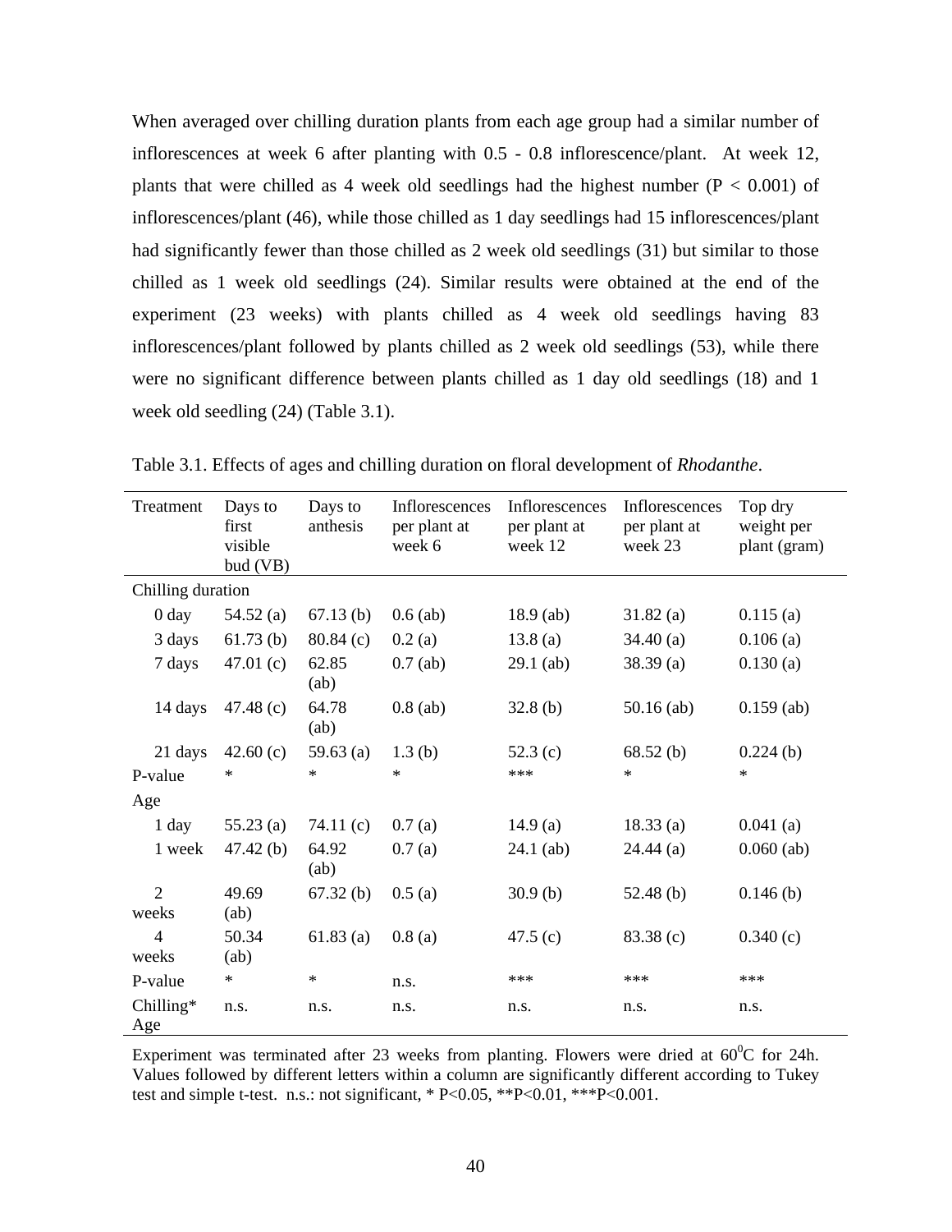When averaged over chilling duration plants from each age group had a similar number of inflorescences at week 6 after planting with 0.5 - 0.8 inflorescence/plant. At week 12, plants that were chilled as 4 week old seedlings had the highest number ($P < 0.001$) of inflorescences/plant (46), while those chilled as 1 day seedlings had 15 inflorescences/plant had significantly fewer than those chilled as 2 week old seedlings (31) but similar to those chilled as 1 week old seedlings (24). Similar results were obtained at the end of the experiment (23 weeks) with plants chilled as 4 week old seedlings having 83 inflorescences/plant followed by plants chilled as 2 week old seedlings (53), while there were no significant difference between plants chilled as 1 day old seedlings (18) and 1 week old seedling (24) (Table 3.1).

Table 3.1. Effects of ages and chilling duration on floral development of *Rhodanthe*.

| Treatment | Days to first visible bud (VB) | Days to anthesis | Inflorescences per plant at week 6 | Inflorescences per plant at week 12 | Inflorescences per plant at week 23 | Top dry weight per plant (gram) |
|---|---|---|---|---|---|---|
| Chilling duration | | | | | | |
| 0 day | 54.52 (a) | 67.13 (b) | 0.6 (ab) | 18.9 (ab) | 31.82 (a) | 0.115 (a) |
| 3 days | 61.73 (b) | 80.84 (c) | 0.2 (a) | 13.8 (a) | 34.40 (a) | 0.106 (a) |
| 7 days | 47.01 (c) | 62.85 (ab) | 0.7 (ab) | 29.1 (ab) | 38.39 (a) | 0.130 (a) |
| 14 days | 47.48 (c) | 64.78 (ab) | 0.8 (ab) | 32.8 (b) | 50.16 (ab) | 0.159 (ab) |
| 21 days | 42.60 (c) | 59.63 (a) | 1.3 (b) | 52.3 (c) | 68.52 (b) | 0.224 (b) |
| P-value | * | * | * | *** | * | * |
| Age | | | | | | |
| 1 day | 55.23 (a) | 74.11 (c) | 0.7 (a) | 14.9 (a) | 18.33 (a) | 0.041 (a) |
| 1 week | 47.42 (b) | 64.92 (ab) | 0.7 (a) | 24.1 (ab) | 24.44 (a) | 0.060 (ab) |
| 2 weeks | 49.69 (ab) | 67.32 (b) | 0.5 (a) | 30.9 (b) | 52.48 (b) | 0.146 (b) |
| 4 weeks | 50.34 (ab) | 61.83 (a) | 0.8 (a) | 47.5 (c) | 83.38 (c) | 0.340 (c) |
| P-value | * | * | n.s. | *** | *** | *** |
| Chilling* Age | n.s. | n.s. | n.s. | n.s. | n.s. | n.s. |

Experiment was terminated after 23 weeks from planting. Flowers were dried at $60^0$C for 24h. Values followed by different letters within a column are significantly different according to Tukey test and simple t-test. n.s.: not significant, * $P<0.05$, ** $P<0.01$, *** $P<0.001$.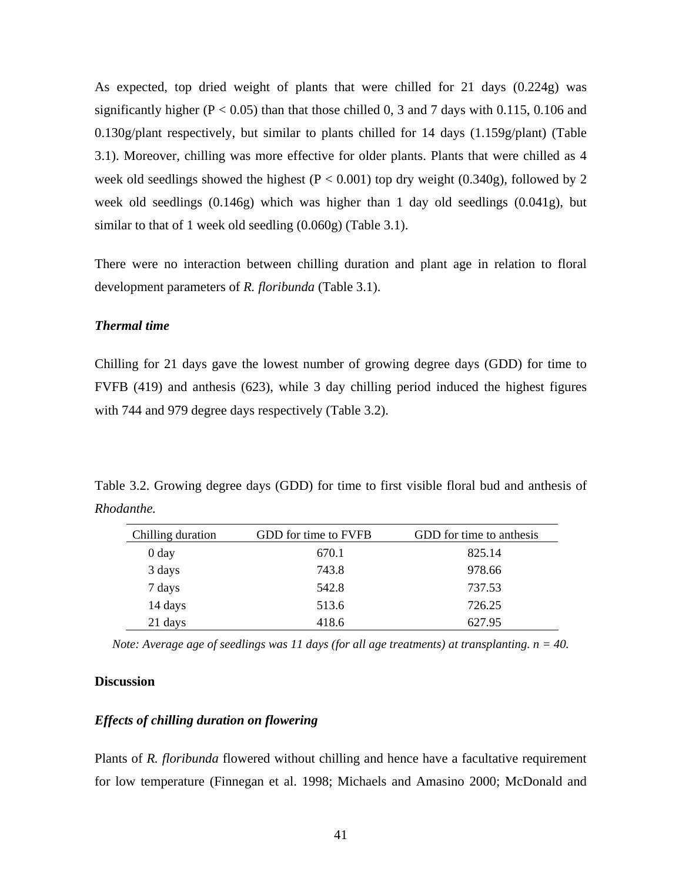As expected, top dried weight of plants that were chilled for 21 days (0.224g) was significantly higher ($P < 0.05$) than that those chilled 0, 3 and 7 days with 0.115, 0.106 and 0.130g/plant respectively, but similar to plants chilled for 14 days (1.159g/plant) (Table 3.1). Moreover, chilling was more effective for older plants. Plants that were chilled as 4 week old seedlings showed the highest ($P < 0.001$) top dry weight (0.340g), followed by 2 week old seedlings (0.146g) which was higher than 1 day old seedlings (0.041g), but similar to that of 1 week old seedling (0.060g) (Table 3.1).

There were no interaction between chilling duration and plant age in relation to floral development parameters of *R. floribunda* (Table 3.1).

### *Thermal time*

Chilling for 21 days gave the lowest number of growing degree days (GDD) for time to FVFB (419) and anthesis (623), while 3 day chilling period induced the highest figures with 744 and 979 degree days respectively (Table 3.2).

Table 3.2. Growing degree days (GDD) for time to first visible floral bud and anthesis of *Rhodanthe.*

| Chilling duration | GDD for time to FVFB | GDD for time to anthesis |
|---|---|---|
| 0 day | 670.1 | 825.14 |
| 3 days | 743.8 | 978.66 |
| 7 days | 542.8 | 737.53 |
| 14 days | 513.6 | 726.25 |
| 21 days | 418.6 | 627.95 |

*Note: Average age of seedlings was 11 days (for all age treatments) at transplanting. n = 40.*

## Discussion

### *Effects of chilling duration on flowering*

Plants of *R. floribunda* flowered without chilling and hence have a facultative requirement for low temperature (Finnegan et al. 1998; Michaels and Amasino 2000; McDonald and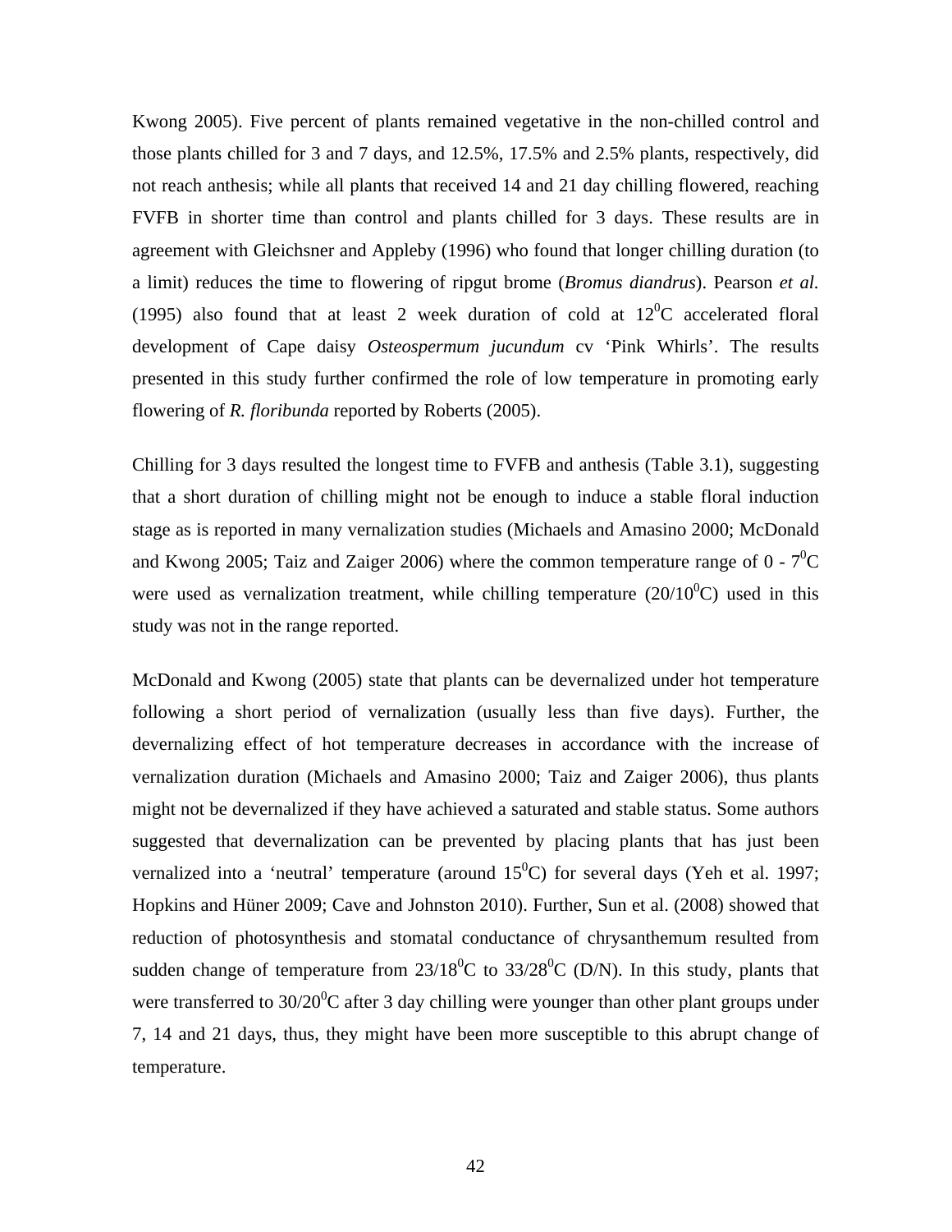Kwong 2005). Five percent of plants remained vegetative in the non-chilled control and those plants chilled for 3 and 7 days, and 12.5%, 17.5% and 2.5% plants, respectively, did not reach anthesis; while all plants that received 14 and 21 day chilling flowered, reaching FVFB in shorter time than control and plants chilled for 3 days. These results are in agreement with Gleichsner and Appleby (1996) who found that longer chilling duration (to a limit) reduces the time to flowering of ripgut brome (*Bromus diandrus*). Pearson *et al.* (1995) also found that at least 2 week duration of cold at $12^0$C accelerated floral development of Cape daisy *Osteospermum jucundum* cv 'Pink Whirls'. The results presented in this study further confirmed the role of low temperature in promoting early flowering of *R. floribunda* reported by Roberts (2005).

Chilling for 3 days resulted the longest time to FVFB and anthesis (Table 3.1), suggesting that a short duration of chilling might not be enough to induce a stable floral induction stage as is reported in many vernalization studies (Michaels and Amasino 2000; McDonald and Kwong 2005; Taiz and Zaiger 2006) where the common temperature range of 0 - $7^0$C were used as vernalization treatment, while chilling temperature ($20/10^0$C) used in this study was not in the range reported.

McDonald and Kwong (2005) state that plants can be devernalized under hot temperature following a short period of vernalization (usually less than five days). Further, the devernalizing effect of hot temperature decreases in accordance with the increase of vernalization duration (Michaels and Amasino 2000; Taiz and Zaiger 2006), thus plants might not be devernalized if they have achieved a saturated and stable status. Some authors suggested that devernalization can be prevented by placing plants that has just been vernalized into a 'neutral' temperature (around $15^0$C) for several days (Yeh et al. 1997; Hopkins and Hüner 2009; Cave and Johnston 2010). Further, Sun et al. (2008) showed that reduction of photosynthesis and stomatal conductance of chrysanthemum resulted from sudden change of temperature from $23/18^0$C to $33/28^0$C (D/N). In this study, plants that were transferred to $30/20^0$C after 3 day chilling were younger than other plant groups under 7, 14 and 21 days, thus, they might have been more susceptible to this abrupt change of temperature.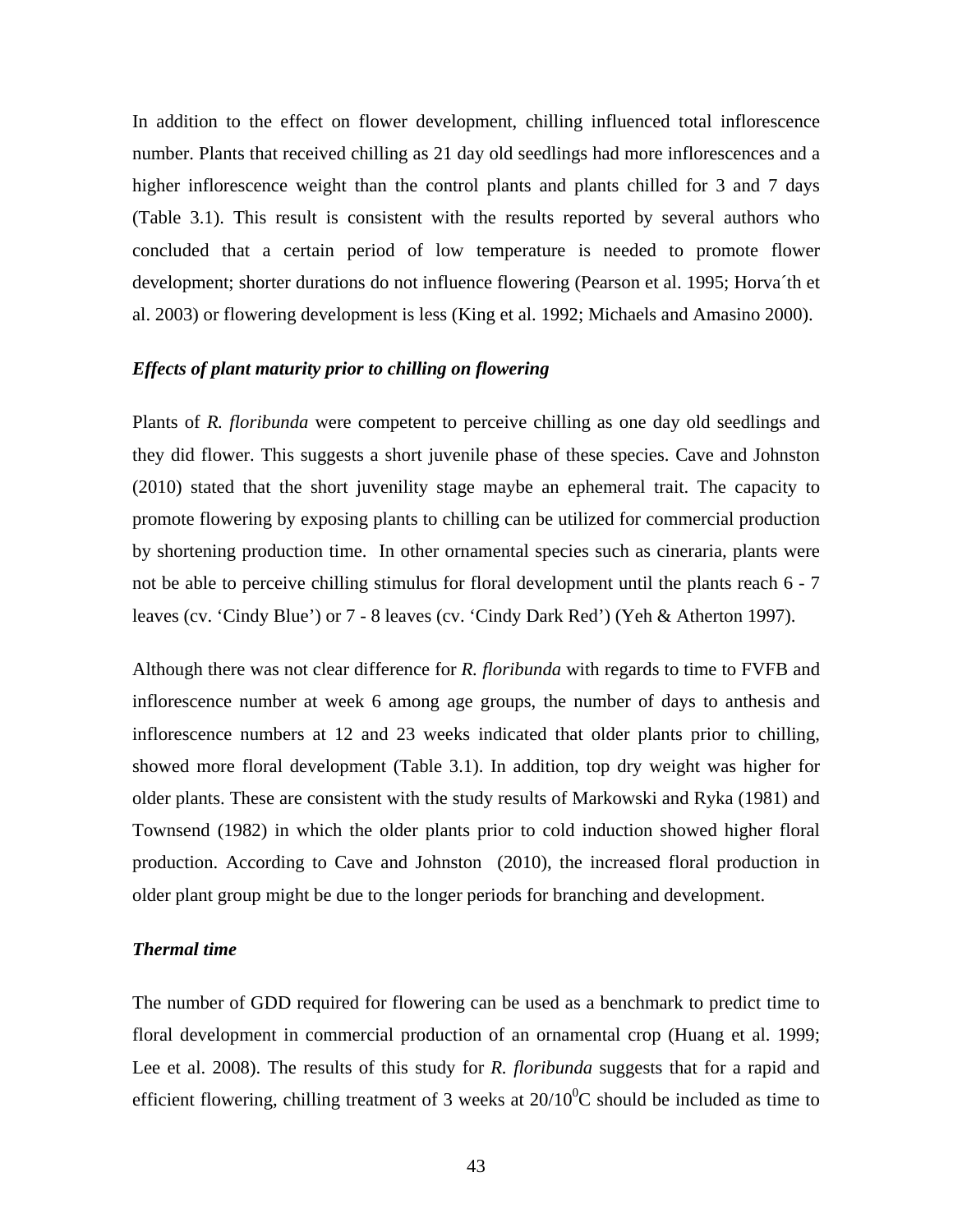In addition to the effect on flower development, chilling influenced total inflorescence number. Plants that received chilling as 21 day old seedlings had more inflorescences and a higher inflorescence weight than the control plants and plants chilled for 3 and 7 days (Table 3.1). This result is consistent with the results reported by several authors who concluded that a certain period of low temperature is needed to promote flower development; shorter durations do not influence flowering (Pearson et al. 1995; Horva´th et al. 2003) or flowering development is less (King et al. 1992; Michaels and Amasino 2000).

### *Effects of plant maturity prior to chilling on flowering*

Plants of *R. floribunda* were competent to perceive chilling as one day old seedlings and they did flower. This suggests a short juvenile phase of these species. Cave and Johnston (2010) stated that the short juvenility stage maybe an ephemeral trait. The capacity to promote flowering by exposing plants to chilling can be utilized for commercial production by shortening production time. In other ornamental species such as cineraria, plants were not be able to perceive chilling stimulus for floral development until the plants reach 6 - 7 leaves (cv. 'Cindy Blue') or 7 - 8 leaves (cv. 'Cindy Dark Red') (Yeh & Atherton 1997).

Although there was not clear difference for *R. floribunda* with regards to time to FVFB and inflorescence number at week 6 among age groups, the number of days to anthesis and inflorescence numbers at 12 and 23 weeks indicated that older plants prior to chilling, showed more floral development (Table 3.1). In addition, top dry weight was higher for older plants. These are consistent with the study results of Markowski and Ryka (1981) and Townsend (1982) in which the older plants prior to cold induction showed higher floral production. According to Cave and Johnston (2010), the increased floral production in older plant group might be due to the longer periods for branching and development.

### *Thermal time*

The number of GDD required for flowering can be used as a benchmark to predict time to floral development in commercial production of an ornamental crop (Huang et al. 1999; Lee et al. 2008). The results of this study for *R. floribunda* suggests that for a rapid and efficient flowering, chilling treatment of 3 weeks at $20/10^0$C should be included as time to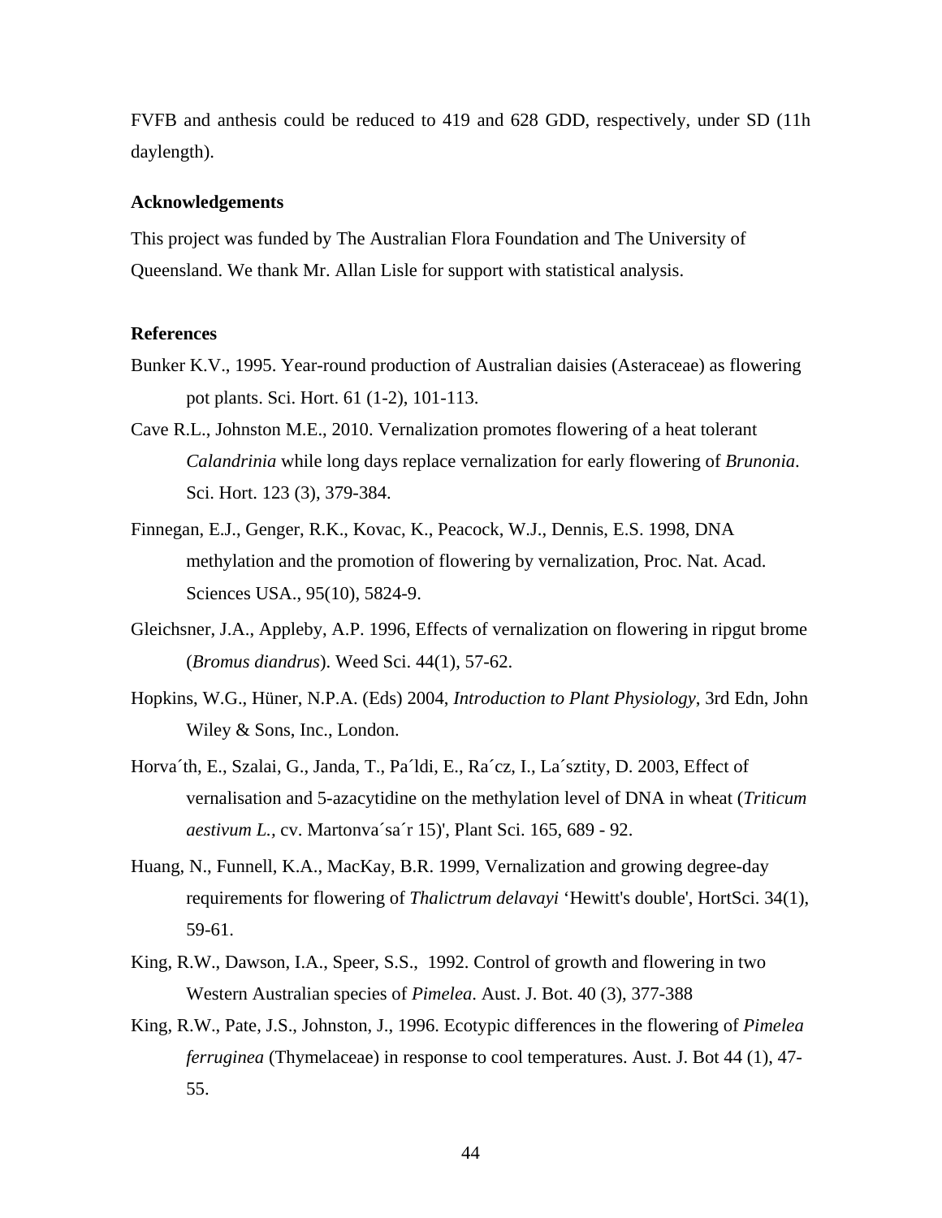FVFB and anthesis could be reduced to 419 and 628 GDD, respectively, under SD (11h daylength).

### Acknowledgements

This project was funded by The Australian Flora Foundation and The University of Queensland. We thank Mr. Allan Lisle for support with statistical analysis.

### References

Bunker K.V., 1995. Year-round production of Australian daisies (Asteraceae) as flowering pot plants. Sci. Hort. 61 (1-2), 101-113.

Cave R.L., Johnston M.E., 2010. Vernalization promotes flowering of a heat tolerant *Calandrinia* while long days replace vernalization for early flowering of *Brunonia*. Sci. Hort. 123 (3), 379-384.

Finnegan, E.J., Genger, R.K., Kovac, K., Peacock, W.J., Dennis, E.S. 1998, DNA methylation and the promotion of flowering by vernalization, Proc. Nat. Acad. Sciences USA., 95(10), 5824-9.

Gleichsner, J.A., Appleby, A.P. 1996, Effects of vernalization on flowering in ripgut brome (*Bromus diandrus*). Weed Sci. 44(1), 57-62.

Hopkins, W.G., Hüner, N.P.A. (Eds) 2004, *Introduction to Plant Physiology*, 3rd Edn, John Wiley & Sons, Inc., London.

Horva´th, E., Szalai, G., Janda, T., Pa´ldi, E., Ra´cz, I., La´sztity, D. 2003, Effect of vernalisation and 5-azacytidine on the methylation level of DNA in wheat (*Triticum aestivum L.,* cv. Martonva´sa´r 15)', Plant Sci. 165, 689 - 92.

Huang, N., Funnell, K.A., MacKay, B.R. 1999, Vernalization and growing degree-day requirements for flowering of *Thalictrum delavayi* 'Hewitt's double', HortSci. 34(1), 59-61.

King, R.W., Dawson, I.A., Speer, S.S., 1992. Control of growth and flowering in two Western Australian species of *Pimelea*. Aust. J. Bot. 40 (3), 377-388

King, R.W., Pate, J.S., Johnston, J., 1996. Ecotypic differences in the flowering of *Pimelea ferruginea* (Thymelaceae) in response to cool temperatures. Aust. J. Bot 44 (1), 47-55.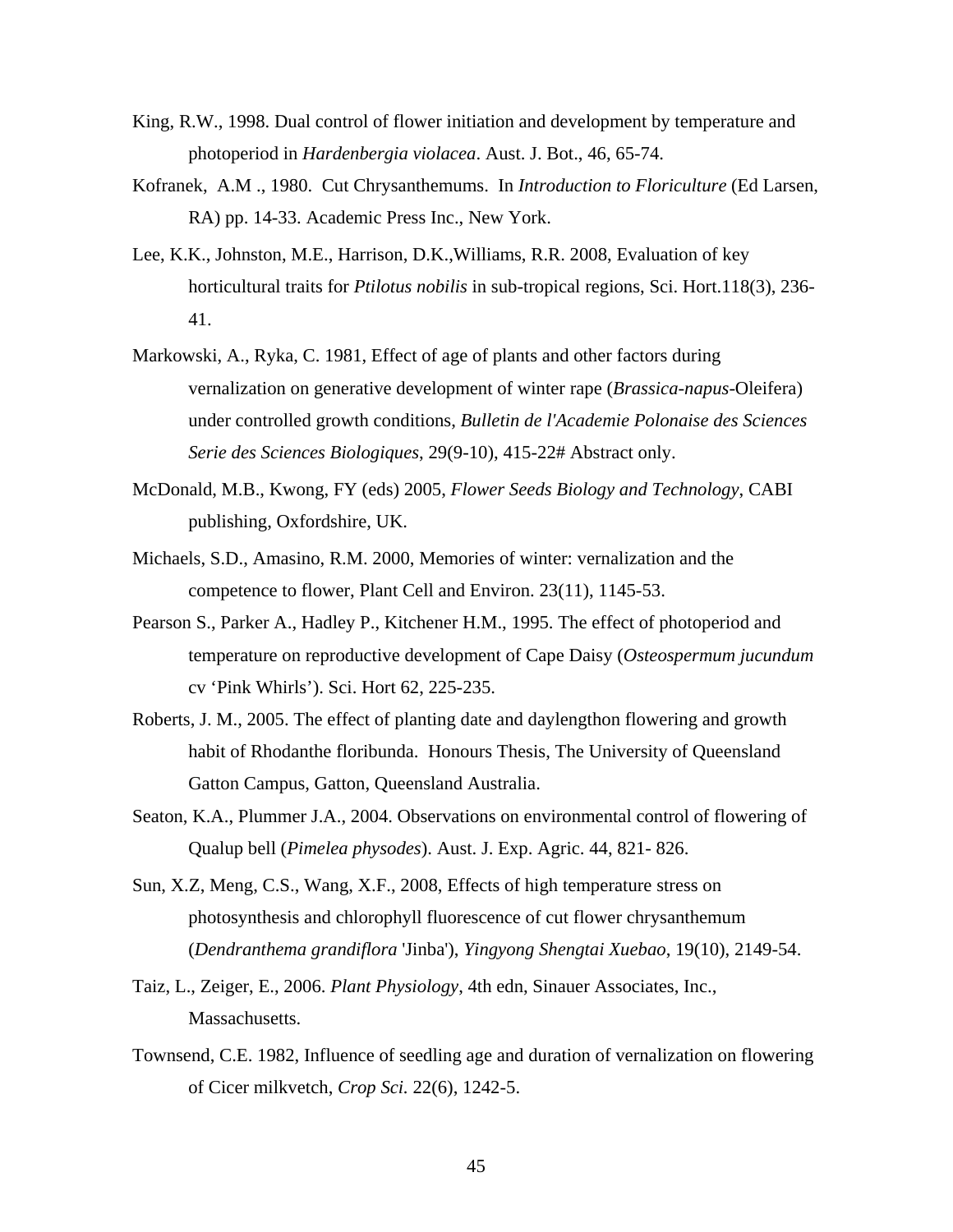King, R.W., 1998. Dual control of flower initiation and development by temperature and photoperiod in *Hardenbergia violacea*. Aust. J. Bot., 46, 65-74.

Kofranek, A.M ., 1980. Cut Chrysanthemums. In *Introduction to Floriculture* (Ed Larsen, RA) pp. 14-33. Academic Press Inc., New York.

Lee, K.K., Johnston, M.E., Harrison, D.K.,Williams, R.R. 2008, Evaluation of key horticultural traits for *Ptilotus nobilis* in sub-tropical regions, Sci. Hort.118(3), 236-41.

Markowski, A., Ryka, C. 1981, Effect of age of plants and other factors during vernalization on generative development of winter rape (*Brassica-napus*-Oleifera) under controlled growth conditions, *Bulletin de l'Academie Polonaise des Sciences Serie des Sciences Biologiques*, 29(9-10), 415-22# Abstract only.

McDonald, M.B., Kwong, FY (eds) 2005, *Flower Seeds Biology and Technology*, CABI publishing, Oxfordshire, UK.

Michaels, S.D., Amasino, R.M. 2000, Memories of winter: vernalization and the competence to flower, Plant Cell and Environ. 23(11), 1145-53.

Pearson S., Parker A., Hadley P., Kitchener H.M., 1995. The effect of photoperiod and temperature on reproductive development of Cape Daisy (*Osteospermum jucundum* cv 'Pink Whirls'). Sci. Hort 62, 225-235.

Roberts, J. M., 2005. The effect of planting date and daylengthon flowering and growth habit of Rhodanthe floribunda. Honours Thesis, The University of Queensland Gatton Campus, Gatton, Queensland Australia.

Seaton, K.A., Plummer J.A., 2004. Observations on environmental control of flowering of Qualup bell (*Pimelea physodes*). Aust. J. Exp. Agric. 44, 821- 826.

Sun, X.Z, Meng, C.S., Wang, X.F., 2008, Effects of high temperature stress on photosynthesis and chlorophyll fluorescence of cut flower chrysanthemum (*Dendranthema grandiflora* 'Jinba'), *Yingyong Shengtai Xuebao*, 19(10), 2149-54.

Taiz, L., Zeiger, E., 2006. *Plant Physiology*, 4th edn, Sinauer Associates, Inc., Massachusetts.

Townsend, C.E. 1982, Influence of seedling age and duration of vernalization on flowering of Cicer milkvetch, *Crop Sci.* 22(6), 1242-5.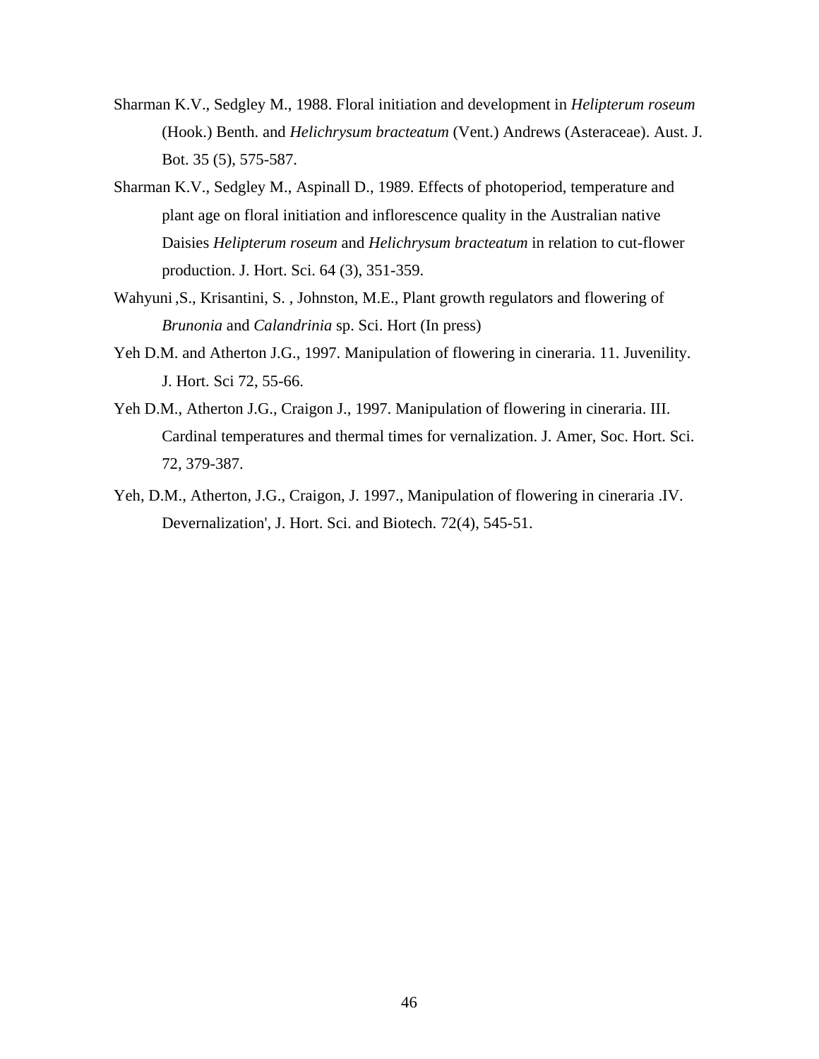Sharman K.V., Sedgley M., 1988. Floral initiation and development in *Helipterum roseum* (Hook.) Benth. and *Helichrysum bracteatum* (Vent.) Andrews (Asteraceae). Aust. J. Bot. 35 (5), 575-587.

Sharman K.V., Sedgley M., Aspinall D., 1989. Effects of photoperiod, temperature and plant age on floral initiation and inflorescence quality in the Australian native Daisies *Helipterum roseum* and *Helichrysum bracteatum* in relation to cut-flower production. J. Hort. Sci. 64 (3), 351-359.

Wahyuni ,S., Krisantini, S. , Johnston, M.E., Plant growth regulators and flowering of *Brunonia* and *Calandrinia* sp. Sci. Hort (In press)

Yeh D.M. and Atherton J.G., 1997. Manipulation of flowering in cineraria. 11. Juvenility. J. Hort. Sci 72, 55-66.

Yeh D.M., Atherton J.G., Craigon J., 1997. Manipulation of flowering in cineraria. III. Cardinal temperatures and thermal times for vernalization. J. Amer, Soc. Hort. Sci. 72, 379-387.

Yeh, D.M., Atherton, J.G., Craigon, J. 1997., Manipulation of flowering in cineraria .IV. Devernalization', J. Hort. Sci. and Biotech. 72(4), 545-51.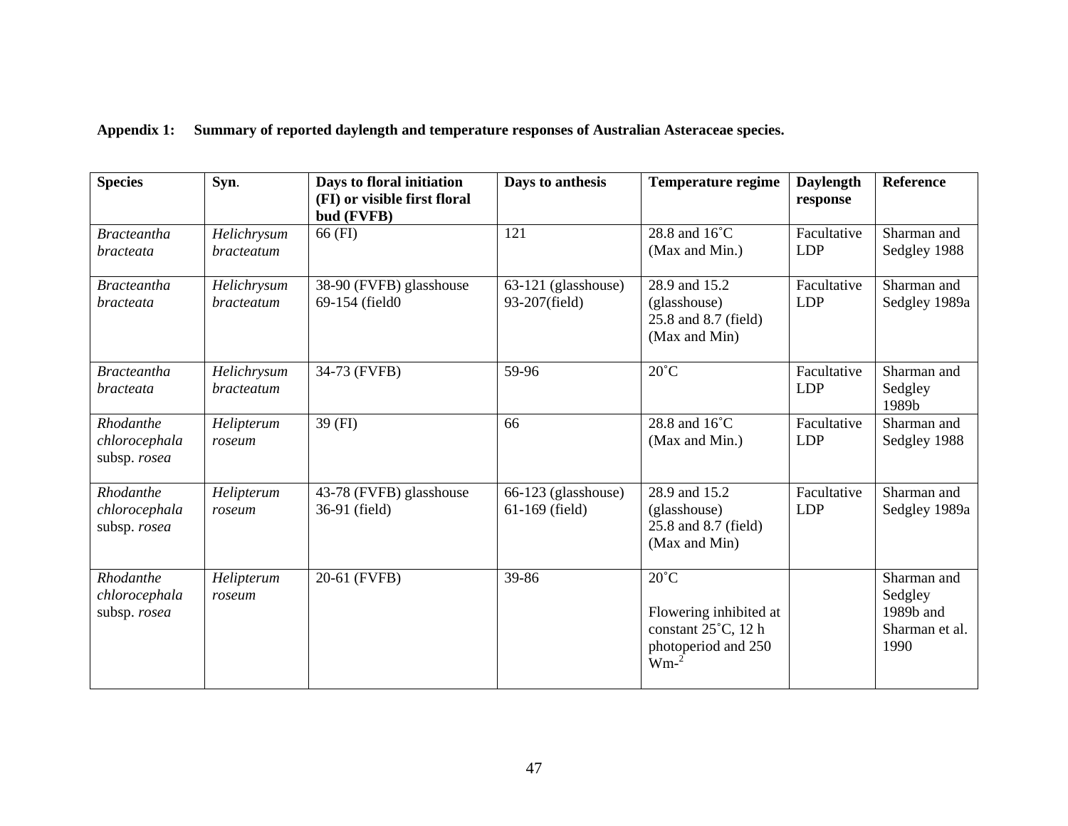**Appendix 1: Summary of reported daylength and temperature responses of Australian Asteraceae species.**

| Species | Syn. | Days to floral initiation (FI) or visible first floral bud (FVFB) | Days to anthesis | Temperature regime | Daylength response | Reference |
|---|---|---|---|---|---|---|
| *Bracteantha bracteata* | *Helichrysum bracteatum* | 66 (FI) | 121 | 28.8 and 16˚C (Max and Min.) | Facultative LDP | Sharman and Sedgley 1988 |
| *Bracteantha bracteata* | *Helichrysum bracteatum* | 38-90 (FVFB) glasshouse 69-154 (field0 | 63-121 (glasshouse) 93-207(field) | 28.9 and 15.2 (glasshouse) 25.8 and 8.7 (field) (Max and Min) | Facultative LDP | Sharman and Sedgley 1989a |
| *Bracteantha bracteata* | *Helichrysum bracteatum* | 34-73 (FVFB) | 59-96 | 20˚C | Facultative LDP | Sharman and Sedgley 1989b |
| *Rhodanthe chlorocephala* subsp. *rosea* | *Helipterum roseum* | 39 (FI) | 66 | 28.8 and 16˚C (Max and Min.) | Facultative LDP | Sharman and Sedgley 1988 |
| *Rhodanthe chlorocephala* subsp. *rosea* | *Helipterum roseum* | 43-78 (FVFB) glasshouse 36-91 (field) | 66-123 (glasshouse) 61-169 (field) | 28.9 and 15.2 (glasshouse) 25.8 and 8.7 (field) (Max and Min) | Facultative LDP | Sharman and Sedgley 1989a |
| *Rhodanthe chlorocephala* subsp. *rosea* | *Helipterum roseum* | 20-61 (FVFB) | 39-86 | 20˚C<br><br>Flowering inhibited at constant 25˚C, 12 h photoperiod and 250 $Wm^{-2}$ | | Sharman and Sedgley 1989b and Sharman et al. 1990 |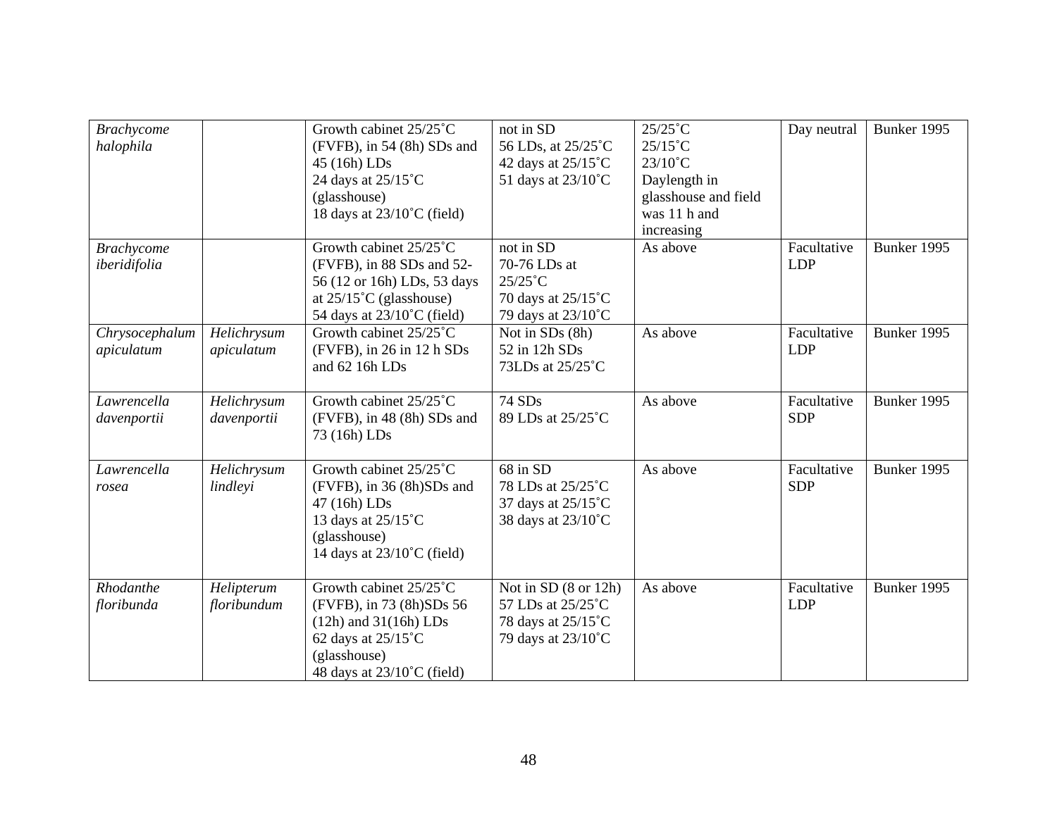| | | | | | | |
|---|---|---|---|---|---|---|
| *Brachycome halophila* | | Growth cabinet 25/25˚C (FVFB), in 54 (8h) SDs and 45 (16h) LDs<br>24 days at 25/15˚C (glasshouse)<br>18 days at 23/10˚C (field) | not in SD<br>56 LDs, at 25/25˚C<br>42 days at 25/15˚C<br>51 days at 23/10˚C | 25/25˚C<br>25/15˚C<br>23/10˚C<br>Daylength in glasshouse and field was 11 h and increasing | Day neutral | Bunker 1995 |
| *Brachycome iberidifolia* | | Growth cabinet 25/25˚C (FVFB), in 88 SDs and 52-56 (12 or 16h) LDs, 53 days at 25/15˚C (glasshouse)<br>54 days at 23/10˚C (field) | not in SD<br>70-76 LDs at 25/25˚C<br>70 days at 25/15˚C<br>79 days at 23/10˚C | As above | Facultative LDP | Bunker 1995 |
| *Chrysocephalum apiculatum* | *Helichrysum apiculatum* | Growth cabinet 25/25˚C (FVFB), in 26 in 12 h SDs and 62 16h LDs | Not in SDs (8h)<br>52 in 12h SDs<br>73LDs at 25/25˚C | As above | Facultative LDP | Bunker 1995 |
| *Lawrencella davenportii* | *Helichrysum davenportii* | Growth cabinet 25/25˚C (FVFB), in 48 (8h) SDs and 73 (16h) LDs | 74 SDs<br>89 LDs at 25/25˚C | As above | Facultative SDP | Bunker 1995 |
| *Lawrencella rosea* | *Helichrysum lindleyi* | Growth cabinet 25/25˚C (FVFB), in 36 (8h)SDs and 47 (16h) LDs<br>13 days at 25/15˚C (glasshouse)<br>14 days at 23/10˚C (field) | 68 in SD<br>78 LDs at 25/25˚C<br>37 days at 25/15˚C<br>38 days at 23/10˚C | As above | Facultative SDP | Bunker 1995 |
| *Rhodanthe floribunda* | *Helipterum floribundum* | Growth cabinet 25/25˚C (FVFB), in 73 (8h)SDs 56 (12h) and 31(16h) LDs<br>62 days at 25/15˚C (glasshouse)<br>48 days at 23/10˚C (field) | Not in SD (8 or 12h)<br>57 LDs at 25/25˚C<br>78 days at 25/15˚C<br>79 days at 23/10˚C | As above | Facultative LDP | Bunker 1995 |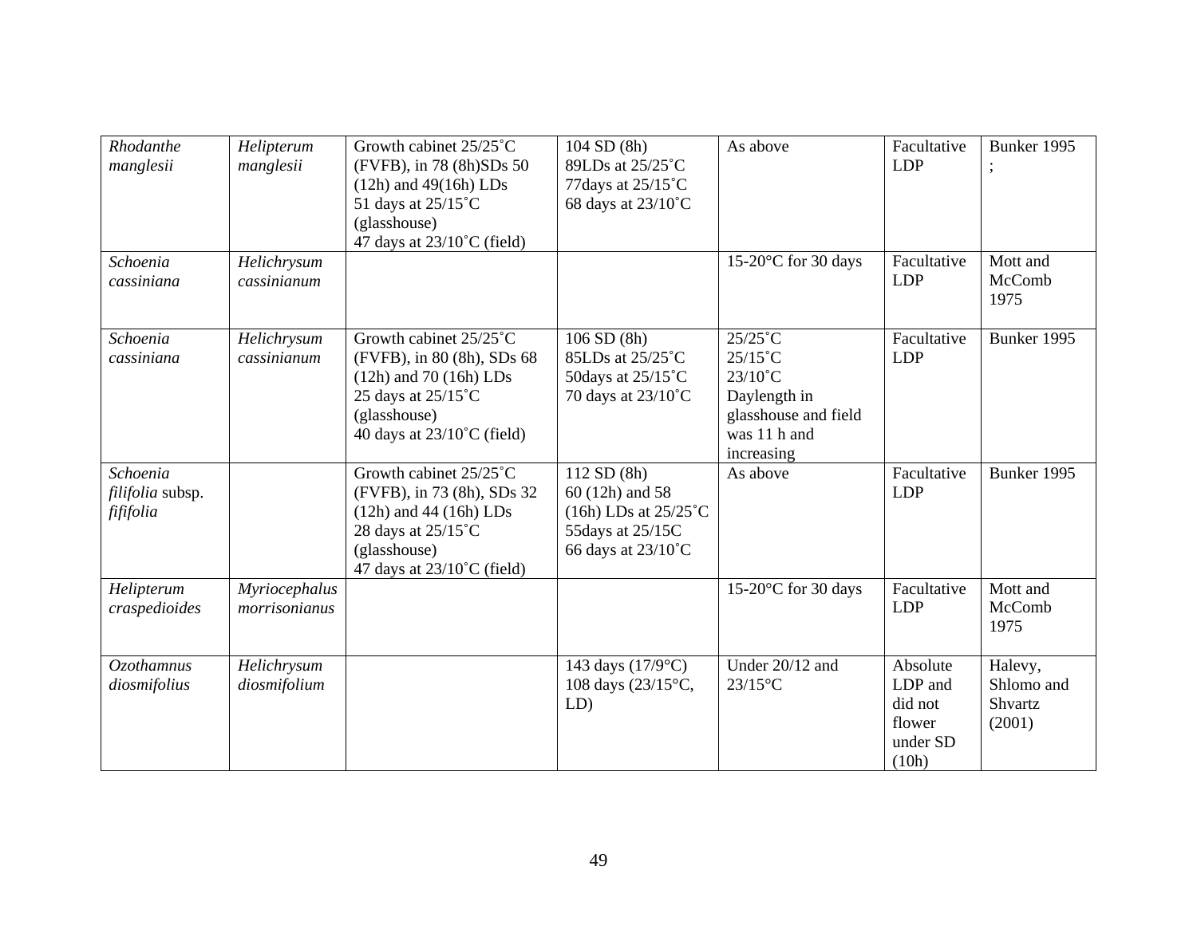| | | | | | | |
|---|---|---|---|---|---|---|
| *Rhodanthe manglesii* | *Helipterum manglesii* | Growth cabinet 25/25˚C (FVFB), in 78 (8h)SDs 50 (12h) and 49(16h) LDs<br>51 days at 25/15˚C (glasshouse)<br>47 days at 23/10˚C (field) | 104 SD (8h)<br>89LDs at 25/25˚C<br>77days at 25/15˚C<br>68 days at 23/10˚C | As above | Facultative LDP | Bunker 1995 ; |
| *Schoenia cassiniana* | *Helichrysum cassinianum* | | | 15-20°C for 30 days | Facultative LDP | Mott and McComb 1975 |
| *Schoenia cassiniana* | *Helichrysum cassinianum* | Growth cabinet 25/25˚C (FVFB), in 80 (8h), SDs 68 (12h) and 70 (16h) LDs<br>25 days at 25/15˚C (glasshouse)<br>40 days at 23/10˚C (field) | 106 SD (8h)<br>85LDs at 25/25˚C<br>50days at 25/15˚C<br>70 days at 23/10˚C | 25/25˚C<br>25/15˚C<br>23/10˚C<br>Daylength in glasshouse and field was 11 h and increasing | Facultative LDP | Bunker 1995 |
| *Schoenia filifolia* subsp. *fififolia* | | Growth cabinet 25/25˚C (FVFB), in 73 (8h), SDs 32 (12h) and 44 (16h) LDs<br>28 days at 25/15˚C (glasshouse)<br>47 days at 23/10˚C (field) | 112 SD (8h)<br>60 (12h) and 58 (16h) LDs at 25/25˚C<br>55days at 25/15C<br>66 days at 23/10˚C | As above | Facultative LDP | Bunker 1995 |
| *Helipterum craspedioides* | *Myriocephalus morrisonianus* | | | 15-20°C for 30 days | Facultative LDP | Mott and McComb 1975 |
| *Ozothamnus diosmifolius* | *Helichrysum diosmifolium* | | 143 days (17/9°C)<br>108 days (23/15°C, LD) | Under 20/12 and 23/15°C | Absolute LDP and did not flower under SD (10h) | Halevy, Shlomo and Shvartz (2001) |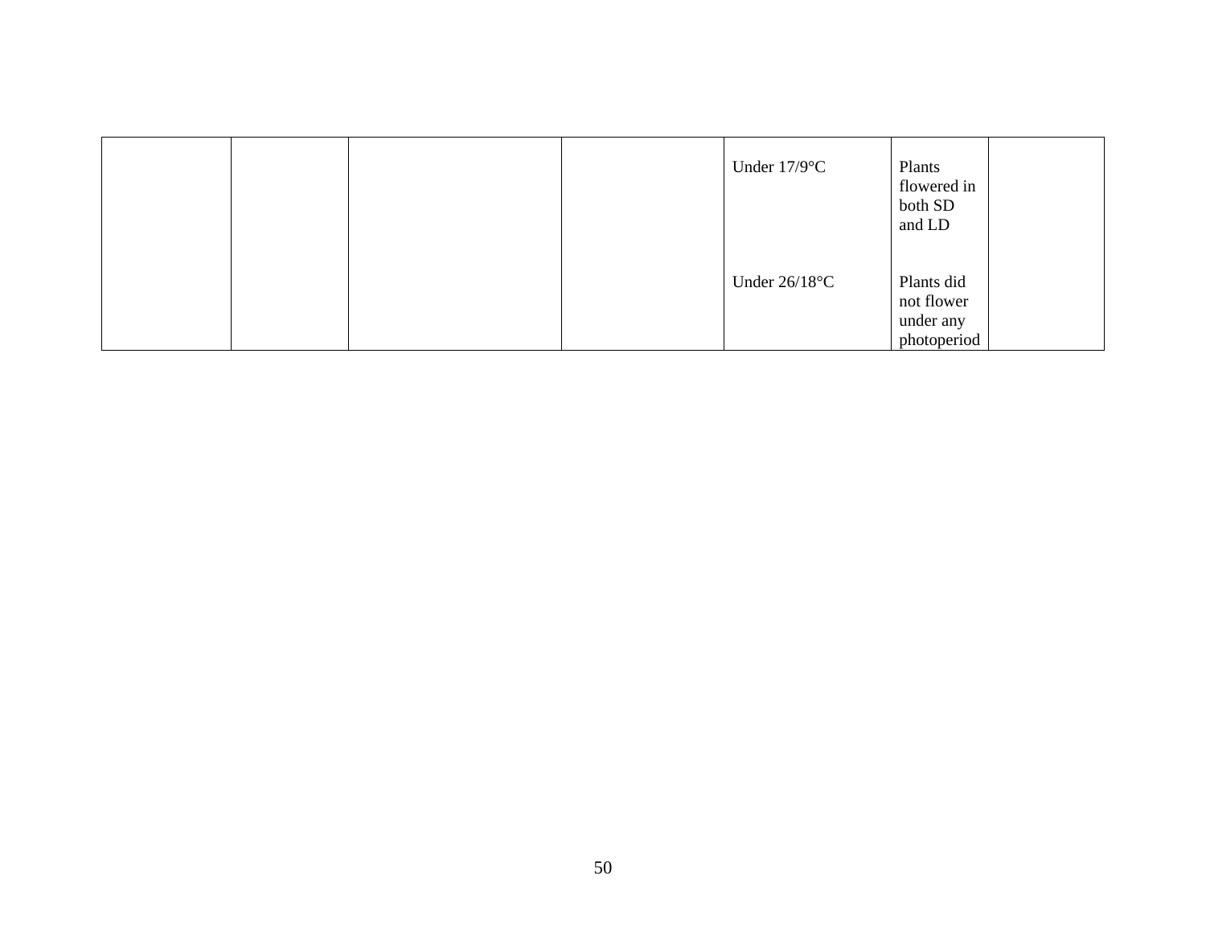| | | | | | | |
|---|---|---|---|---|---|---|
| | | | | Under 17/9°C | Plants flowered in both SD and LD | |
| | | | | Under 26/18°C | Plants did not flower under any photoperiod | |